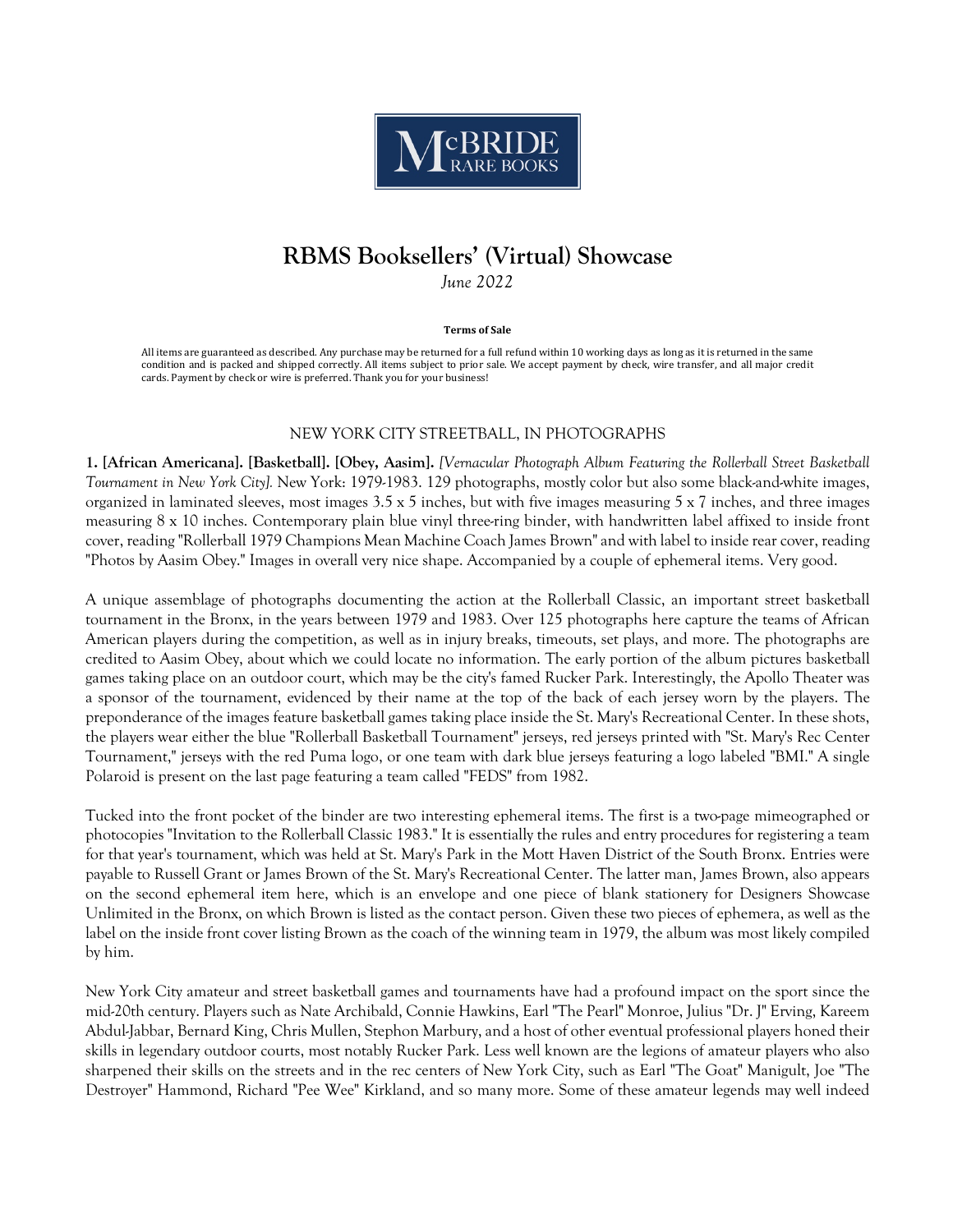McBRIDE RARE BOOKS

# RBMS Booksellers' (Virtual) Showcase

*June 2022*

**Terms of Sale**

All items are guaranteed as described. Any purchase may be returned for a full refund within 10 working days as long as it is returned in the same condition and is packed and shipped correctly. All items subject to prior sale. We accept payment by check, wire transfer, and all major credit cards. Payment by check or wire is preferred. Thank you for your business!

## NEW YORK CITY STREETBALL, IN PHOTOGRAPHS

**1. [African Americana]. [Basketball]. [Obey, Aasim].** *[Vernacular Photograph Album Featuring the Rollerball Street Basketball Tournament in New York City].* New York: 1979-1983. 129 photographs, mostly color but also some black-and-white images, organized in laminated sleeves, most images 3.5 x 5 inches, but with five images measuring 5 x 7 inches, and three images measuring 8 x 10 inches. Contemporary plain blue vinyl three-ring binder, with handwritten label affixed to inside front cover, reading "Rollerball 1979 Champions Mean Machine Coach James Brown" and with label to inside rear cover, reading "Photos by Aasim Obey." Images in overall very nice shape. Accompanied by a couple of ephemeral items. Very good.

A unique assemblage of photographs documenting the action at the Rollerball Classic, an important street basketball tournament in the Bronx, in the years between 1979 and 1983. Over 125 photographs here capture the teams of African American players during the competition, as well as in injury breaks, timeouts, set plays, and more. The photographs are credited to Aasim Obey, about which we could locate no information. The early portion of the album pictures basketball games taking place on an outdoor court, which may be the city's famed Rucker Park. Interestingly, the Apollo Theater was a sponsor of the tournament, evidenced by their name at the top of the back of each jersey worn by the players. The preponderance of the images feature basketball games taking place inside the St. Mary's Recreational Center. In these shots, the players wear either the blue "Rollerball Basketball Tournament" jerseys, red jerseys printed with "St. Mary's Rec Center Tournament," jerseys with the red Puma logo, or one team with dark blue jerseys featuring a logo labeled "BMI." A single Polaroid is present on the last page featuring a team called "FEDS" from 1982.

Tucked into the front pocket of the binder are two interesting ephemeral items. The first is a two-page mimeographed or photocopies "Invitation to the Rollerball Classic 1983." It is essentially the rules and entry procedures for registering a team for that year's tournament, which was held at St. Mary's Park in the Mott Haven District of the South Bronx. Entries were payable to Russell Grant or James Brown of the St. Mary's Recreational Center. The latter man, James Brown, also appears on the second ephemeral item here, which is an envelope and one piece of blank stationery for Designers Showcase Unlimited in the Bronx, on which Brown is listed as the contact person. Given these two pieces of ephemera, as well as the label on the inside front cover listing Brown as the coach of the winning team in 1979, the album was most likely compiled by him.

New York City amateur and street basketball games and tournaments have had a profound impact on the sport since the mid-20th century. Players such as Nate Archibald, Connie Hawkins, Earl "The Pearl" Monroe, Julius "Dr. J" Erving, Kareem Abdul-Jabbar, Bernard King, Chris Mullen, Stephon Marbury, and a host of other eventual professional players honed their skills in legendary outdoor courts, most notably Rucker Park. Less well known are the legions of amateur players who also sharpened their skills on the streets and in the rec centers of New York City, such as Earl "The Goat" Manigult, Joe "The Destroyer" Hammond, Richard "Pee Wee" Kirkland, and so many more. Some of these amateur legends may well indeed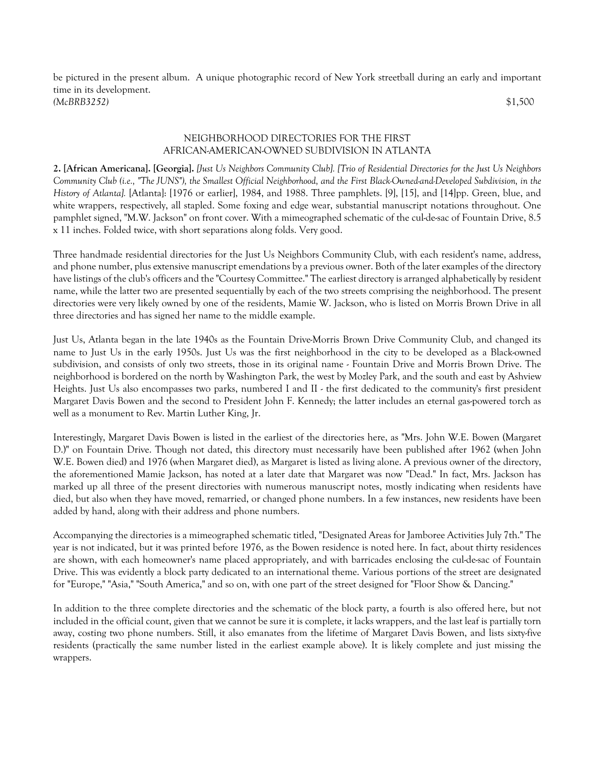be pictured in the present album. A unique photographic record of New York streetball during an early and important time in its development.

*(McBRB3252)* $1,500

## NEIGHBORHOOD DIRECTORIES FOR THE FIRST AFRICAN-AMERICAN-OWNED SUBDIVISION IN ATLANTA

**2. [African Americana]. [Georgia].** *[Just Us Neighbors Community Club]. [Trio of Residential Directories for the Just Us Neighbors Community Club (i.e., "The JUNS"), the Smallest Official Neighborhood, and the First Black-Owned-and-Developed Subdivision, in the History of Atlanta].* [Atlanta]: [1976 or earlier], 1984, and 1988. Three pamphlets. [9], [15], and [14]pp. Green, blue, and white wrappers, respectively, all stapled. Some foxing and edge wear, substantial manuscript notations throughout. One pamphlet signed, "M.W. Jackson" on front cover. With a mimeographed schematic of the cul-de-sac of Fountain Drive, 8.5 x 11 inches. Folded twice, with short separations along folds. Very good.

Three handmade residential directories for the Just Us Neighbors Community Club, with each resident's name, address, and phone number, plus extensive manuscript emendations by a previous owner. Both of the later examples of the directory have listings of the club's officers and the "Courtesy Committee." The earliest directory is arranged alphabetically by resident name, while the latter two are presented sequentially by each of the two streets comprising the neighborhood. The present directories were very likely owned by one of the residents, Mamie W. Jackson, who is listed on Morris Brown Drive in all three directories and has signed her name to the middle example.

Just Us, Atlanta began in the late 1940s as the Fountain Drive-Morris Brown Drive Community Club, and changed its name to Just Us in the early 1950s. Just Us was the first neighborhood in the city to be developed as a Black-owned subdivision, and consists of only two streets, those in its original name - Fountain Drive and Morris Brown Drive. The neighborhood is bordered on the north by Washington Park, the west by Mozley Park, and the south and east by Ashview Heights. Just Us also encompasses two parks, numbered I and II - the first dedicated to the community's first president Margaret Davis Bowen and the second to President John F. Kennedy; the latter includes an eternal gas-powered torch as well as a monument to Rev. Martin Luther King, Jr.

Interestingly, Margaret Davis Bowen is listed in the earliest of the directories here, as "Mrs. John W.E. Bowen (Margaret D.)" on Fountain Drive. Though not dated, this directory must necessarily have been published after 1962 (when John W.E. Bowen died) and 1976 (when Margaret died), as Margaret is listed as living alone. A previous owner of the directory, the aforementioned Mamie Jackson, has noted at a later date that Margaret was now "Dead." In fact, Mrs. Jackson has marked up all three of the present directories with numerous manuscript notes, mostly indicating when residents have died, but also when they have moved, remarried, or changed phone numbers. In a few instances, new residents have been added by hand, along with their address and phone numbers.

Accompanying the directories is a mimeographed schematic titled, "Designated Areas for Jamboree Activities July 7th." The year is not indicated, but it was printed before 1976, as the Bowen residence is noted here. In fact, about thirty residences are shown, with each homeowner's name placed appropriately, and with barricades enclosing the cul-de-sac of Fountain Drive. This was evidently a block party dedicated to an international theme. Various portions of the street are designated for "Europe," "Asia," "South America," and so on, with one part of the street designed for "Floor Show & Dancing."

In addition to the three complete directories and the schematic of the block party, a fourth is also offered here, but not included in the official count, given that we cannot be sure it is complete, it lacks wrappers, and the last leaf is partially torn away, costing two phone numbers. Still, it also emanates from the lifetime of Margaret Davis Bowen, and lists sixty-five residents (practically the same number listed in the earliest example above). It is likely complete and just missing the wrappers.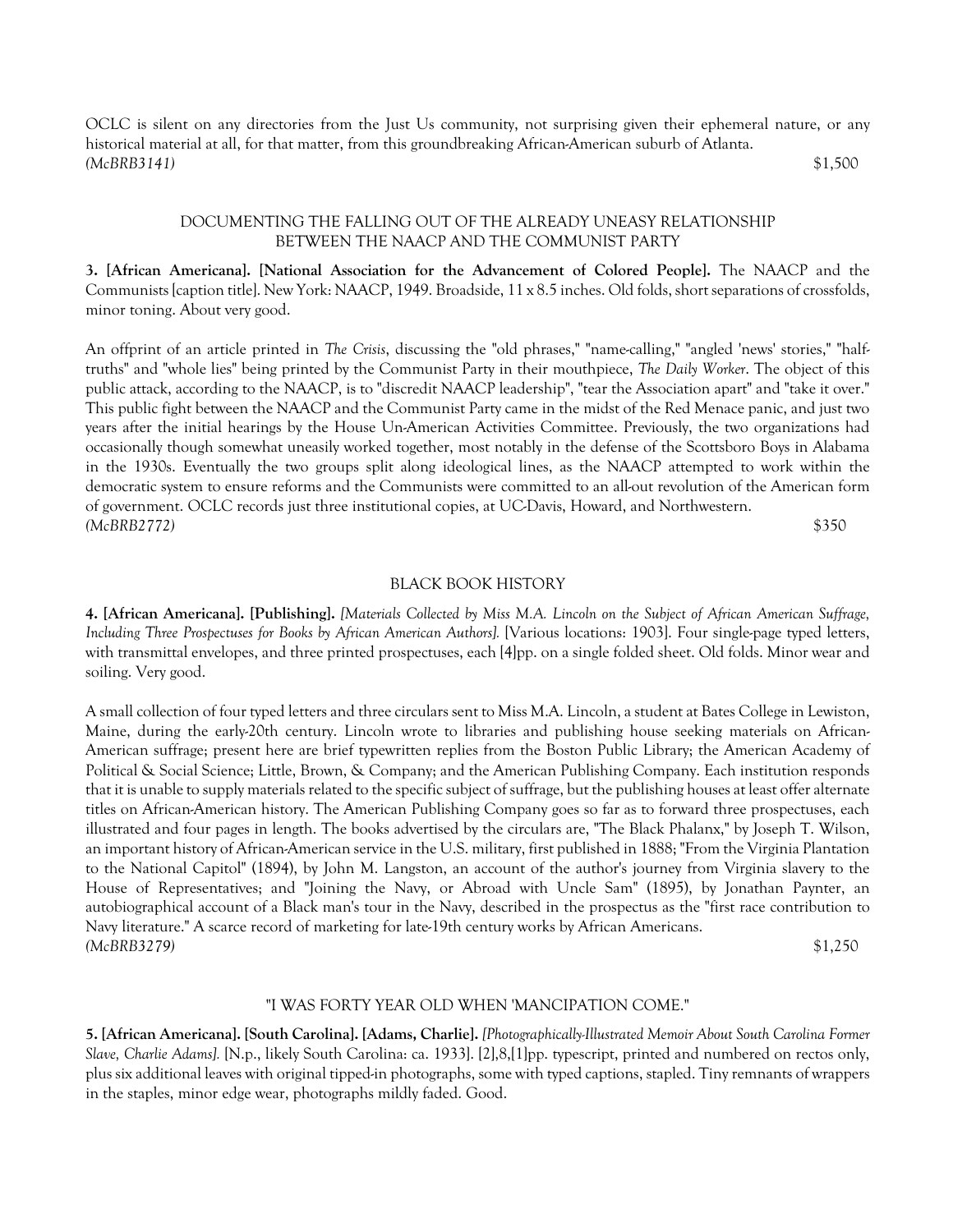OCLC is silent on any directories from the Just Us community, not surprising given their ephemeral nature, or any historical material at all, for that matter, from this groundbreaking African-American suburb of Atlanta.
*(McBRB3141)* $1,500

### DOCUMENTING THE FALLING OUT OF THE ALREADY UNEASY RELATIONSHIP BETWEEN THE NAACP AND THE COMMUNIST PARTY

**3. [African Americana]. [National Association for the Advancement of Colored People].** The NAACP and the Communists [caption title]. New York: NAACP, 1949. Broadside, 11 x 8.5 inches. Old folds, short separations of crossfolds, minor toning. About very good.

An offprint of an article printed in *The Crisis*, discussing the "old phrases," "name-calling," "angled 'news' stories," "half-truths" and "whole lies" being printed by the Communist Party in their mouthpiece, *The Daily Worker*. The object of this public attack, according to the NAACP, is to "discredit NAACP leadership", "tear the Association apart" and "take it over." This public fight between the NAACP and the Communist Party came in the midst of the Red Menace panic, and just two years after the initial hearings by the House Un-American Activities Committee. Previously, the two organizations had occasionally though somewhat uneasily worked together, most notably in the defense of the Scottsboro Boys in Alabama in the 1930s. Eventually the two groups split along ideological lines, as the NAACP attempted to work within the democratic system to ensure reforms and the Communists were committed to an all-out revolution of the American form of government. OCLC records just three institutional copies, at UC-Davis, Howard, and Northwestern.
*(McBRB2772)* $350

### BLACK BOOK HISTORY

**4. [African Americana]. [Publishing].** *[Materials Collected by Miss M.A. Lincoln on the Subject of African American Suffrage, Including Three Prospectuses for Books by African American Authors].* [Various locations: 1903]. Four single-page typed letters, with transmittal envelopes, and three printed prospectuses, each [4]pp. on a single folded sheet. Old folds. Minor wear and soiling. Very good.

A small collection of four typed letters and three circulars sent to Miss M.A. Lincoln, a student at Bates College in Lewiston, Maine, during the early-20th century. Lincoln wrote to libraries and publishing house seeking materials on African-American suffrage; present here are brief typewritten replies from the Boston Public Library; the American Academy of Political & Social Science; Little, Brown, & Company; and the American Publishing Company. Each institution responds that it is unable to supply materials related to the specific subject of suffrage, but the publishing houses at least offer alternate titles on African-American history. The American Publishing Company goes so far as to forward three prospectuses, each illustrated and four pages in length. The books advertised by the circulars are, "The Black Phalanx," by Joseph T. Wilson, an important history of African-American service in the U.S. military, first published in 1888; "From the Virginia Plantation to the National Capitol" (1894), by John M. Langston, an account of the author's journey from Virginia slavery to the House of Representatives; and "Joining the Navy, or Abroad with Uncle Sam" (1895), by Jonathan Paynter, an autobiographical account of a Black man's tour in the Navy, described in the prospectus as the "first race contribution to Navy literature." A scarce record of marketing for late-19th century works by African Americans.
*(McBRB3279)* $1,250

### "I WAS FORTY YEAR OLD WHEN 'MANCIPATION COME."

**5. [African Americana]. [South Carolina]. [Adams, Charlie].** *[Photographically-Illustrated Memoir About South Carolina Former Slave, Charlie Adams].* [N.p., likely South Carolina: ca. 1933]. [2],8,[1]pp. typescript, printed and numbered on rectos only, plus six additional leaves with original tipped-in photographs, some with typed captions, stapled. Tiny remnants of wrappers in the staples, minor edge wear, photographs mildly faded. Good.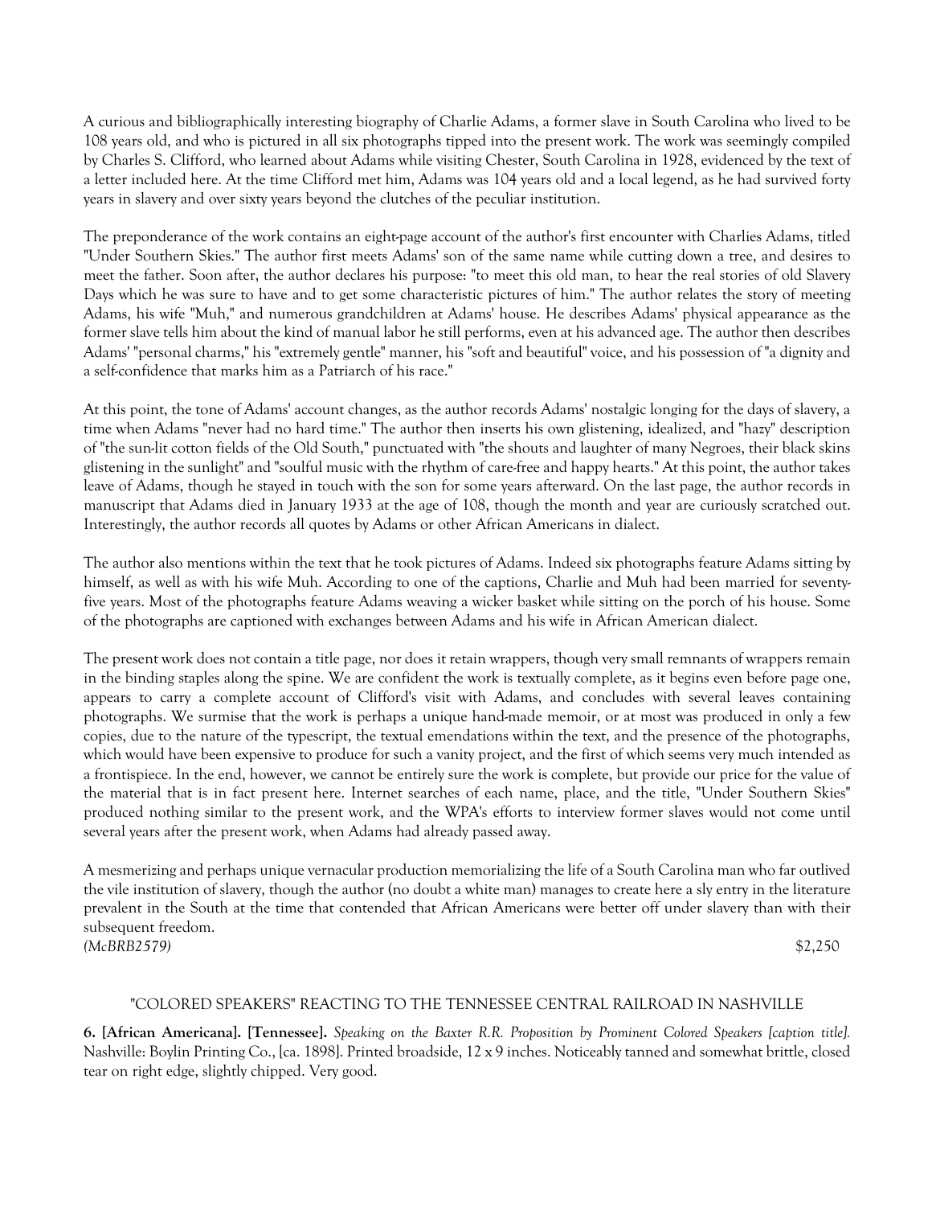A curious and bibliographically interesting biography of Charlie Adams, a former slave in South Carolina who lived to be 108 years old, and who is pictured in all six photographs tipped into the present work. The work was seemingly compiled by Charles S. Clifford, who learned about Adams while visiting Chester, South Carolina in 1928, evidenced by the text of a letter included here. At the time Clifford met him, Adams was 104 years old and a local legend, as he had survived forty years in slavery and over sixty years beyond the clutches of the peculiar institution.

The preponderance of the work contains an eight-page account of the author's first encounter with Charlies Adams, titled "Under Southern Skies." The author first meets Adams' son of the same name while cutting down a tree, and desires to meet the father. Soon after, the author declares his purpose: "to meet this old man, to hear the real stories of old Slavery Days which he was sure to have and to get some characteristic pictures of him." The author relates the story of meeting Adams, his wife "Muh," and numerous grandchildren at Adams' house. He describes Adams' physical appearance as the former slave tells him about the kind of manual labor he still performs, even at his advanced age. The author then describes Adams' "personal charms," his "extremely gentle" manner, his "soft and beautiful" voice, and his possession of "a dignity and a self-confidence that marks him as a Patriarch of his race."

At this point, the tone of Adams' account changes, as the author records Adams' nostalgic longing for the days of slavery, a time when Adams "never had no hard time." The author then inserts his own glistening, idealized, and "hazy" description of "the sun-lit cotton fields of the Old South," punctuated with "the shouts and laughter of many Negroes, their black skins glistening in the sunlight" and "soulful music with the rhythm of care-free and happy hearts." At this point, the author takes leave of Adams, though he stayed in touch with the son for some years afterward. On the last page, the author records in manuscript that Adams died in January 1933 at the age of 108, though the month and year are curiously scratched out. Interestingly, the author records all quotes by Adams or other African Americans in dialect.

The author also mentions within the text that he took pictures of Adams. Indeed six photographs feature Adams sitting by himself, as well as with his wife Muh. According to one of the captions, Charlie and Muh had been married for seventy-five years. Most of the photographs feature Adams weaving a wicker basket while sitting on the porch of his house. Some of the photographs are captioned with exchanges between Adams and his wife in African American dialect.

The present work does not contain a title page, nor does it retain wrappers, though very small remnants of wrappers remain in the binding staples along the spine. We are confident the work is textually complete, as it begins even before page one, appears to carry a complete account of Clifford's visit with Adams, and concludes with several leaves containing photographs. We surmise that the work is perhaps a unique hand-made memoir, or at most was produced in only a few copies, due to the nature of the typescript, the textual emendations within the text, and the presence of the photographs, which would have been expensive to produce for such a vanity project, and the first of which seems very much intended as a frontispiece. In the end, however, we cannot be entirely sure the work is complete, but provide our price for the value of the material that is in fact present here. Internet searches of each name, place, and the title, "Under Southern Skies" produced nothing similar to the present work, and the WPA's efforts to interview former slaves would not come until several years after the present work, when Adams had already passed away.

A mesmerizing and perhaps unique vernacular production memorializing the life of a South Carolina man who far outlived the vile institution of slavery, though the author (no doubt a white man) manages to create here a sly entry in the literature prevalent in the South at the time that contended that African Americans were better off under slavery than with their subsequent freedom.

*(McBRB2579)* $2,250

## "COLORED SPEAKERS" REACTING TO THE TENNESSEE CENTRAL RAILROAD IN NASHVILLE

**6. [African Americana]. [Tennessee].** *Speaking on the Baxter R.R. Proposition by Prominent Colored Speakers [caption title].* Nashville: Boylin Printing Co., [ca. 1898]. Printed broadside, 12 x 9 inches. Noticeably tanned and somewhat brittle, closed tear on right edge, slightly chipped. Very good.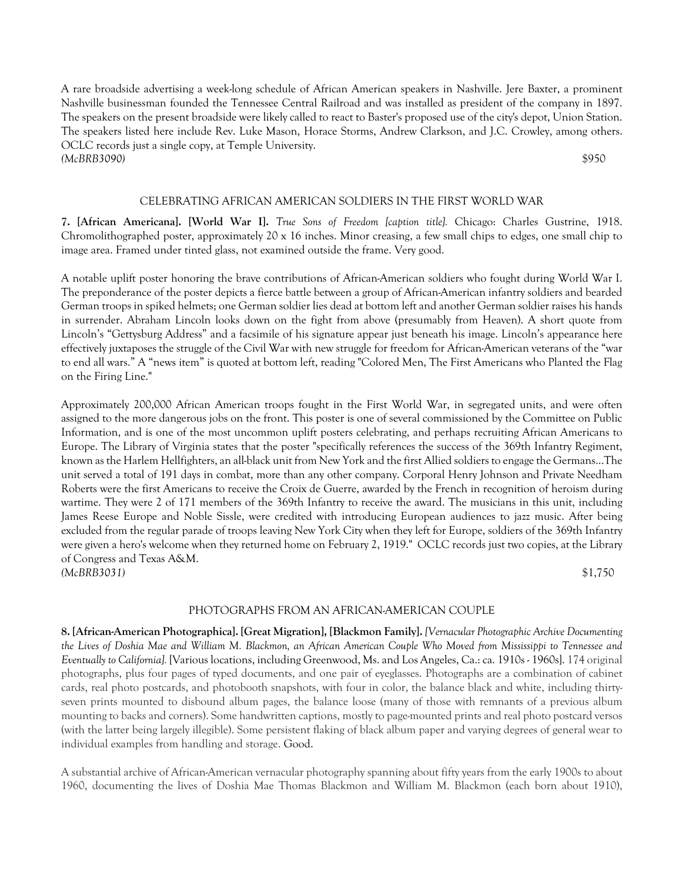A rare broadside advertising a week-long schedule of African American speakers in Nashville. Jere Baxter, a prominent Nashville businessman founded the Tennessee Central Railroad and was installed as president of the company in 1897. The speakers on the present broadside were likely called to react to Baster's proposed use of the city's depot, Union Station. The speakers listed here include Rev. Luke Mason, Horace Storms, Andrew Clarkson, and J.C. Crowley, among others. OCLC records just a single copy, at Temple University.

*(McBRB3090)* $950

## CELEBRATING AFRICAN AMERICAN SOLDIERS IN THE FIRST WORLD WAR

**7. [African Americana]. [World War I].** *True Sons of Freedom [caption title].* Chicago: Charles Gustrine, 1918. Chromolithographed poster, approximately 20 x 16 inches. Minor creasing, a few small chips to edges, one small chip to image area. Framed under tinted glass, not examined outside the frame. Very good.

A notable uplift poster honoring the brave contributions of African-American soldiers who fought during World War I. The preponderance of the poster depicts a fierce battle between a group of African-American infantry soldiers and bearded German troops in spiked helmets; one German soldier lies dead at bottom left and another German soldier raises his hands in surrender. Abraham Lincoln looks down on the fight from above (presumably from Heaven). A short quote from Lincoln's "Gettysburg Address" and a facsimile of his signature appear just beneath his image. Lincoln's appearance here effectively juxtaposes the struggle of the Civil War with new struggle for freedom for African-American veterans of the "war to end all wars." A "news item" is quoted at bottom left, reading "Colored Men, The First Americans who Planted the Flag on the Firing Line."

Approximately 200,000 African American troops fought in the First World War, in segregated units, and were often assigned to the more dangerous jobs on the front. This poster is one of several commissioned by the Committee on Public Information, and is one of the most uncommon uplift posters celebrating, and perhaps recruiting African Americans to Europe. The Library of Virginia states that the poster "specifically references the success of the 369th Infantry Regiment, known as the Harlem Hellfighters, an all-black unit from New York and the first Allied soldiers to engage the Germans...The unit served a total of 191 days in combat, more than any other company. Corporal Henry Johnson and Private Needham Roberts were the first Americans to receive the Croix de Guerre, awarded by the French in recognition of heroism during wartime. They were 2 of 171 members of the 369th Infantry to receive the award. The musicians in this unit, including James Reese Europe and Noble Sissle, were credited with introducing European audiences to jazz music. After being excluded from the regular parade of troops leaving New York City when they left for Europe, soldiers of the 369th Infantry were given a hero's welcome when they returned home on February 2, 1919." OCLC records just two copies, at the Library of Congress and Texas A&M.

*(McBRB3031)* $1,750

## PHOTOGRAPHS FROM AN AFRICAN-AMERICAN COUPLE

**8. [African-American Photographica]. [Great Migration], [Blackmon Family].** *[Vernacular Photographic Archive Documenting the Lives of Doshia Mae and William M. Blackmon, an African American Couple Who Moved from Mississippi to Tennessee and Eventually to California].* [Various locations, including Greenwood, Ms. and Los Angeles, Ca.: ca. 1910s - 1960s]. 174 original photographs, plus four pages of typed documents, and one pair of eyeglasses. Photographs are a combination of cabinet cards, real photo postcards, and photobooth snapshots, with four in color, the balance black and white, including thirty-seven prints mounted to disbound album pages, the balance loose (many of those with remnants of a previous album mounting to backs and corners). Some handwritten captions, mostly to page-mounted prints and real photo postcard versos (with the latter being largely illegible). Some persistent flaking of black album paper and varying degrees of general wear to individual examples from handling and storage. Good.

A substantial archive of African-American vernacular photography spanning about fifty years from the early 1900s to about 1960, documenting the lives of Doshia Mae Thomas Blackmon and William M. Blackmon (each born about 1910),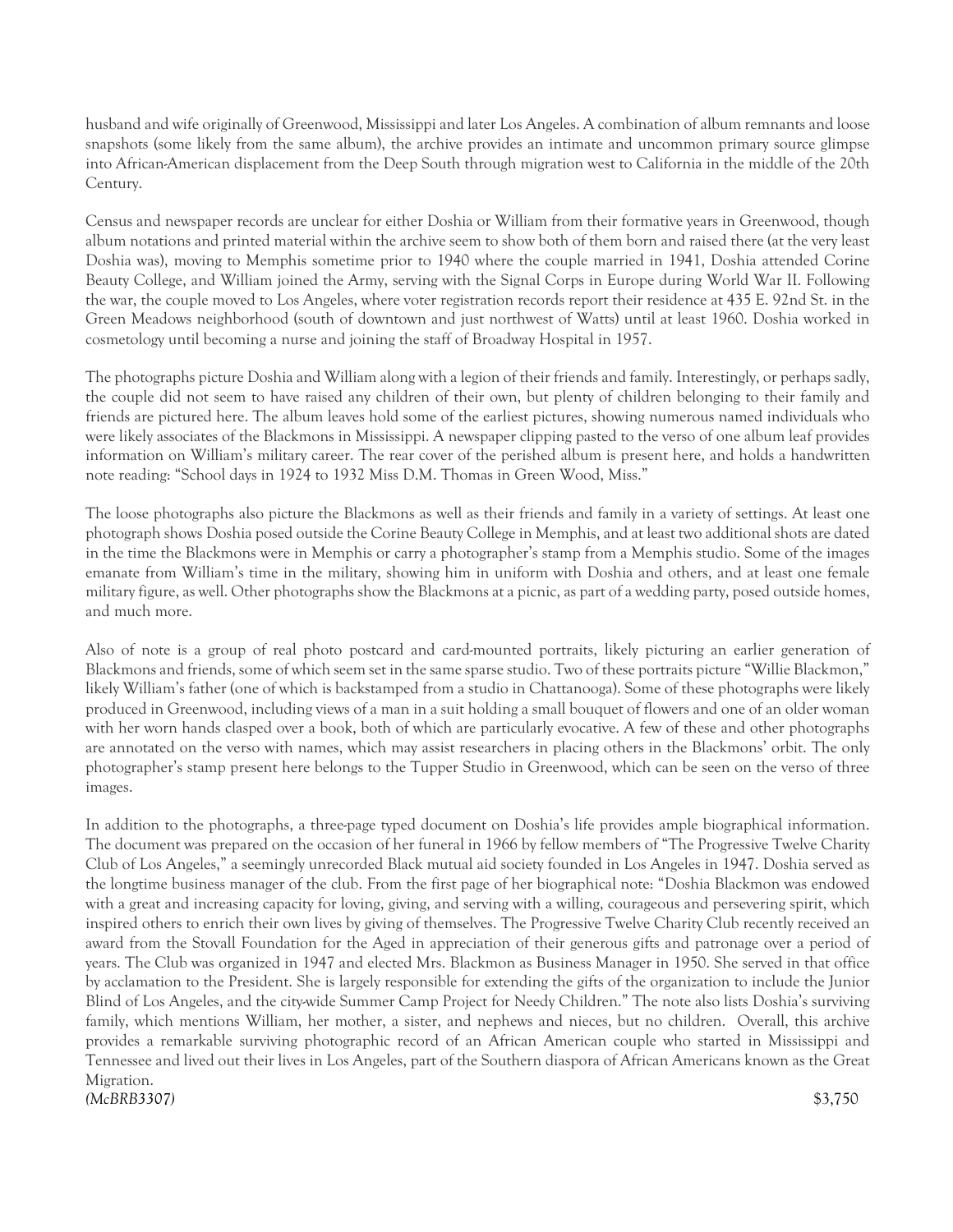husband and wife originally of Greenwood, Mississippi and later Los Angeles. A combination of album remnants and loose snapshots (some likely from the same album), the archive provides an intimate and uncommon primary source glimpse into African-American displacement from the Deep South through migration west to California in the middle of the 20th Century.

Census and newspaper records are unclear for either Doshia or William from their formative years in Greenwood, though album notations and printed material within the archive seem to show both of them born and raised there (at the very least Doshia was), moving to Memphis sometime prior to 1940 where the couple married in 1941, Doshia attended Corine Beauty College, and William joined the Army, serving with the Signal Corps in Europe during World War II. Following the war, the couple moved to Los Angeles, where voter registration records report their residence at 435 E. 92nd St. in the Green Meadows neighborhood (south of downtown and just northwest of Watts) until at least 1960. Doshia worked in cosmetology until becoming a nurse and joining the staff of Broadway Hospital in 1957.

The photographs picture Doshia and William along with a legion of their friends and family. Interestingly, or perhaps sadly, the couple did not seem to have raised any children of their own, but plenty of children belonging to their family and friends are pictured here. The album leaves hold some of the earliest pictures, showing numerous named individuals who were likely associates of the Blackmons in Mississippi. A newspaper clipping pasted to the verso of one album leaf provides information on William's military career. The rear cover of the perished album is present here, and holds a handwritten note reading: "School days in 1924 to 1932 Miss D.M. Thomas in Green Wood, Miss."

The loose photographs also picture the Blackmons as well as their friends and family in a variety of settings. At least one photograph shows Doshia posed outside the Corine Beauty College in Memphis, and at least two additional shots are dated in the time the Blackmons were in Memphis or carry a photographer's stamp from a Memphis studio. Some of the images emanate from William's time in the military, showing him in uniform with Doshia and others, and at least one female military figure, as well. Other photographs show the Blackmons at a picnic, as part of a wedding party, posed outside homes, and much more.

Also of note is a group of real photo postcard and card-mounted portraits, likely picturing an earlier generation of Blackmons and friends, some of which seem set in the same sparse studio. Two of these portraits picture "Willie Blackmon," likely William's father (one of which is backstamped from a studio in Chattanooga). Some of these photographs were likely produced in Greenwood, including views of a man in a suit holding a small bouquet of flowers and one of an older woman with her worn hands clasped over a book, both of which are particularly evocative. A few of these and other photographs are annotated on the verso with names, which may assist researchers in placing others in the Blackmons' orbit. The only photographer's stamp present here belongs to the Tupper Studio in Greenwood, which can be seen on the verso of three images.

In addition to the photographs, a three-page typed document on Doshia's life provides ample biographical information. The document was prepared on the occasion of her funeral in 1966 by fellow members of "The Progressive Twelve Charity Club of Los Angeles," a seemingly unrecorded Black mutual aid society founded in Los Angeles in 1947. Doshia served as the longtime business manager of the club. From the first page of her biographical note: "Doshia Blackmon was endowed with a great and increasing capacity for loving, giving, and serving with a willing, courageous and persevering spirit, which inspired others to enrich their own lives by giving of themselves. The Progressive Twelve Charity Club recently received an award from the Stovall Foundation for the Aged in appreciation of their generous gifts and patronage over a period of years. The Club was organized in 1947 and elected Mrs. Blackmon as Business Manager in 1950. She served in that office by acclamation to the President. She is largely responsible for extending the gifts of the organization to include the Junior Blind of Los Angeles, and the city-wide Summer Camp Project for Needy Children." The note also lists Doshia's surviving family, which mentions William, her mother, a sister, and nephews and nieces, but no children. Overall, this archive provides a remarkable surviving photographic record of an African American couple who started in Mississippi and Tennessee and lived out their lives in Los Angeles, part of the Southern diaspora of African Americans known as the Great Migration.

*(McBRB3307)* $3,750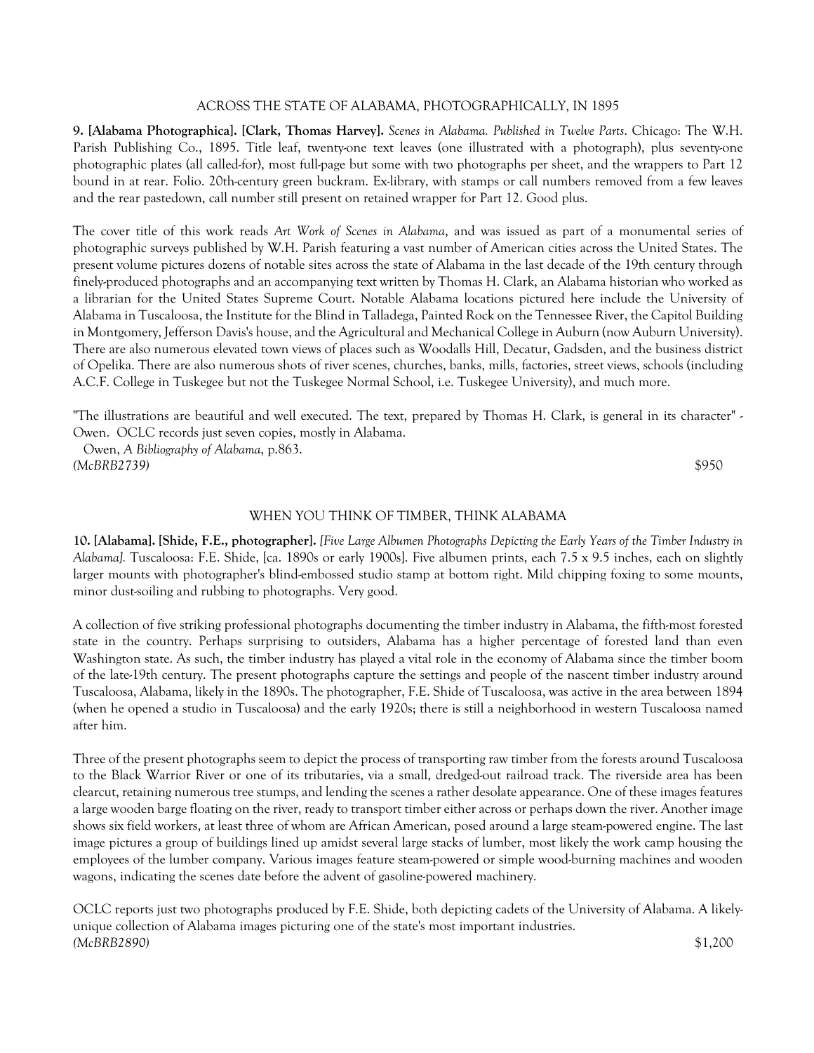## ACROSS THE STATE OF ALABAMA, PHOTOGRAPHICALLY, IN 1895

**9. [Alabama Photographica]. [Clark, Thomas Harvey].** *Scenes in Alabama. Published in Twelve Parts*. Chicago: The W.H. Parish Publishing Co., 1895. Title leaf, twenty-one text leaves (one illustrated with a photograph), plus seventy-one photographic plates (all called-for), most full-page but some with two photographs per sheet, and the wrappers to Part 12 bound in at rear. Folio. 20th-century green buckram. Ex-library, with stamps or call numbers removed from a few leaves and the rear pastedown, call number still present on retained wrapper for Part 12. Good plus.

The cover title of this work reads *Art Work of Scenes in Alabama*, and was issued as part of a monumental series of photographic surveys published by W.H. Parish featuring a vast number of American cities across the United States. The present volume pictures dozens of notable sites across the state of Alabama in the last decade of the 19th century through finely-produced photographs and an accompanying text written by Thomas H. Clark, an Alabama historian who worked as a librarian for the United States Supreme Court. Notable Alabama locations pictured here include the University of Alabama in Tuscaloosa, the Institute for the Blind in Talladega, Painted Rock on the Tennessee River, the Capitol Building in Montgomery, Jefferson Davis's house, and the Agricultural and Mechanical College in Auburn (now Auburn University). There are also numerous elevated town views of places such as Woodalls Hill, Decatur, Gadsden, and the business district of Opelika. There are also numerous shots of river scenes, churches, banks, mills, factories, street views, schools (including A.C.F. College in Tuskegee but not the Tuskegee Normal School, i.e. Tuskegee University), and much more.

"The illustrations are beautiful and well executed. The text, prepared by Thomas H. Clark, is general in its character" - Owen. OCLC records just seven copies, mostly in Alabama.

Owen, *A Bibliography of Alabama*, p.863.

*(McBRB2739)* $950

## WHEN YOU THINK OF TIMBER, THINK ALABAMA

**10. [Alabama]. [Shide, F.E., photographer].** *[Five Large Albumen Photographs Depicting the Early Years of the Timber Industry in Alabama].* Tuscaloosa: F.E. Shide, [ca. 1890s or early 1900s]. Five albumen prints, each 7.5 x 9.5 inches, each on slightly larger mounts with photographer's blind-embossed studio stamp at bottom right. Mild chipping foxing to some mounts, minor dust-soiling and rubbing to photographs. Very good.

A collection of five striking professional photographs documenting the timber industry in Alabama, the fifth-most forested state in the country. Perhaps surprising to outsiders, Alabama has a higher percentage of forested land than even Washington state. As such, the timber industry has played a vital role in the economy of Alabama since the timber boom of the late-19th century. The present photographs capture the settings and people of the nascent timber industry around Tuscaloosa, Alabama, likely in the 1890s. The photographer, F.E. Shide of Tuscaloosa, was active in the area between 1894 (when he opened a studio in Tuscaloosa) and the early 1920s; there is still a neighborhood in western Tuscaloosa named after him.

Three of the present photographs seem to depict the process of transporting raw timber from the forests around Tuscaloosa to the Black Warrior River or one of its tributaries, via a small, dredged-out railroad track. The riverside area has been clearcut, retaining numerous tree stumps, and lending the scenes a rather desolate appearance. One of these images features a large wooden barge floating on the river, ready to transport timber either across or perhaps down the river. Another image shows six field workers, at least three of whom are African American, posed around a large steam-powered engine. The last image pictures a group of buildings lined up amidst several large stacks of lumber, most likely the work camp housing the employees of the lumber company. Various images feature steam-powered or simple wood-burning machines and wooden wagons, indicating the scenes date before the advent of gasoline-powered machinery.

OCLC reports just two photographs produced by F.E. Shide, both depicting cadets of the University of Alabama. A likely-unique collection of Alabama images picturing one of the state's most important industries.

*(McBRB2890)* $1,200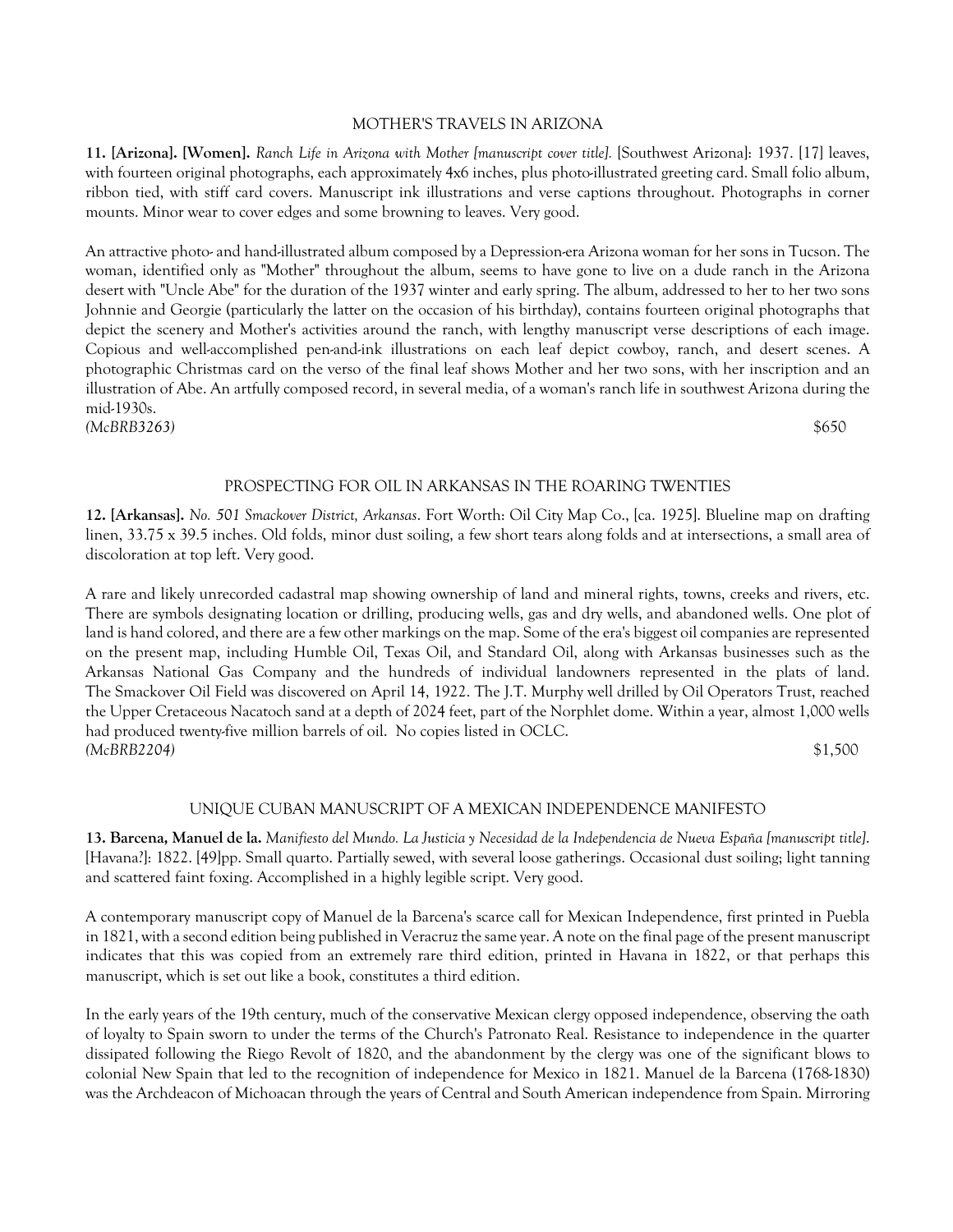### MOTHER'S TRAVELS IN ARIZONA

**11. [Arizona]. [Women].** *Ranch Life in Arizona with Mother [manuscript cover title].* [Southwest Arizona]: 1937. [17] leaves, with fourteen original photographs, each approximately 4x6 inches, plus photo-illustrated greeting card. Small folio album, ribbon tied, with stiff card covers. Manuscript ink illustrations and verse captions throughout. Photographs in corner mounts. Minor wear to cover edges and some browning to leaves. Very good.

An attractive photo- and hand-illustrated album composed by a Depression-era Arizona woman for her sons in Tucson. The woman, identified only as "Mother" throughout the album, seems to have gone to live on a dude ranch in the Arizona desert with "Uncle Abe" for the duration of the 1937 winter and early spring. The album, addressed to her to her two sons Johnnie and Georgie (particularly the latter on the occasion of his birthday), contains fourteen original photographs that depict the scenery and Mother's activities around the ranch, with lengthy manuscript verse descriptions of each image. Copious and well-accomplished pen-and-ink illustrations on each leaf depict cowboy, ranch, and desert scenes. A photographic Christmas card on the verso of the final leaf shows Mother and her two sons, with her inscription and an illustration of Abe. An artfully composed record, in several media, of a woman's ranch life in southwest Arizona during the mid-1930s.

*(McBRB3263)* $650

### PROSPECTING FOR OIL IN ARKANSAS IN THE ROARING TWENTIES

**12. [Arkansas].** *No. 501 Smackover District, Arkansas*. Fort Worth: Oil City Map Co., [ca. 1925]. Blueline map on drafting linen, 33.75 x 39.5 inches. Old folds, minor dust soiling, a few short tears along folds and at intersections, a small area of discoloration at top left. Very good.

A rare and likely unrecorded cadastral map showing ownership of land and mineral rights, towns, creeks and rivers, etc. There are symbols designating location or drilling, producing wells, gas and dry wells, and abandoned wells. One plot of land is hand colored, and there are a few other markings on the map. Some of the era's biggest oil companies are represented on the present map, including Humble Oil, Texas Oil, and Standard Oil, along with Arkansas businesses such as the Arkansas National Gas Company and the hundreds of individual landowners represented in the plats of land. The Smackover Oil Field was discovered on April 14, 1922. The J.T. Murphy well drilled by Oil Operators Trust, reached the Upper Cretaceous Nacatoch sand at a depth of 2024 feet, part of the Norphlet dome. Within a year, almost 1,000 wells had produced twenty-five million barrels of oil. No copies listed in OCLC.

*(McBRB2204)* $1,500

### UNIQUE CUBAN MANUSCRIPT OF A MEXICAN INDEPENDENCE MANIFESTO

**13. Barcena, Manuel de la.** *Manifiesto del Mundo. La Justicia y Necesidad de la Independencia de Nueva España [manuscript title].* [Havana?]: 1822. [49]pp. Small quarto. Partially sewed, with several loose gatherings. Occasional dust soiling; light tanning and scattered faint foxing. Accomplished in a highly legible script. Very good.

A contemporary manuscript copy of Manuel de la Barcena's scarce call for Mexican Independence, first printed in Puebla in 1821, with a second edition being published in Veracruz the same year. A note on the final page of the present manuscript indicates that this was copied from an extremely rare third edition, printed in Havana in 1822, or that perhaps this manuscript, which is set out like a book, constitutes a third edition.

In the early years of the 19th century, much of the conservative Mexican clergy opposed independence, observing the oath of loyalty to Spain sworn to under the terms of the Church's Patronato Real. Resistance to independence in the quarter dissipated following the Riego Revolt of 1820, and the abandonment by the clergy was one of the significant blows to colonial New Spain that led to the recognition of independence for Mexico in 1821. Manuel de la Barcena (1768-1830) was the Archdeacon of Michoacan through the years of Central and South American independence from Spain. Mirroring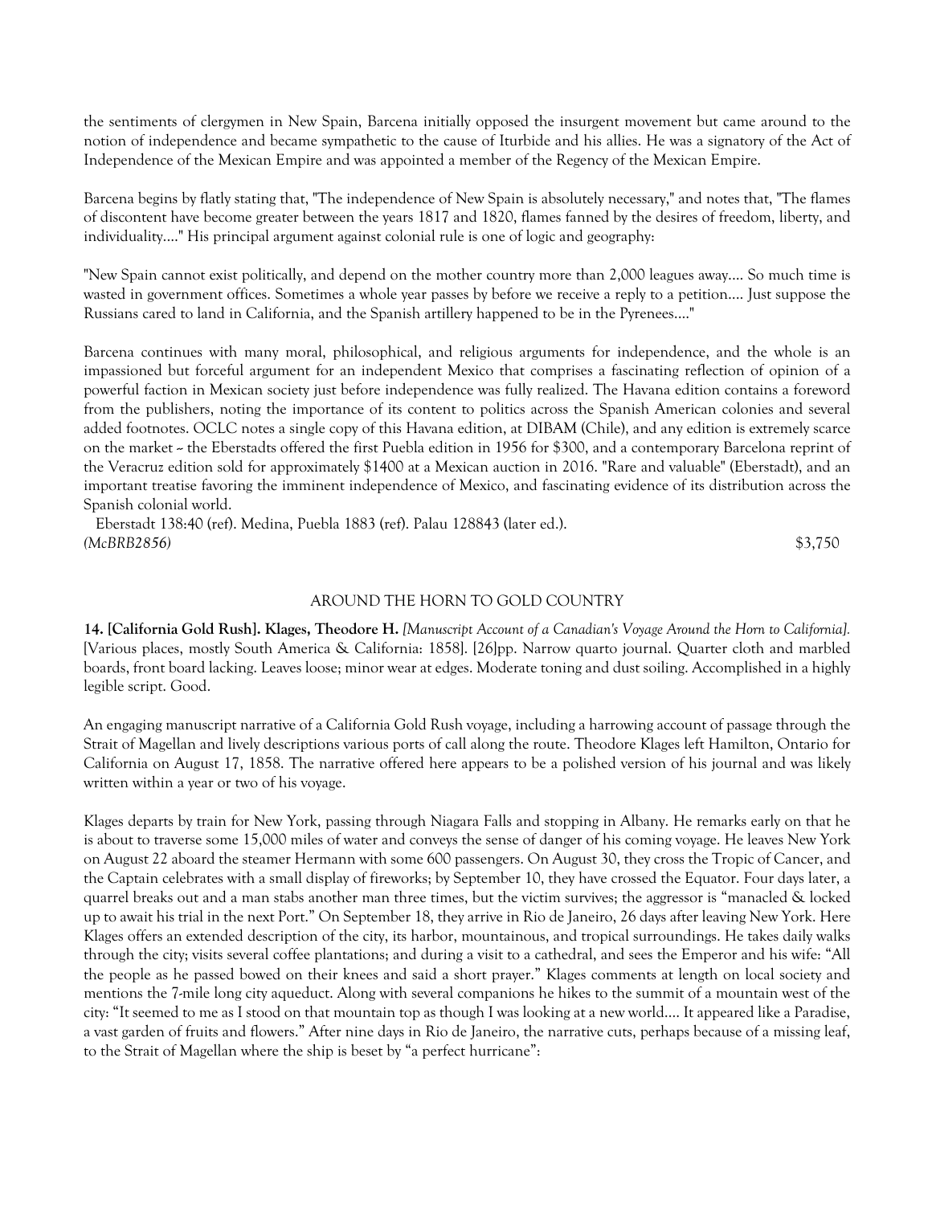the sentiments of clergymen in New Spain, Barcena initially opposed the insurgent movement but came around to the notion of independence and became sympathetic to the cause of Iturbide and his allies. He was a signatory of the Act of Independence of the Mexican Empire and was appointed a member of the Regency of the Mexican Empire.

Barcena begins by flatly stating that, "The independence of New Spain is absolutely necessary," and notes that, "The flames of discontent have become greater between the years 1817 and 1820, flames fanned by the desires of freedom, liberty, and individuality...." His principal argument against colonial rule is one of logic and geography:

"New Spain cannot exist politically, and depend on the mother country more than 2,000 leagues away.... So much time is wasted in government offices. Sometimes a whole year passes by before we receive a reply to a petition.... Just suppose the Russians cared to land in California, and the Spanish artillery happened to be in the Pyrenees...."

Barcena continues with many moral, philosophical, and religious arguments for independence, and the whole is an impassioned but forceful argument for an independent Mexico that comprises a fascinating reflection of opinion of a powerful faction in Mexican society just before independence was fully realized. The Havana edition contains a foreword from the publishers, noting the importance of its content to politics across the Spanish American colonies and several added footnotes. OCLC notes a single copy of this Havana edition, at DIBAM (Chile), and any edition is extremely scarce on the market – the Eberstadts offered the first Puebla edition in 1956 for $300, and a contemporary Barcelona reprint of the Veracruz edition sold for approximately $1400 at a Mexican auction in 2016. "Rare and valuable" (Eberstadt), and an important treatise favoring the imminent independence of Mexico, and fascinating evidence of its distribution across the Spanish colonial world.

Eberstadt 138:40 (ref). Medina, Puebla 1883 (ref). Palau 128843 (later ed.).
*(McBRB2856)* $3,750

## AROUND THE HORN TO GOLD COUNTRY

**14. [California Gold Rush]. Klages, Theodore H.** *[Manuscript Account of a Canadian's Voyage Around the Horn to California].* [Various places, mostly South America & California: 1858]. [26]pp. Narrow quarto journal. Quarter cloth and marbled boards, front board lacking. Leaves loose; minor wear at edges. Moderate toning and dust soiling. Accomplished in a highly legible script. Good.

An engaging manuscript narrative of a California Gold Rush voyage, including a harrowing account of passage through the Strait of Magellan and lively descriptions various ports of call along the route. Theodore Klages left Hamilton, Ontario for California on August 17, 1858. The narrative offered here appears to be a polished version of his journal and was likely written within a year or two of his voyage.

Klages departs by train for New York, passing through Niagara Falls and stopping in Albany. He remarks early on that he is about to traverse some 15,000 miles of water and conveys the sense of danger of his coming voyage. He leaves New York on August 22 aboard the steamer Hermann with some 600 passengers. On August 30, they cross the Tropic of Cancer, and the Captain celebrates with a small display of fireworks; by September 10, they have crossed the Equator. Four days later, a quarrel breaks out and a man stabs another man three times, but the victim survives; the aggressor is "manacled & locked up to await his trial in the next Port." On September 18, they arrive in Rio de Janeiro, 26 days after leaving New York. Here Klages offers an extended description of the city, its harbor, mountainous, and tropical surroundings. He takes daily walks through the city; visits several coffee plantations; and during a visit to a cathedral, and sees the Emperor and his wife: "All the people as he passed bowed on their knees and said a short prayer." Klages comments at length on local society and mentions the 7-mile long city aqueduct. Along with several companions he hikes to the summit of a mountain west of the city: "It seemed to me as I stood on that mountain top as though I was looking at a new world.... It appeared like a Paradise, a vast garden of fruits and flowers." After nine days in Rio de Janeiro, the narrative cuts, perhaps because of a missing leaf, to the Strait of Magellan where the ship is beset by "a perfect hurricane":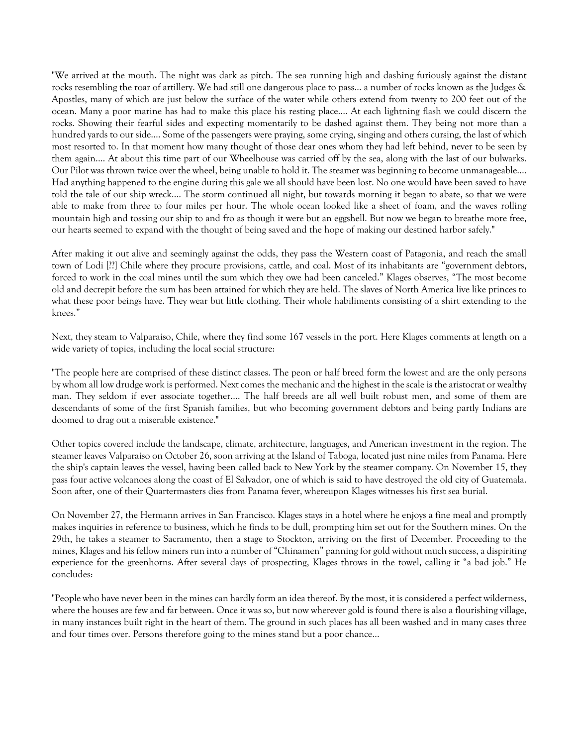"We arrived at the mouth. The night was dark as pitch. The sea running high and dashing furiously against the distant rocks resembling the roar of artillery. We had still one dangerous place to pass… a number of rocks known as the Judges & Apostles, many of which are just below the surface of the water while others extend from twenty to 200 feet out of the ocean. Many a poor marine has had to make this place his resting place…. At each lightning flash we could discern the rocks. Showing their fearful sides and expecting momentarily to be dashed against them. They being not more than a hundred yards to our side…. Some of the passengers were praying, some crying, singing and others cursing, the last of which most resorted to. In that moment how many thought of those dear ones whom they had left behind, never to be seen by them again…. At about this time part of our Wheelhouse was carried off by the sea, along with the last of our bulwarks. Our Pilot was thrown twice over the wheel, being unable to hold it. The steamer was beginning to become unmanageable…. Had anything happened to the engine during this gale we all should have been lost. No one would have been saved to have told the tale of our ship wreck…. The storm continued all night, but towards morning it began to abate, so that we were able to make from three to four miles per hour. The whole ocean looked like a sheet of foam, and the waves rolling mountain high and tossing our ship to and fro as though it were but an eggshell. But now we began to breathe more free, our hearts seemed to expand with the thought of being saved and the hope of making our destined harbor safely."

After making it out alive and seemingly against the odds, they pass the Western coast of Patagonia, and reach the small town of Lodi [??] Chile where they procure provisions, cattle, and coal. Most of its inhabitants are "government debtors, forced to work in the coal mines until the sum which they owe had been canceled." Klages observes, "The most become old and decrepit before the sum has been attained for which they are held. The slaves of North America live like princes to what these poor beings have. They wear but little clothing. Their whole habiliments consisting of a shirt extending to the knees."

Next, they steam to Valparaiso, Chile, where they find some 167 vessels in the port. Here Klages comments at length on a wide variety of topics, including the local social structure:

"The people here are comprised of these distinct classes. The peon or half breed form the lowest and are the only persons by whom all low drudge work is performed. Next comes the mechanic and the highest in the scale is the aristocrat or wealthy man. They seldom if ever associate together…. The half breeds are all well built robust men, and some of them are descendants of some of the first Spanish families, but who becoming government debtors and being partly Indians are doomed to drag out a miserable existence."

Other topics covered include the landscape, climate, architecture, languages, and American investment in the region. The steamer leaves Valparaiso on October 26, soon arriving at the Island of Taboga, located just nine miles from Panama. Here the ship's captain leaves the vessel, having been called back to New York by the steamer company. On November 15, they pass four active volcanoes along the coast of El Salvador, one of which is said to have destroyed the old city of Guatemala. Soon after, one of their Quartermasters dies from Panama fever, whereupon Klages witnesses his first sea burial.

On November 27, the Hermann arrives in San Francisco. Klages stays in a hotel where he enjoys a fine meal and promptly makes inquiries in reference to business, which he finds to be dull, prompting him set out for the Southern mines. On the 29th, he takes a steamer to Sacramento, then a stage to Stockton, arriving on the first of December. Proceeding to the mines, Klages and his fellow miners run into a number of "Chinamen" panning for gold without much success, a dispiriting experience for the greenhorns. After several days of prospecting, Klages throws in the towel, calling it "a bad job." He concludes:

"People who have never been in the mines can hardly form an idea thereof. By the most, it is considered a perfect wilderness, where the houses are few and far between. Once it was so, but now wherever gold is found there is also a flourishing village, in many instances built right in the heart of them. The ground in such places has all been washed and in many cases three and four times over. Persons therefore going to the mines stand but a poor chance…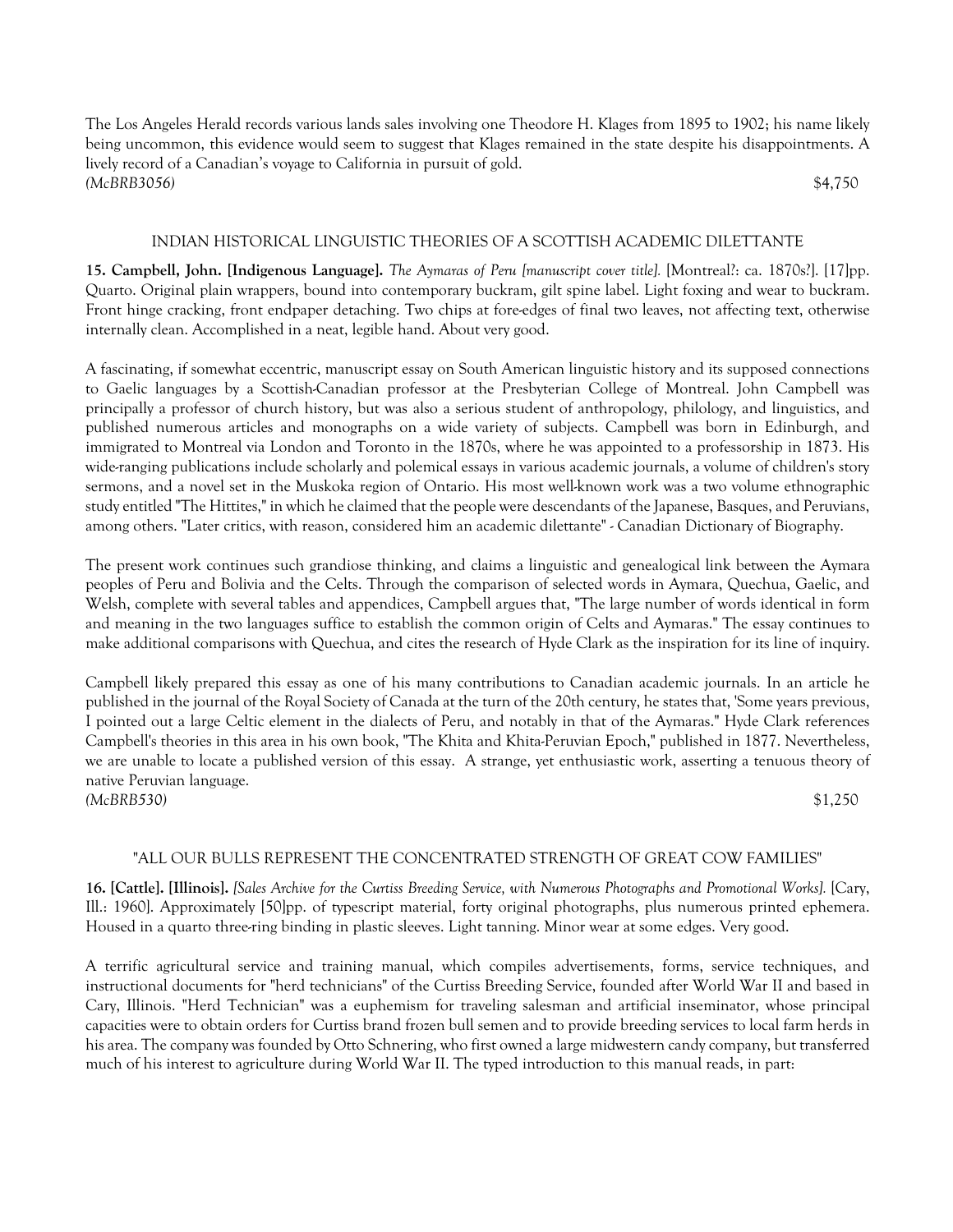The Los Angeles Herald records various lands sales involving one Theodore H. Klages from 1895 to 1902; his name likely being uncommon, this evidence would seem to suggest that Klages remained in the state despite his disappointments. A lively record of a Canadian's voyage to California in pursuit of gold.
*(McBRB3056)* $4,750

### INDIAN HISTORICAL LINGUISTIC THEORIES OF A SCOTTISH ACADEMIC DILETTANTE

**15. Campbell, John. [Indigenous Language].** *The Aymaras of Peru [manuscript cover title].* [Montreal?: ca. 1870s?]. [17]pp. Quarto. Original plain wrappers, bound into contemporary buckram, gilt spine label. Light foxing and wear to buckram. Front hinge cracking, front endpaper detaching. Two chips at fore-edges of final two leaves, not affecting text, otherwise internally clean. Accomplished in a neat, legible hand. About very good.

A fascinating, if somewhat eccentric, manuscript essay on South American linguistic history and its supposed connections to Gaelic languages by a Scottish-Canadian professor at the Presbyterian College of Montreal. John Campbell was principally a professor of church history, but was also a serious student of anthropology, philology, and linguistics, and published numerous articles and monographs on a wide variety of subjects. Campbell was born in Edinburgh, and immigrated to Montreal via London and Toronto in the 1870s, where he was appointed to a professorship in 1873. His wide-ranging publications include scholarly and polemical essays in various academic journals, a volume of children's story sermons, and a novel set in the Muskoka region of Ontario. His most well-known work was a two volume ethnographic study entitled "The Hittites," in which he claimed that the people were descendants of the Japanese, Basques, and Peruvians, among others. "Later critics, with reason, considered him an academic dilettante" - Canadian Dictionary of Biography.

The present work continues such grandiose thinking, and claims a linguistic and genealogical link between the Aymara peoples of Peru and Bolivia and the Celts. Through the comparison of selected words in Aymara, Quechua, Gaelic, and Welsh, complete with several tables and appendices, Campbell argues that, "The large number of words identical in form and meaning in the two languages suffice to establish the common origin of Celts and Aymaras." The essay continues to make additional comparisons with Quechua, and cites the research of Hyde Clark as the inspiration for its line of inquiry.

Campbell likely prepared this essay as one of his many contributions to Canadian academic journals. In an article he published in the journal of the Royal Society of Canada at the turn of the 20th century, he states that, 'Some years previous, I pointed out a large Celtic element in the dialects of Peru, and notably in that of the Aymaras." Hyde Clark references Campbell's theories in this area in his own book, "The Khita and Khita-Peruvian Epoch," published in 1877. Nevertheless, we are unable to locate a published version of this essay. A strange, yet enthusiastic work, asserting a tenuous theory of native Peruvian language.
*(McBRB530)* $1,250

### "ALL OUR BULLS REPRESENT THE CONCENTRATED STRENGTH OF GREAT COW FAMILIES"

**16. [Cattle]. [Illinois].** *[Sales Archive for the Curtiss Breeding Service, with Numerous Photographs and Promotional Works].* [Cary, Ill.: 1960]. Approximately [50]pp. of typescript material, forty original photographs, plus numerous printed ephemera. Housed in a quarto three-ring binding in plastic sleeves. Light tanning. Minor wear at some edges. Very good.

A terrific agricultural service and training manual, which compiles advertisements, forms, service techniques, and instructional documents for "herd technicians" of the Curtiss Breeding Service, founded after World War II and based in Cary, Illinois. "Herd Technician" was a euphemism for traveling salesman and artificial inseminator, whose principal capacities were to obtain orders for Curtiss brand frozen bull semen and to provide breeding services to local farm herds in his area. The company was founded by Otto Schnering, who first owned a large midwestern candy company, but transferred much of his interest to agriculture during World War II. The typed introduction to this manual reads, in part: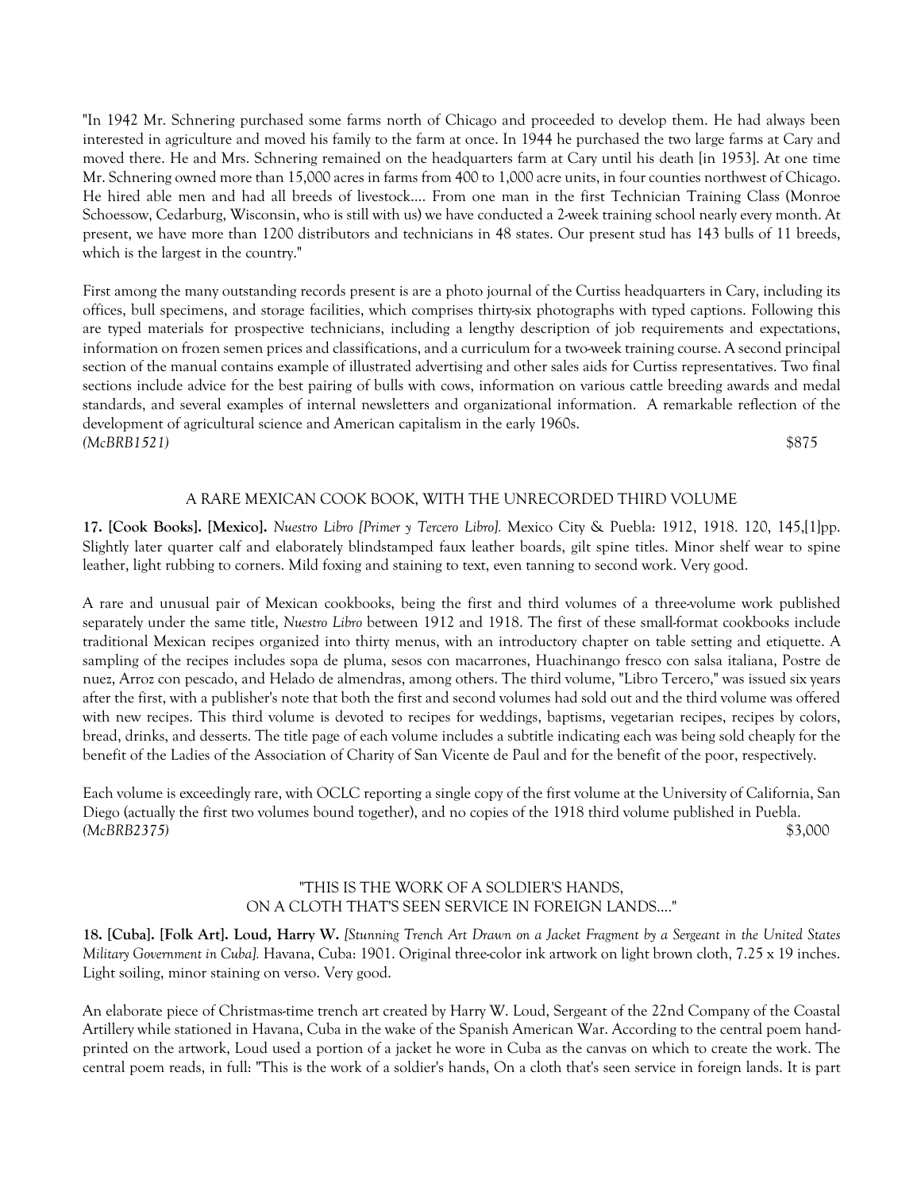"In 1942 Mr. Schnering purchased some farms north of Chicago and proceeded to develop them. He had always been interested in agriculture and moved his family to the farm at once. In 1944 he purchased the two large farms at Cary and moved there. He and Mrs. Schnering remained on the headquarters farm at Cary until his death [in 1953]. At one time Mr. Schnering owned more than 15,000 acres in farms from 400 to 1,000 acre units, in four counties northwest of Chicago. He hired able men and had all breeds of livestock.... From one man in the first Technician Training Class (Monroe Schoessow, Cedarburg, Wisconsin, who is still with us) we have conducted a 2-week training school nearly every month. At present, we have more than 1200 distributors and technicians in 48 states. Our present stud has 143 bulls of 11 breeds, which is the largest in the country."

First among the many outstanding records present is are a photo journal of the Curtiss headquarters in Cary, including its offices, bull specimens, and storage facilities, which comprises thirty-six photographs with typed captions. Following this are typed materials for prospective technicians, including a lengthy description of job requirements and expectations, information on frozen semen prices and classifications, and a curriculum for a two-week training course. A second principal section of the manual contains example of illustrated advertising and other sales aids for Curtiss representatives. Two final sections include advice for the best pairing of bulls with cows, information on various cattle breeding awards and medal standards, and several examples of internal newsletters and organizational information. A remarkable reflection of the development of agricultural science and American capitalism in the early 1960s.
*(McBRB1521)* $875

A RARE MEXICAN COOK BOOK, WITH THE UNRECORDED THIRD VOLUME

**17. [Cook Books]. [Mexico].** *Nuestro Libro [Primer y Tercero Libro].* Mexico City & Puebla: 1912, 1918. 120, 145,[1]pp. Slightly later quarter calf and elaborately blindstamped faux leather boards, gilt spine titles. Minor shelf wear to spine leather, light rubbing to corners. Mild foxing and staining to text, even tanning to second work. Very good.

A rare and unusual pair of Mexican cookbooks, being the first and third volumes of a three-volume work published separately under the same title, *Nuestro Libro* between 1912 and 1918. The first of these small-format cookbooks include traditional Mexican recipes organized into thirty menus, with an introductory chapter on table setting and etiquette. A sampling of the recipes includes sopa de pluma, sesos con macarrones, Huachinango fresco con salsa italiana, Postre de nuez, Arroz con pescado, and Helado de almendras, among others. The third volume, "Libro Tercero," was issued six years after the first, with a publisher's note that both the first and second volumes had sold out and the third volume was offered with new recipes. This third volume is devoted to recipes for weddings, baptisms, vegetarian recipes, recipes by colors, bread, drinks, and desserts. The title page of each volume includes a subtitle indicating each was being sold cheaply for the benefit of the Ladies of the Association of Charity of San Vicente de Paul and for the benefit of the poor, respectively.

Each volume is exceedingly rare, with OCLC reporting a single copy of the first volume at the University of California, San Diego (actually the first two volumes bound together), and no copies of the 1918 third volume published in Puebla.
*(McBRB2375)* $3,000

"THIS IS THE WORK OF A SOLDIER'S HANDS,
ON A CLOTH THAT'S SEEN SERVICE IN FOREIGN LANDS...."

**18. [Cuba]. [Folk Art]. Loud, Harry W.** *[Stunning Trench Art Drawn on a Jacket Fragment by a Sergeant in the United States Military Government in Cuba].* Havana, Cuba: 1901. Original three-color ink artwork on light brown cloth, 7.25 x 19 inches. Light soiling, minor staining on verso. Very good.

An elaborate piece of Christmas-time trench art created by Harry W. Loud, Sergeant of the 22nd Company of the Coastal Artillery while stationed in Havana, Cuba in the wake of the Spanish American War. According to the central poem hand-printed on the artwork, Loud used a portion of a jacket he wore in Cuba as the canvas on which to create the work. The central poem reads, in full: "This is the work of a soldier's hands, On a cloth that's seen service in foreign lands. It is part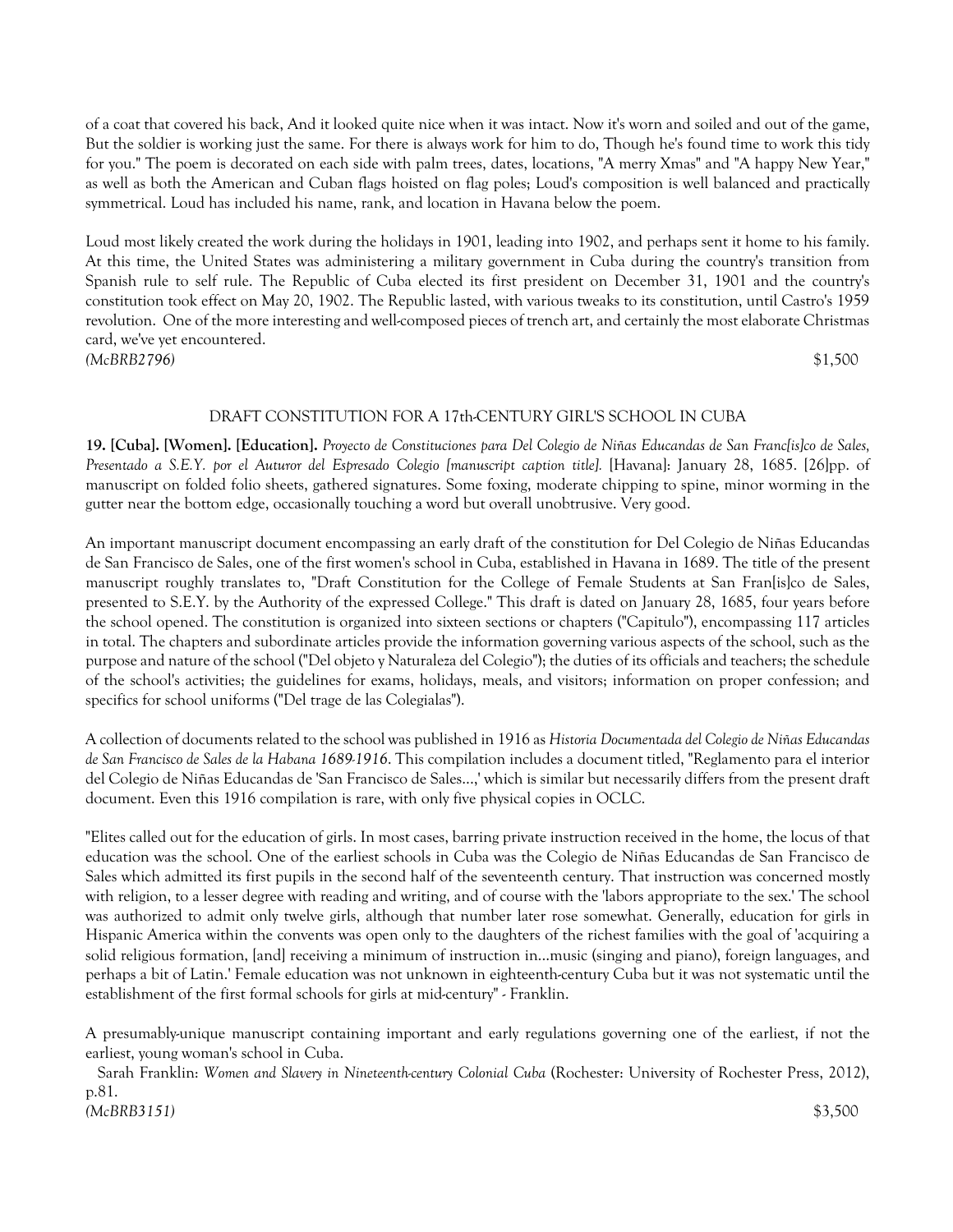of a coat that covered his back, And it looked quite nice when it was intact. Now it's worn and soiled and out of the game, But the soldier is working just the same. For there is always work for him to do, Though he's found time to work this tidy for you." The poem is decorated on each side with palm trees, dates, locations, "A merry Xmas" and "A happy New Year," as well as both the American and Cuban flags hoisted on flag poles; Loud's composition is well balanced and practically symmetrical. Loud has included his name, rank, and location in Havana below the poem.

Loud most likely created the work during the holidays in 1901, leading into 1902, and perhaps sent it home to his family. At this time, the United States was administering a military government in Cuba during the country's transition from Spanish rule to self rule. The Republic of Cuba elected its first president on December 31, 1901 and the country's constitution took effect on May 20, 1902. The Republic lasted, with various tweaks to its constitution, until Castro's 1959 revolution. One of the more interesting and well-composed pieces of trench art, and certainly the most elaborate Christmas card, we've yet encountered.

*(McBRB2796)* $1,500

## DRAFT CONSTITUTION FOR A 17th-CENTURY GIRL'S SCHOOL IN CUBA

**19. [Cuba]. [Women]. [Education].** *Proyecto de Constituciones para Del Colegio de Niñas Educandas de San Franc[is]co de Sales, Presentado a S.E.Y. por el Autuor del Espresado Colegio [manuscript caption title].* [Havana]: January 28, 1685. [26]pp. of manuscript on folded folio sheets, gathered signatures. Some foxing, moderate chipping to spine, minor worming in the gutter near the bottom edge, occasionally touching a word but overall unobtrusive. Very good.

An important manuscript document encompassing an early draft of the constitution for Del Colegio de Niñas Educandas de San Francisco de Sales, one of the first women's school in Cuba, established in Havana in 1689. The title of the present manuscript roughly translates to, "Draft Constitution for the College of Female Students at San Fran[is]co de Sales, presented to S.E.Y. by the Autuor of the expressed College." This draft is dated on January 28, 1685, four years before the school opened. The constitution is organized into sixteen sections or chapters ("Capitulo"), encompassing 117 articles in total. The chapters and subordinate articles provide the information governing various aspects of the school, such as the purpose and nature of the school ("Del objeto y Naturaleza del Colegio"); the duties of its officials and teachers; the schedule of the school's activities; the guidelines for exams, holidays, meals, and visitors; information on proper confession; and specifics for school uniforms ("Del trage de las Colegialas").

A collection of documents related to the school was published in 1916 as *Historia Documentada del Colegio de Niñas Educandas de San Francisco de Sales de la Habana 1689-1916*. This compilation includes a document titled, "Reglamento para el interior del Colegio de Niñas Educandas de 'San Francisco de Sales...,' which is similar but necessarily differs from the present draft document. Even this 1916 compilation is rare, with only five physical copies in OCLC.

"Elites called out for the education of girls. In most cases, barring private instruction received in the home, the locus of that education was the school. One of the earliest schools in Cuba was the Colegio de Niñas Educandas de San Francisco de Sales which admitted its first pupils in the second half of the seventeenth century. That instruction was concerned mostly with religion, to a lesser degree with reading and writing, and of course with the 'labors appropriate to the sex.' The school was authorized to admit only twelve girls, although that number later rose somewhat. Generally, education for girls in Hispanic America within the convents was open only to the daughters of the richest families with the goal of 'acquiring a solid religious formation, [and] receiving a minimum of instruction in...music (singing and piano), foreign languages, and perhaps a bit of Latin.' Female education was not unknown in eighteenth-century Cuba but it was not systematic until the establishment of the first formal schools for girls at mid-century" - Franklin.

A presumably-unique manuscript containing important and early regulations governing one of the earliest, if not the earliest, young woman's school in Cuba.

Sarah Franklin: *Women and Slavery in Nineteenth-century Colonial Cuba* (Rochester: University of Rochester Press, 2012), p.81.

*(McBRB3151)* $3,500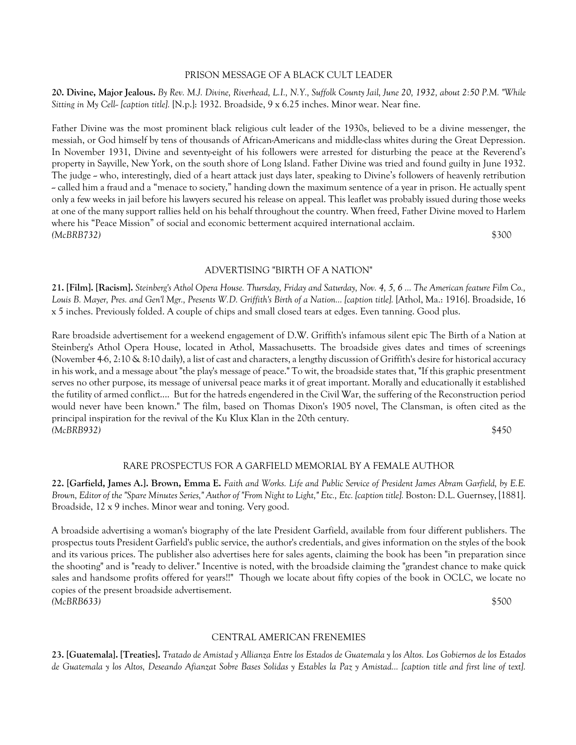PRISON MESSAGE OF A BLACK CULT LEADER

**20. Divine, Major Jealous.** *By Rev. M.J. Divine, Riverhead, L.I., N.Y., Suffolk County Jail, June 20, 1932, about 2:50 P.M. "While Sitting in My Cell-- [caption title].* [N.p.]: 1932. Broadside, 9 x 6.25 inches. Minor wear. Near fine.

Father Divine was the most prominent black religious cult leader of the 1930s, believed to be a divine messenger, the messiah, or God himself by tens of thousands of African-Americans and middle-class whites during the Great Depression. In November 1931, Divine and seventy-eight of his followers were arrested for disturbing the peace at the Reverend's property in Sayville, New York, on the south shore of Long Island. Father Divine was tried and found guilty in June 1932. The judge -- who, interestingly, died of a heart attack just days later, speaking to Divine's followers of heavenly retribution -- called him a fraud and a "menace to society," handing down the maximum sentence of a year in prison. He actually spent only a few weeks in jail before his lawyers secured his release on appeal. This leaflet was probably issued during those weeks at one of the many support rallies held on his behalf throughout the country. When freed, Father Divine moved to Harlem where his "Peace Mission" of social and economic betterment acquired international acclaim.
*(McBRB732)* $300

ADVERTISING "BIRTH OF A NATION"

**21. [Film]. [Racism].** *Steinberg's Athol Opera House. Thursday, Friday and Saturday, Nov. 4, 5, 6 ... The American feature Film Co., Louis B. Mayer, Pres. and Gen'l Mgr., Presents W.D. Griffith's Birth of a Nation... [caption title].* [Athol, Ma.: 1916]. Broadside, 16 x 5 inches. Previously folded. A couple of chips and small closed tears at edges. Even tanning. Good plus.

Rare broadside advertisement for a weekend engagement of D.W. Griffith's infamous silent epic The Birth of a Nation at Steinberg's Athol Opera House, located in Athol, Massachusetts. The broadside gives dates and times of screenings (November 4-6, 2:10 & 8:10 daily), a list of cast and characters, a lengthy discussion of Griffith's desire for historical accuracy in his work, and a message about "the play's message of peace." To wit, the broadside states that, "If this graphic presentment serves no other purpose, its message of universal peace marks it of great important. Morally and educationally it established the futility of armed conflict.... But for the hatreds engendered in the Civil War, the suffering of the Reconstruction period would never have been known." The film, based on Thomas Dixon's 1905 novel, The Clansman, is often cited as the principal inspiration for the revival of the Ku Klux Klan in the 20th century.
*(McBRB932)* $450

RARE PROSPECTUS FOR A GARFIELD MEMORIAL BY A FEMALE AUTHOR

**22. [Garfield, James A.]. Brown, Emma E.** *Faith and Works. Life and Public Service of President James Abram Garfield, by E.E. Brown, Editor of the "Spare Minutes Series," Author of "From Night to Light," Etc., Etc. [caption title].* Boston: D.L. Guernsey, [1881]. Broadside, 12 x 9 inches. Minor wear and toning. Very good.

A broadside advertising a woman's biography of the late President Garfield, available from four different publishers. The prospectus touts President Garfield's public service, the author's credentials, and gives information on the styles of the book and its various prices. The publisher also advertises here for sales agents, claiming the book has been "in preparation since the shooting" and is "ready to deliver." Incentive is noted, with the broadside claiming the "grandest chance to make quick sales and handsome profits offered for years!!" Though we locate about fifty copies of the book in OCLC, we locate no copies of the present broadside advertisement.
*(McBRB633)* $500

CENTRAL AMERICAN FRENEMIES

**23. [Guatemala]. [Treaties].** *Tratado de Amistad y Allianza Entre los Estados de Guatemala y los Altos. Los Gobiernos de los Estados de Guatemala y los Altos, Deseando Afianzat Sobre Bases Solidas y Estables la Paz y Amistad... [caption title and first line of text].*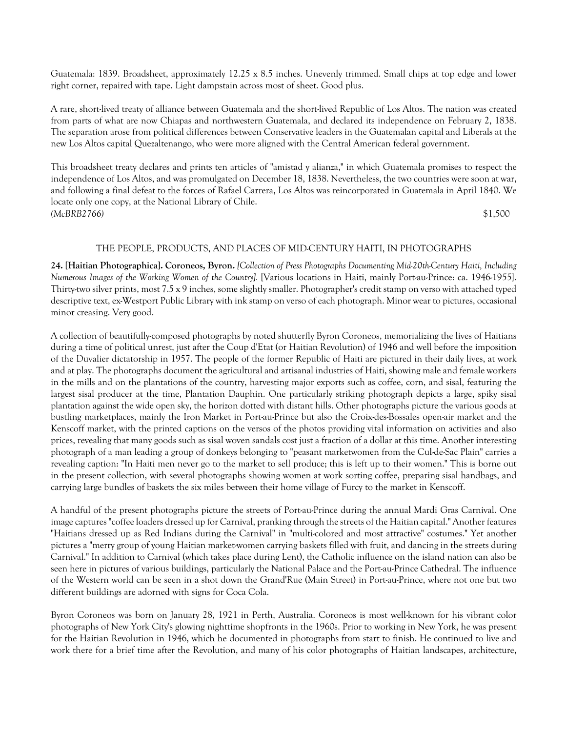Guatemala: 1839. Broadsheet, approximately 12.25 x 8.5 inches. Unevenly trimmed. Small chips at top edge and lower right corner, repaired with tape. Light dampstain across most of sheet. Good plus.

A rare, short-lived treaty of alliance between Guatemala and the short-lived Republic of Los Altos. The nation was created from parts of what are now Chiapas and northwestern Guatemala, and declared its independence on February 2, 1838. The separation arose from political differences between Conservative leaders in the Guatemalan capital and Liberals at the new Los Altos capital Quezaltenango, who were more aligned with the Central American federal government.

This broadsheet treaty declares and prints ten articles of "amistad y alianza," in which Guatemala promises to respect the independence of Los Altos, and was promulgated on December 18, 1838. Nevertheless, the two countries were soon at war, and following a final defeat to the forces of Rafael Carrera, Los Altos was reincorporated in Guatemala in April 1840. We locate only one copy, at the National Library of Chile.

*(McBRB2766)* $1,500

## THE PEOPLE, PRODUCTS, AND PLACES OF MID-CENTURY HAITI, IN PHOTOGRAPHS

**24. [Haitian Photographica]. Coroneos, Byron.** *[Collection of Press Photographs Documenting Mid-20th-Century Haiti, Including Numerous Images of the Working Women of the Country].* [Various locations in Haiti, mainly Port-au-Prince: ca. 1946-1955]. Thirty-two silver prints, most 7.5 x 9 inches, some slightly smaller. Photographer's credit stamp on verso with attached typed descriptive text, ex-Westport Public Library with ink stamp on verso of each photograph. Minor wear to pictures, occasional minor creasing. Very good.

A collection of beautifully-composed photographs by noted shutterfly Byron Coroneos, memorializing the lives of Haitians during a time of political unrest, just after the Coup d'Etat (or Haitian Revolution) of 1946 and well before the imposition of the Duvalier dictatorship in 1957. The people of the former Republic of Haiti are pictured in their daily lives, at work and at play. The photographs document the agricultural and artisanal industries of Haiti, showing male and female workers in the mills and on the plantations of the country, harvesting major exports such as coffee, corn, and sisal, featuring the largest sisal producer at the time, Plantation Dauphin. One particularly striking photograph depicts a large, spiky sisal plantation against the wide open sky, the horizon dotted with distant hills. Other photographs picture the various goods at bustling marketplaces, mainly the Iron Market in Port-au-Prince but also the Croix-des-Bossales open-air market and the Kenscoff market, with the printed captions on the versos of the photos providing vital information on activities and also prices, revealing that many goods such as sisal woven sandals cost just a fraction of a dollar at this time. Another interesting photograph of a man leading a group of donkeys belonging to "peasant marketwomen from the Cul-de-Sac Plain" carries a revealing caption: "In Haiti men never go to the market to sell produce; this is left up to their women." This is borne out in the present collection, with several photographs showing women at work sorting coffee, preparing sisal handbags, and carrying large bundles of baskets the six miles between their home village of Furcy to the market in Kenscoff.

A handful of the present photographs picture the streets of Port-au-Prince during the annual Mardi Gras Carnival. One image captures "coffee loaders dressed up for Carnival, pranking through the streets of the Haitian capital." Another features "Haitians dressed up as Red Indians during the Carnival" in "multi-colored and most attractive" costumes." Yet another pictures a "merry group of young Haitian market-women carrying baskets filled with fruit, and dancing in the streets during Carnival." In addition to Carnival (which takes place during Lent), the Catholic influence on the island nation can also be seen here in pictures of various buildings, particularly the National Palace and the Port-au-Prince Cathedral. The influence of the Western world can be seen in a shot down the Grand'Rue (Main Street) in Port-au-Prince, where not one but two different buildings are adorned with signs for Coca Cola.

Byron Coroneos was born on January 28, 1921 in Perth, Australia. Coroneos is most well-known for his vibrant color photographs of New York City's glowing nighttime shopfronts in the 1960s. Prior to working in New York, he was present for the Haitian Revolution in 1946, which he documented in photographs from start to finish. He continued to live and work there for a brief time after the Revolution, and many of his color photographs of Haitian landscapes, architecture,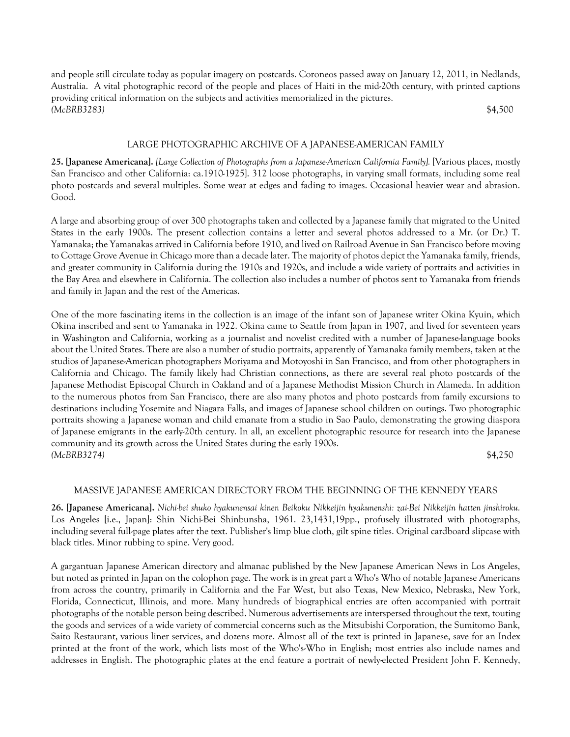and people still circulate today as popular imagery on postcards. Coroneos passed away on January 12, 2011, in Nedlands, Australia. A vital photographic record of the people and places of Haiti in the mid-20th century, with printed captions providing critical information on the subjects and activities memorialized in the pictures.
*(McBRB3283)* $4,500

## LARGE PHOTOGRAPHIC ARCHIVE OF A JAPANESE-AMERICAN FAMILY

**25. [Japanese Americana].** *[Large Collection of Photographs from a Japanese-American California Family].* [Various places, mostly San Francisco and other California: ca.1910-1925]. 312 loose photographs, in varying small formats, including some real photo postcards and several multiples. Some wear at edges and fading to images. Occasional heavier wear and abrasion. Good.

A large and absorbing group of over 300 photographs taken and collected by a Japanese family that migrated to the United States in the early 1900s. The present collection contains a letter and several photos addressed to a Mr. (or Dr.) T. Yamanaka; the Yamanakas arrived in California before 1910, and lived on Railroad Avenue in San Francisco before moving to Cottage Grove Avenue in Chicago more than a decade later. The majority of photos depict the Yamanaka family, friends, and greater community in California during the 1910s and 1920s, and include a wide variety of portraits and activities in the Bay Area and elsewhere in California. The collection also includes a number of photos sent to Yamanaka from friends and family in Japan and the rest of the Americas.

One of the more fascinating items in the collection is an image of the infant son of Japanese writer Okina Kyuin, which Okina inscribed and sent to Yamanaka in 1922. Okina came to Seattle from Japan in 1907, and lived for seventeen years in Washington and California, working as a journalist and novelist credited with a number of Japanese-language books about the United States. There are also a number of studio portraits, apparently of Yamanaka family members, taken at the studios of Japanese-American photographers Moriyama and Motoyoshi in San Francisco, and from other photographers in California and Chicago. The family likely had Christian connections, as there are several real photo postcards of the Japanese Methodist Episcopal Church in Oakland and of a Japanese Methodist Mission Church in Alameda. In addition to the numerous photos from San Francisco, there are also many photos and photo postcards from family excursions to destinations including Yosemite and Niagara Falls, and images of Japanese school children on outings. Two photographic portraits showing a Japanese woman and child emanate from a studio in Sao Paulo, demonstrating the growing diaspora of Japanese emigrants in the early-20th century. In all, an excellent photographic resource for research into the Japanese community and its growth across the United States during the early 1900s.
*(McBRB3274)* $4,250

## MASSIVE JAPANESE AMERICAN DIRECTORY FROM THE BEGINNING OF THE KENNEDY YEARS

**26. [Japanese Americana].** *Nichi-bei shuko hyakunensai kinen Beikoku Nikkeijin hyakunenshi: zai-Bei Nikkeijin hatten jinshiroku.* Los Angeles [i.e., Japan]: Shin Nichi-Bei Shinbunsha, 1961. 23,1431,19pp., profusely illustrated with photographs, including several full-page plates after the text. Publisher's limp blue cloth, gilt spine titles. Original cardboard slipcase with black titles. Minor rubbing to spine. Very good.

A gargantuan Japanese American directory and almanac published by the New Japanese American News in Los Angeles, but noted as printed in Japan on the colophon page. The work is in great part a Who's Who of notable Japanese Americans from across the country, primarily in California and the Far West, but also Texas, New Mexico, Nebraska, New York, Florida, Connecticut, Illinois, and more. Many hundreds of biographical entries are often accompanied with portrait photographs of the notable person being described. Numerous advertisements are interspersed throughout the text, touting the goods and services of a wide variety of commercial concerns such as the Mitsubishi Corporation, the Sumitomo Bank, Saito Restaurant, various liner services, and dozens more. Almost all of the text is printed in Japanese, save for an Index printed at the front of the work, which lists most of the Who's-Who in English; most entries also include names and addresses in English. The photographic plates at the end feature a portrait of newly-elected President John F. Kennedy,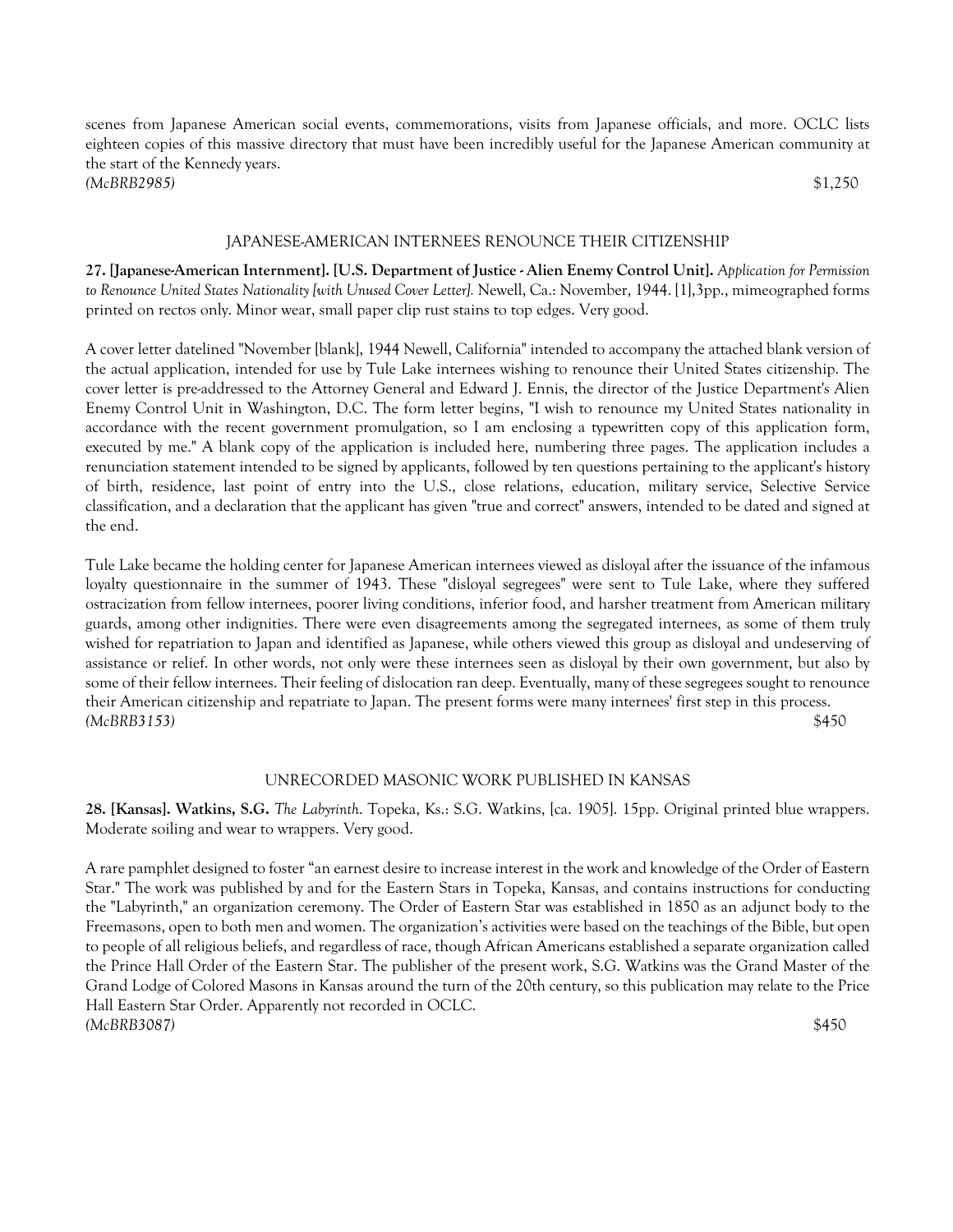scenes from Japanese American social events, commemorations, visits from Japanese officials, and more. OCLC lists eighteen copies of this massive directory that must have been incredibly useful for the Japanese American community at the start of the Kennedy years.

*(McBRB2985)* $1,250

## JAPANESE-AMERICAN INTERNEES RENOUNCE THEIR CITIZENSHIP

**27. [Japanese-American Internment]. [U.S. Department of Justice - Alien Enemy Control Unit].** *Application for Permission to Renounce United States Nationality [with Unused Cover Letter].* Newell, Ca.: November, 1944. [1],3pp., mimeographed forms printed on rectos only. Minor wear, small paper clip rust stains to top edges. Very good.

A cover letter datelined "November [blank], 1944 Newell, California" intended to accompany the attached blank version of the actual application, intended for use by Tule Lake internees wishing to renounce their United States citizenship. The cover letter is pre-addressed to the Attorney General and Edward J. Ennis, the director of the Justice Department's Alien Enemy Control Unit in Washington, D.C. The form letter begins, "I wish to renounce my United States nationality in accordance with the recent government promulgation, so I am enclosing a typewritten copy of this application form, executed by me." A blank copy of the application is included here, numbering three pages. The application includes a renunciation statement intended to be signed by applicants, followed by ten questions pertaining to the applicant's history of birth, residence, last point of entry into the U.S., close relations, education, military service, Selective Service classification, and a declaration that the applicant has given "true and correct" answers, intended to be dated and signed at the end.

Tule Lake became the holding center for Japanese American internees viewed as disloyal after the issuance of the infamous loyalty questionnaire in the summer of 1943. These "disloyal segregees" were sent to Tule Lake, where they suffered ostracization from fellow internees, poorer living conditions, inferior food, and harsher treatment from American military guards, among other indignities. There were even disagreements among the segregated internees, as some of them truly wished for repatriation to Japan and identified as Japanese, while others viewed this group as disloyal and undeserving of assistance or relief. In other words, not only were these internees seen as disloyal by their own government, but also by some of their fellow internees. Their feeling of dislocation ran deep. Eventually, many of these segregees sought to renounce their American citizenship and repatriate to Japan. The present forms were many internees' first step in this process.

*(McBRB3153)* $450

## UNRECORDED MASONIC WORK PUBLISHED IN KANSAS

**28. [Kansas]. Watkins, S.G.** *The Labyrinth.* Topeka, Ks.: S.G. Watkins, [ca. 1905]. 15pp. Original printed blue wrappers. Moderate soiling and wear to wrappers. Very good.

A rare pamphlet designed to foster "an earnest desire to increase interest in the work and knowledge of the Order of Eastern Star." The work was published by and for the Eastern Stars in Topeka, Kansas, and contains instructions for conducting the "Labyrinth," an organization ceremony. The Order of Eastern Star was established in 1850 as an adjunct body to the Freemasons, open to both men and women. The organization's activities were based on the teachings of the Bible, but open to people of all religious beliefs, and regardless of race, though African Americans established a separate organization called the Prince Hall Order of the Eastern Star. The publisher of the present work, S.G. Watkins was the Grand Master of the Grand Lodge of Colored Masons in Kansas around the turn of the 20th century, so this publication may relate to the Price Hall Eastern Star Order. Apparently not recorded in OCLC.

*(McBRB3087)* $450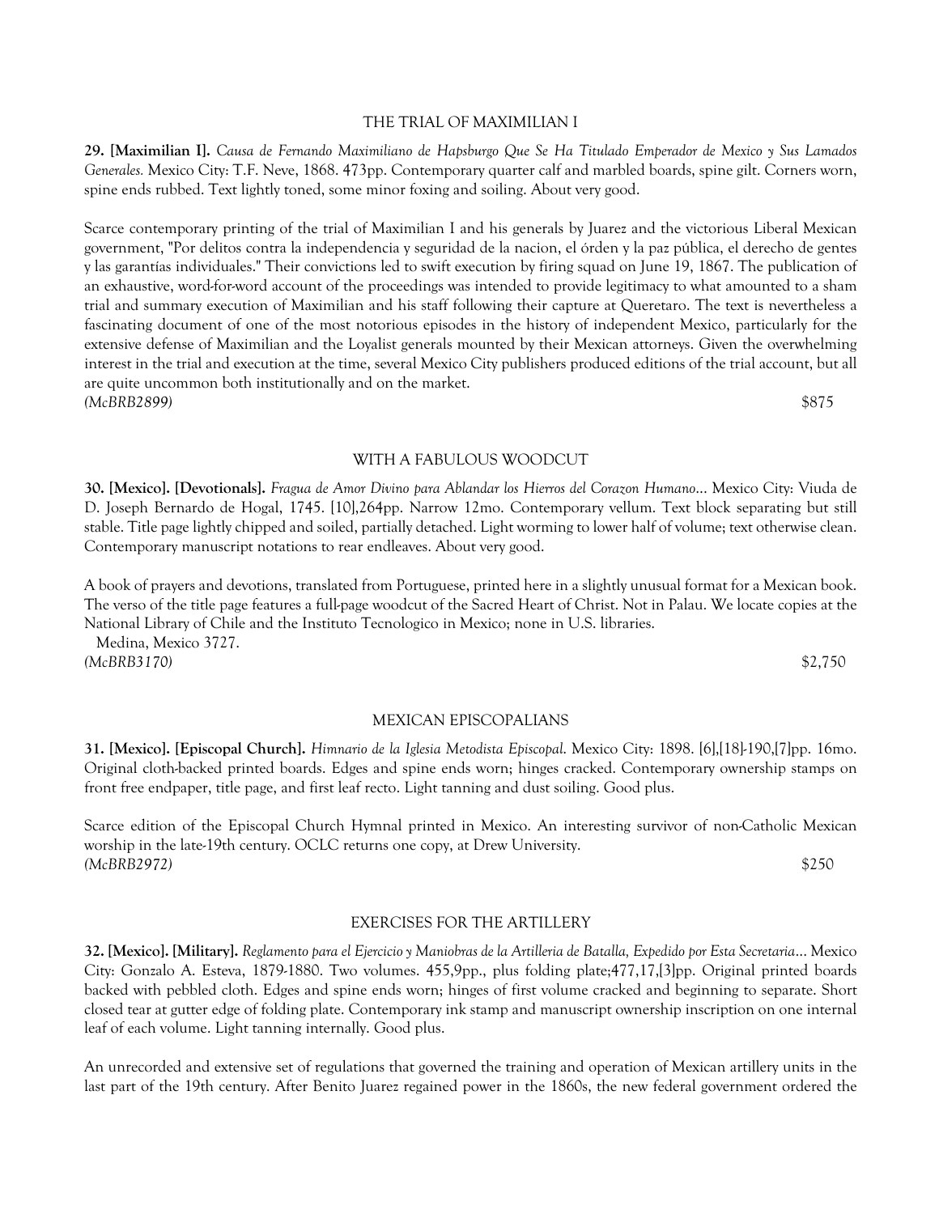### THE TRIAL OF MAXIMILIAN I

**29. [Maximilian I].** *Causa de Fernando Maximiliano de Hapsburgo Que Se Ha Titulado Emperador de Mexico y Sus Lamados Generales.* Mexico City: T.F. Neve, 1868. 473pp. Contemporary quarter calf and marbled boards, spine gilt. Corners worn, spine ends rubbed. Text lightly toned, some minor foxing and soiling. About very good.

Scarce contemporary printing of the trial of Maximilian I and his generals by Juarez and the victorious Liberal Mexican government, "Por delitos contra la independencia y seguridad de la nacion, el órden y la paz pública, el derecho de gentes y las garantías individuales." Their convictions led to swift execution by firing squad on June 19, 1867. The publication of an exhaustive, word-for-word account of the proceedings was intended to provide legitimacy to what amounted to a sham trial and summary execution of Maximilian and his staff following their capture at Queretaro. The text is nevertheless a fascinating document of one of the most notorious episodes in the history of independent Mexico, particularly for the extensive defense of Maximilian and the Loyalist generals mounted by their Mexican attorneys. Given the overwhelming interest in the trial and execution at the time, several Mexico City publishers produced editions of the trial account, but all are quite uncommon both institutionally and on the market.

*(McBRB2899)* $875

### WITH A FABULOUS WOODCUT

**30. [Mexico]. [Devotionals].** *Fragua de Amor Divino para Ablandar los Hierros del Corazon Humano...* Mexico City: Viuda de D. Joseph Bernardo de Hogal, 1745. [10],264pp. Narrow 12mo. Contemporary vellum. Text block separating but still stable. Title page lightly chipped and soiled, partially detached. Light worming to lower half of volume; text otherwise clean. Contemporary manuscript notations to rear endleaves. About very good.

A book of prayers and devotions, translated from Portuguese, printed here in a slightly unusual format for a Mexican book. The verso of the title page features a full-page woodcut of the Sacred Heart of Christ. Not in Palau. We locate copies at the National Library of Chile and the Instituto Tecnologico in Mexico; none in U.S. libraries.

Medina, Mexico 3727.

*(McBRB3170)* $2,750

### MEXICAN EPISCOPALIANS

**31. [Mexico]. [Episcopal Church].** *Himnario de la Iglesia Metodista Episcopal.* Mexico City: 1898. [6],[18]-190,[7]pp. 16mo. Original cloth-backed printed boards. Edges and spine ends worn; hinges cracked. Contemporary ownership stamps on front free endpaper, title page, and first leaf recto. Light tanning and dust soiling. Good plus.

Scarce edition of the Episcopal Church Hymnal printed in Mexico. An interesting survivor of non-Catholic Mexican worship in the late-19th century. OCLC returns one copy, at Drew University.

*(McBRB2972)* $250

### EXERCISES FOR THE ARTILLERY

**32. [Mexico]. [Military].** *Reglamento para el Ejercicio y Maniobras de la Artilleria de Batalla, Expedido por Esta Secretaria...* Mexico City: Gonzalo A. Esteva, 1879-1880. Two volumes. 455,9pp., plus folding plate;477,17,[3]pp. Original printed boards backed with pebbled cloth. Edges and spine ends worn; hinges of first volume cracked and beginning to separate. Short closed tear at gutter edge of folding plate. Contemporary ink stamp and manuscript ownership inscription on one internal leaf of each volume. Light tanning internally. Good plus.

An unrecorded and extensive set of regulations that governed the training and operation of Mexican artillery units in the last part of the 19th century. After Benito Juarez regained power in the 1860s, the new federal government ordered the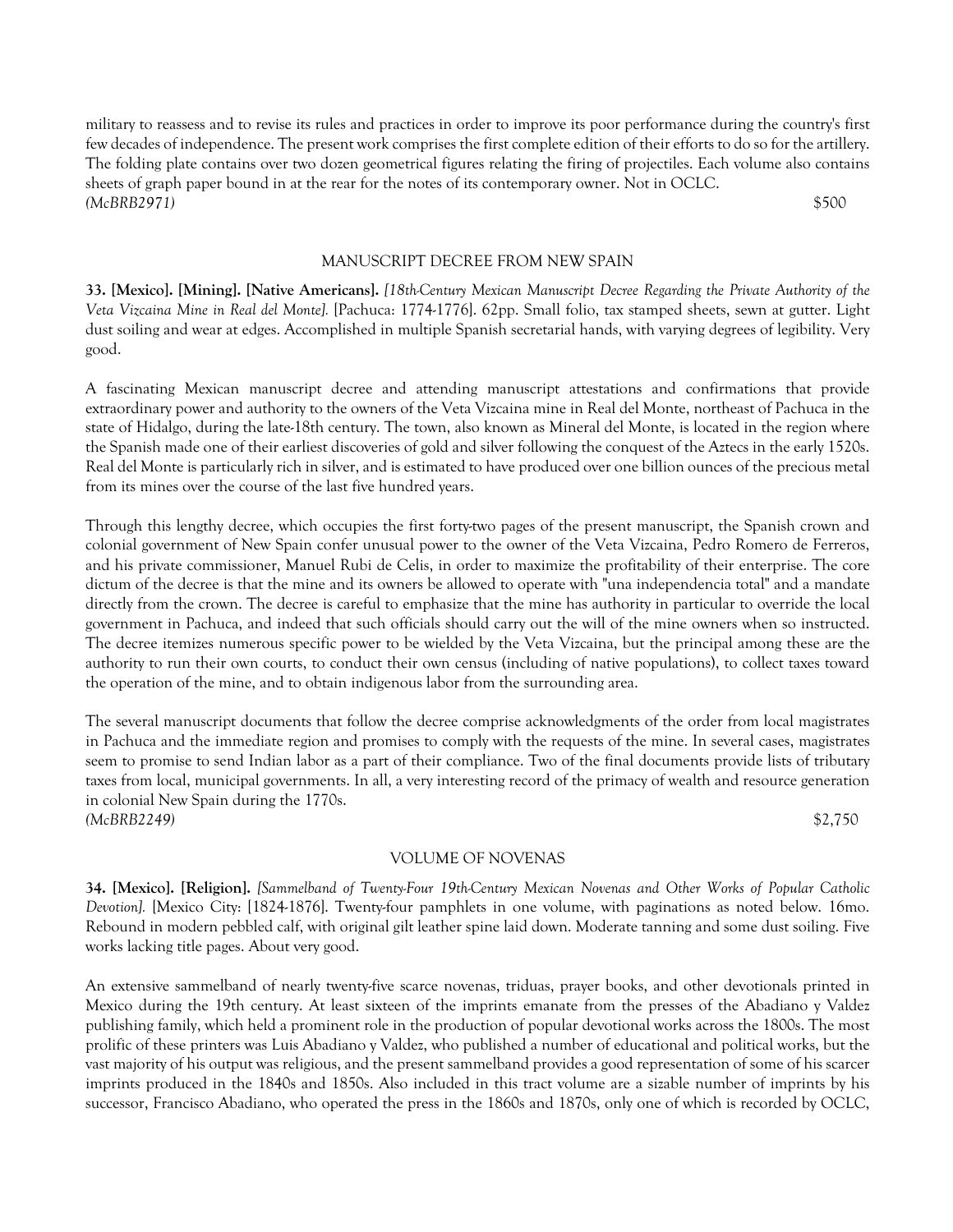military to reassess and to revise its rules and practices in order to improve its poor performance during the country's first few decades of independence. The present work comprises the first complete edition of their efforts to do so for the artillery. The folding plate contains over two dozen geometrical figures relating the firing of projectiles. Each volume also contains sheets of graph paper bound in at the rear for the notes of its contemporary owner. Not in OCLC.
*(McBRB2971)* $500

### MANUSCRIPT DECREE FROM NEW SPAIN

**33. [Mexico]. [Mining]. [Native Americans].** *[18th-Century Mexican Manuscript Decree Regarding the Private Authority of the Veta Vizcaina Mine in Real del Monte].* [Pachuca: 1774-1776]. 62pp. Small folio, tax stamped sheets, sewn at gutter. Light dust soiling and wear at edges. Accomplished in multiple Spanish secretarial hands, with varying degrees of legibility. Very good.

A fascinating Mexican manuscript decree and attending manuscript attestations and confirmations that provide extraordinary power and authority to the owners of the Veta Vizcaina mine in Real del Monte, northeast of Pachuca in the state of Hidalgo, during the late-18th century. The town, also known as Mineral del Monte, is located in the region where the Spanish made one of their earliest discoveries of gold and silver following the conquest of the Aztecs in the early 1520s. Real del Monte is particularly rich in silver, and is estimated to have produced over one billion ounces of the precious metal from its mines over the course of the last five hundred years.

Through this lengthy decree, which occupies the first forty-two pages of the present manuscript, the Spanish crown and colonial government of New Spain confer unusual power to the owner of the Veta Vizcaina, Pedro Romero de Ferreros, and his private commissioner, Manuel Rubi de Celis, in order to maximize the profitability of their enterprise. The core dictum of the decree is that the mine and its owners be allowed to operate with "una independencia total" and a mandate directly from the crown. The decree is careful to emphasize that the mine has authority in particular to override the local government in Pachuca, and indeed that such officials should carry out the will of the mine owners when so instructed. The decree itemizes numerous specific power to be wielded by the Veta Vizcaina, but the principal among these are the authority to run their own courts, to conduct their own census (including of native populations), to collect taxes toward the operation of the mine, and to obtain indigenous labor from the surrounding area.

The several manuscript documents that follow the decree comprise acknowledgments of the order from local magistrates in Pachuca and the immediate region and promises to comply with the requests of the mine. In several cases, magistrates seem to promise to send Indian labor as a part of their compliance. Two of the final documents provide lists of tributary taxes from local, municipal governments. In all, a very interesting record of the primacy of wealth and resource generation in colonial New Spain during the 1770s.
*(McBRB2249)* $2,750

### VOLUME OF NOVENAS

**34. [Mexico]. [Religion].** *[Sammelband of Twenty-Four 19th-Century Mexican Novenas and Other Works of Popular Catholic Devotion].* [Mexico City: [1824-1876]. Twenty-four pamphlets in one volume, with paginations as noted below. 16mo. Rebound in modern pebbled calf, with original gilt leather spine laid down. Moderate tanning and some dust soiling. Five works lacking title pages. About very good.

An extensive sammelband of nearly twenty-five scarce novenas, triduas, prayer books, and other devotionals printed in Mexico during the 19th century. At least sixteen of the imprints emanate from the presses of the Abadiano y Valdez publishing family, which held a prominent role in the production of popular devotional works across the 1800s. The most prolific of these printers was Luis Abadiano y Valdez, who published a number of educational and political works, but the vast majority of his output was religious, and the present sammelband provides a good representation of some of his scarcer imprints produced in the 1840s and 1850s. Also included in this tract volume are a sizable number of imprints by his successor, Francisco Abadiano, who operated the press in the 1860s and 1870s, only one of which is recorded by OCLC,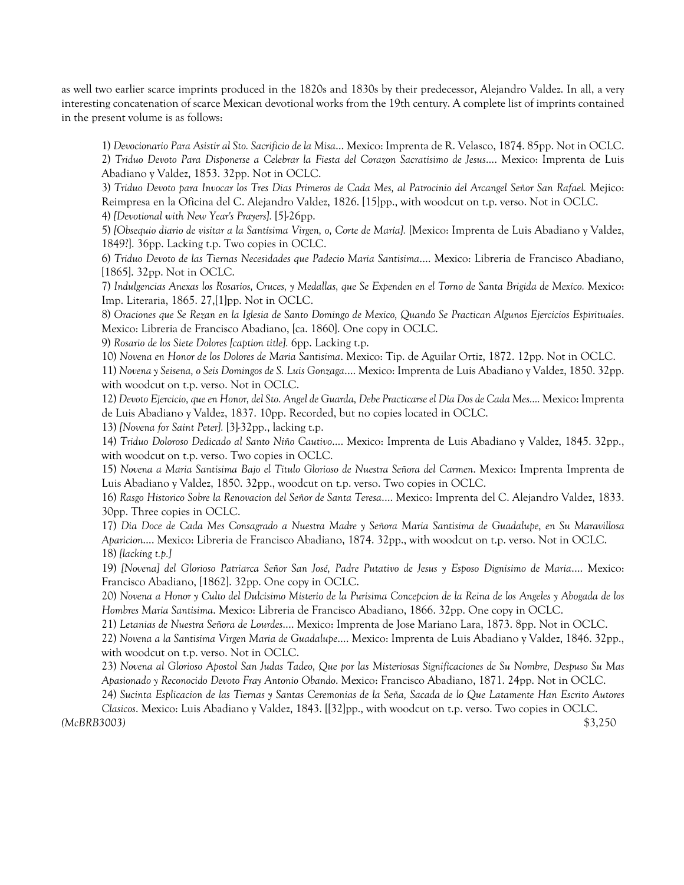as well two earlier scarce imprints produced in the 1820s and 1830s by their predecessor, Alejandro Valdez. In all, a very interesting concatenation of scarce Mexican devotional works from the 19th century. A complete list of imprints contained in the present volume is as follows:

1) *Devocionario Para Asistir al Sto. Sacrificio de la Misa*... Mexico: Imprenta de R. Velasco, 1874. 85pp. Not in OCLC.
2) *Triduo Devoto Para Disponerse a Celebrar la Fiesta del Corazon Sacratisimo de Jesus*.... Mexico: Imprenta de Luis Abadiano y Valdez, 1853. 32pp. Not in OCLC.
3) *Triduo Devoto para Invocar los Tres Dias Primeros de Cada Mes, al Patrocinio del Arcangel Señor San Rafael.* Mejico: Reimpresa en la Oficina del C. Alejandro Valdez, 1826. [15]pp., with woodcut on t.p. verso. Not in OCLC.
4) *[Devotional with New Year's Prayers].* [5]-26pp.
5) *[Obsequio diario de visitar a la Santísima Virgen, o, Corte de María].* [Mexico: Imprenta de Luis Abadiano y Valdez, 1849?]. 36pp. Lacking t.p. Two copies in OCLC.
6) *Triduo Devoto de las Tiernas Necesidades que Padecio Maria Santisima*.... Mexico: Libreria de Francisco Abadiano, [1865]. 32pp. Not in OCLC.
7) *Indulgencias Anexas los Rosarios, Cruces, y Medallas, que Se Expenden en el Torno de Santa Brigida de Mexico.* Mexico: Imp. Literaria, 1865. 27,[1]pp. Not in OCLC.
8) *Oraciones que Se Rezan en la Iglesia de Santo Domingo de Mexico, Quando Se Practican Algunos Ejercicios Espirituales*. Mexico: Libreria de Francisco Abadiano, [ca. 1860]. One copy in OCLC.
9) *Rosario de los Siete Dolores [caption title].* 6pp. Lacking t.p.
10) *Novena en Honor de los Dolores de Maria Santisima*. Mexico: Tip. de Aguilar Ortiz, 1872. 12pp. Not in OCLC.
11) *Novena y Seisena, o Seis Domingos de S. Luis Gonzaga*.... Mexico: Imprenta de Luis Abadiano y Valdez, 1850. 32pp. with woodcut on t.p. verso. Not in OCLC.
12) *Devoto Ejercicio, que en Honor, del Sto. Angel de Guarda, Debe Practicarse el Dia Dos de Cada Mes....* Mexico: Imprenta de Luis Abadiano y Valdez, 1837. 10pp. Recorded, but no copies located in OCLC.
13) *[Novena for Saint Peter].* [3]-32pp., lacking t.p.
14) *Triduo Doloroso Dedicado al Santo Niño Cautivo*.... Mexico: Imprenta de Luis Abadiano y Valdez, 1845. 32pp., with woodcut on t.p. verso. Two copies in OCLC.
15) *Novena a Maria Santisima Bajo el Titulo Glorioso de Nuestra Señora del Carmen*. Mexico: Imprenta Imprenta de Luis Abadiano y Valdez, 1850. 32pp., woodcut on t.p. verso. Two copies in OCLC.
16) *Rasgo Historico Sobre la Renovacion del Señor de Santa Teresa*.... Mexico: Imprenta del C. Alejandro Valdez, 1833. 30pp. Three copies in OCLC.
17) *Dia Doce de Cada Mes Consagrado a Nuestra Madre y Señora Maria Santisima de Guadalupe, en Su Maravillosa Aparicion*.... Mexico: Libreria de Francisco Abadiano, 1874. 32pp., with woodcut on t.p. verso. Not in OCLC.
18) *[lacking t.p.]*
19) *[Novena] del Glorioso Patriarca Señor San José, Padre Putativo de Jesus y Esposo Dignisimo de Maria*.... Mexico: Francisco Abadiano, [1862]. 32pp. One copy in OCLC.
20) *Novena a Honor y Culto del Dulcisimo Misterio de la Purisima Concepcion de la Reina de los Angeles y Abogada de los Hombres Maria Santisima*. Mexico: Libreria de Francisco Abadiano, 1866. 32pp. One copy in OCLC.
21) *Letanias de Nuestra Señora de Lourdes*.... Mexico: Imprenta de Jose Mariano Lara, 1873. 8pp. Not in OCLC.
22) *Novena a la Santisima Virgen Maria de Guadalupe*.... Mexico: Imprenta de Luis Abadiano y Valdez, 1846. 32pp., with woodcut on t.p. verso. Not in OCLC.
23) *Novena al Glorioso Apostol San Judas Tadeo, Que por las Misteriosas Significaciones de Su Nombre, Despuso Su Mas Apasionado y Reconocido Devoto Fray Antonio Obando*. Mexico: Francisco Abadiano, 1871. 24pp. Not in OCLC.
24) *Sucinta Esplicacion de las Tiernas y Santas Ceremonias de la Seña, Sacada de lo Que Latamente Han Escrito Autores Clasicos*. Mexico: Luis Abadiano y Valdez, 1843. [[32]pp., with woodcut on t.p. verso. Two copies in OCLC.

*(McBRB3003)* $3,250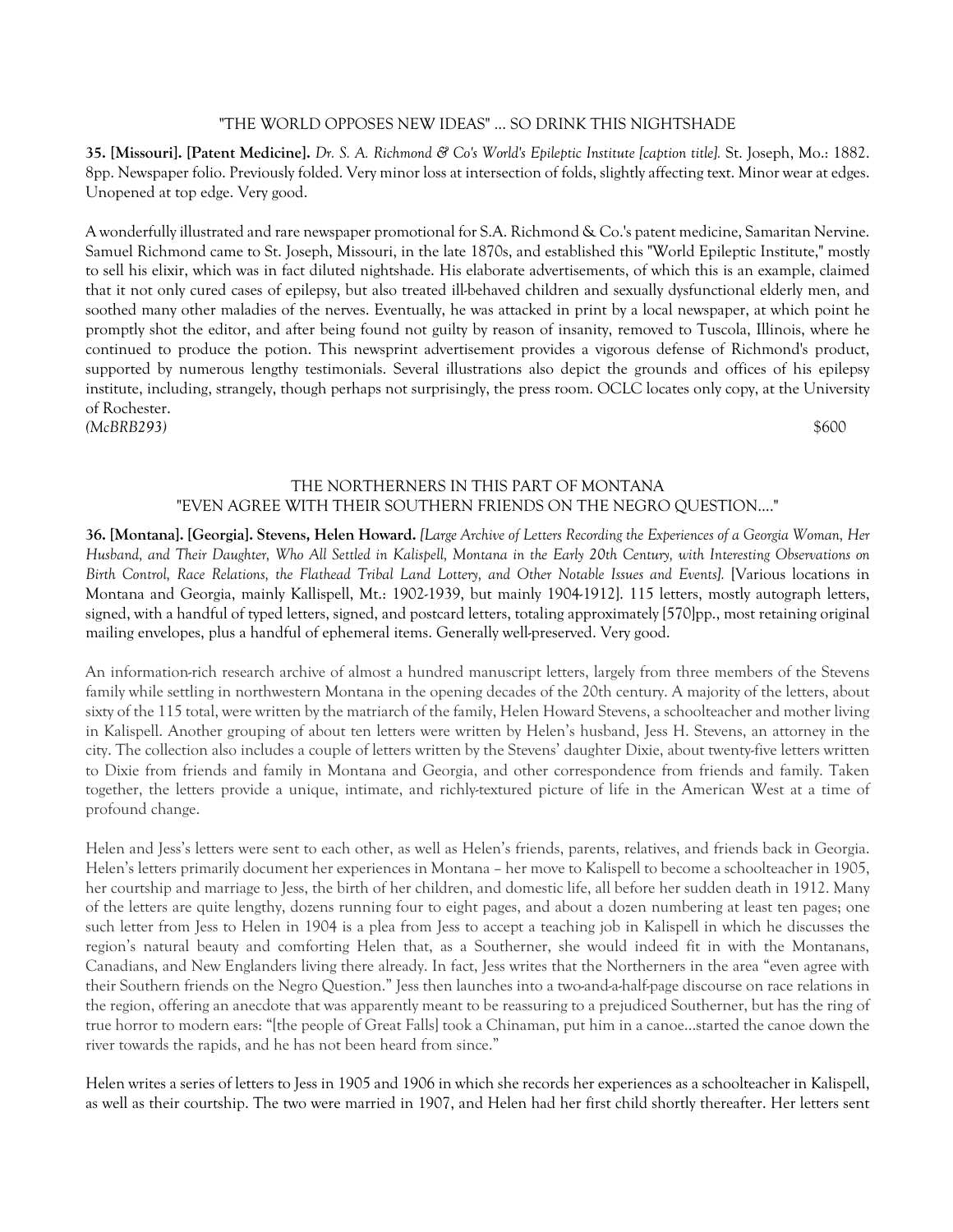"THE WORLD OPPOSES NEW IDEAS" ... SO DRINK THIS NIGHTSHADE

**35. [Missouri]. [Patent Medicine].** *Dr. S. A. Richmond & Co's World's Epileptic Institute [caption title].* St. Joseph, Mo.: 1882. 8pp. Newspaper folio. Previously folded. Very minor loss at intersection of folds, slightly affecting text. Minor wear at edges. Unopened at top edge. Very good.

A wonderfully illustrated and rare newspaper promotional for S.A. Richmond & Co.'s patent medicine, Samaritan Nervine. Samuel Richmond came to St. Joseph, Missouri, in the late 1870s, and established this "World Epileptic Institute," mostly to sell his elixir, which was in fact diluted nightshade. His elaborate advertisements, of which this is an example, claimed that it not only cured cases of epilepsy, but also treated ill-behaved children and sexually dysfunctional elderly men, and soothed many other maladies of the nerves. Eventually, he was attacked in print by a local newspaper, at which point he promptly shot the editor, and after being found not guilty by reason of insanity, removed to Tuscola, Illinois, where he continued to produce the potion. This newsprint advertisement provides a vigorous defense of Richmond's product, supported by numerous lengthy testimonials. Several illustrations also depict the grounds and offices of his epilepsy institute, including, strangely, though perhaps not surprisingly, the press room. OCLC locates only copy, at the University of Rochester.

*(McBRB293)* $600

THE NORTHERNERS IN THIS PART OF MONTANA
"EVEN AGREE WITH THEIR SOUTHERN FRIENDS ON THE NEGRO QUESTION...."

**36. [Montana]. [Georgia]. Stevens, Helen Howard.** *[Large Archive of Letters Recording the Experiences of a Georgia Woman, Her Husband, and Their Daughter, Who All Settled in Kalispell, Montana in the Early 20th Century, with Interesting Observations on Birth Control, Race Relations, the Flathead Tribal Land Lottery, and Other Notable Issues and Events].* [Various locations in Montana and Georgia, mainly Kallispell, Mt.: 1902-1939, but mainly 1904-1912]. 115 letters, mostly autograph letters, signed, with a handful of typed letters, signed, and postcard letters, totaling approximately [570]pp., most retaining original mailing envelopes, plus a handful of ephemeral items. Generally well-preserved. Very good.

An information-rich research archive of almost a hundred manuscript letters, largely from three members of the Stevens family while settling in northwestern Montana in the opening decades of the 20th century. A majority of the letters, about sixty of the 115 total, were written by the matriarch of the family, Helen Howard Stevens, a schoolteacher and mother living in Kalispell. Another grouping of about ten letters were written by Helen's husband, Jess H. Stevens, an attorney in the city. The collection also includes a couple of letters written by the Stevens' daughter Dixie, about twenty-five letters written to Dixie from friends and family in Montana and Georgia, and other correspondence from friends and family. Taken together, the letters provide a unique, intimate, and richly-textured picture of life in the American West at a time of profound change.

Helen and Jess's letters were sent to each other, as well as Helen's friends, parents, relatives, and friends back in Georgia. Helen's letters primarily document her experiences in Montana – her move to Kalispell to become a schoolteacher in 1905, her courtship and marriage to Jess, the birth of her children, and domestic life, all before her sudden death in 1912. Many of the letters are quite lengthy, dozens running four to eight pages, and about a dozen numbering at least ten pages; one such letter from Jess to Helen in 1904 is a plea from Jess to accept a teaching job in Kalispell in which he discusses the region's natural beauty and comforting Helen that, as a Southerner, she would indeed fit in with the Montanans, Canadians, and New Englanders living there already. In fact, Jess writes that the Northerners in the area "even agree with their Southern friends on the Negro Question." Jess then launches into a two-and-a-half-page discourse on race relations in the region, offering an anecdote that was apparently meant to be reassuring to a prejudiced Southerner, but has the ring of true horror to modern ears: "[the people of Great Falls] took a Chinaman, put him in a canoe...started the canoe down the river towards the rapids, and he has not been heard from since."

Helen writes a series of letters to Jess in 1905 and 1906 in which she records her experiences as a schoolteacher in Kalispell, as well as their courtship. The two were married in 1907, and Helen had her first child shortly thereafter. Her letters sent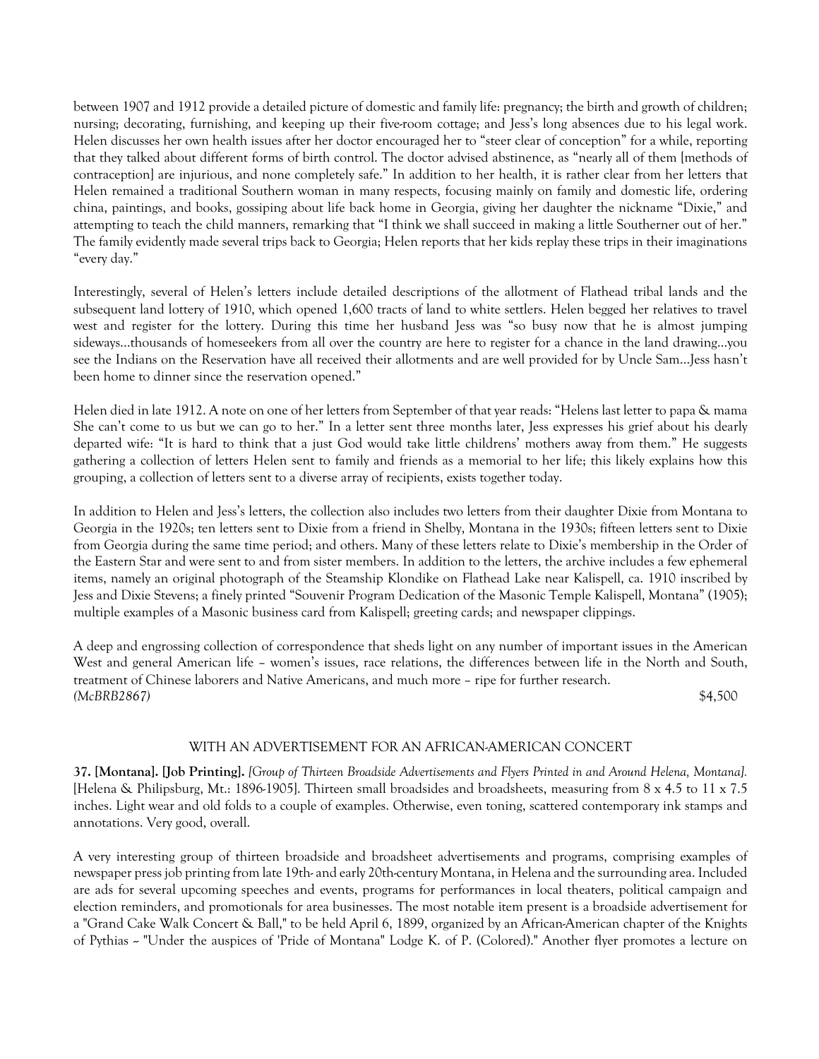between 1907 and 1912 provide a detailed picture of domestic and family life: pregnancy; the birth and growth of children; nursing; decorating, furnishing, and keeping up their five-room cottage; and Jess's long absences due to his legal work. Helen discusses her own health issues after her doctor encouraged her to "steer clear of conception" for a while, reporting that they talked about different forms of birth control. The doctor advised abstinence, as "nearly all of them [methods of contraception] are injurious, and none completely safe." In addition to her health, it is rather clear from her letters that Helen remained a traditional Southern woman in many respects, focusing mainly on family and domestic life, ordering china, paintings, and books, gossiping about life back home in Georgia, giving her daughter the nickname "Dixie," and attempting to teach the child manners, remarking that "I think we shall succeed in making a little Southerner out of her." The family evidently made several trips back to Georgia; Helen reports that her kids replay these trips in their imaginations "every day."

Interestingly, several of Helen's letters include detailed descriptions of the allotment of Flathead tribal lands and the subsequent land lottery of 1910, which opened 1,600 tracts of land to white settlers. Helen begged her relatives to travel west and register for the lottery. During this time her husband Jess was "so busy now that he is almost jumping sideways...thousands of homeseekers from all over the country are here to register for a chance in the land drawing...you see the Indians on the Reservation have all received their allotments and are well provided for by Uncle Sam...Jess hasn't been home to dinner since the reservation opened."

Helen died in late 1912. A note on one of her letters from September of that year reads: "Helens last letter to papa & mama She can't come to us but we can go to her." In a letter sent three months later, Jess expresses his grief about his dearly departed wife: "It is hard to think that a just God would take little childrens' mothers away from them." He suggests gathering a collection of letters Helen sent to family and friends as a memorial to her life; this likely explains how this grouping, a collection of letters sent to a diverse array of recipients, exists together today.

In addition to Helen and Jess's letters, the collection also includes two letters from their daughter Dixie from Montana to Georgia in the 1920s; ten letters sent to Dixie from a friend in Shelby, Montana in the 1930s; fifteen letters sent to Dixie from Georgia during the same time period; and others. Many of these letters relate to Dixie's membership in the Order of the Eastern Star and were sent to and from sister members. In addition to the letters, the archive includes a few ephemeral items, namely an original photograph of the Steamship Klondike on Flathead Lake near Kalispell, ca. 1910 inscribed by Jess and Dixie Stevens; a finely printed "Souvenir Program Dedication of the Masonic Temple Kalispell, Montana" (1905); multiple examples of a Masonic business card from Kalispell; greeting cards; and newspaper clippings.

A deep and engrossing collection of correspondence that sheds light on any number of important issues in the American West and general American life – women's issues, race relations, the differences between life in the North and South, treatment of Chinese laborers and Native Americans, and much more – ripe for further research.
*(McBRB2867)* $4,500

WITH AN ADVERTISEMENT FOR AN AFRICAN-AMERICAN CONCERT

**37. [Montana]. [Job Printing].** *[Group of Thirteen Broadside Advertisements and Flyers Printed in and Around Helena, Montana].* [Helena & Philipsburg, Mt.: 1896-1905]. Thirteen small broadsides and broadsheets, measuring from 8 x 4.5 to 11 x 7.5 inches. Light wear and old folds to a couple of examples. Otherwise, even toning, scattered contemporary ink stamps and annotations. Very good, overall.

A very interesting group of thirteen broadside and broadsheet advertisements and programs, comprising examples of newspaper press job printing from late 19th- and early 20th-century Montana, in Helena and the surrounding area. Included are ads for several upcoming speeches and events, programs for performances in local theaters, political campaign and election reminders, and promotionals for area businesses. The most notable item present is a broadside advertisement for a "Grand Cake Walk Concert & Ball," to be held April 6, 1899, organized by an African-American chapter of the Knights of Pythias -- "Under the auspices of 'Pride of Montana" Lodge K. of P. (Colored)." Another flyer promotes a lecture on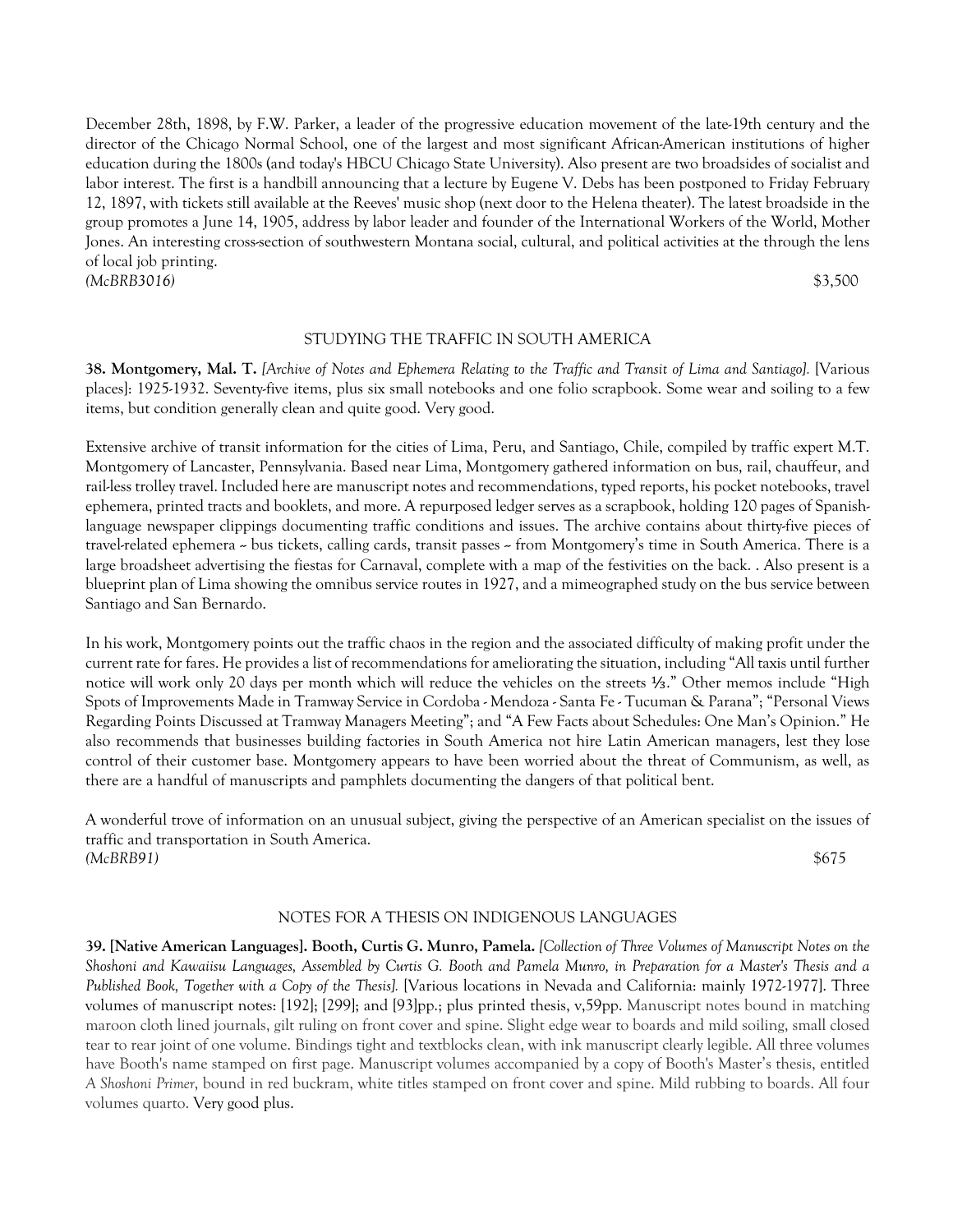December 28th, 1898, by F.W. Parker, a leader of the progressive education movement of the late-19th century and the director of the Chicago Normal School, one of the largest and most significant African-American institutions of higher education during the 1800s (and today's HBCU Chicago State University). Also present are two broadsides of socialist and labor interest. The first is a handbill announcing that a lecture by Eugene V. Debs has been postponed to Friday February 12, 1897, with tickets still available at the Reeves' music shop (next door to the Helena theater). The latest broadside in the group promotes a June 14, 1905, address by labor leader and founder of the International Workers of the World, Mother Jones. An interesting cross-section of southwestern Montana social, cultural, and political activities at the through the lens of local job printing.

*(McBRB3016)* $3,500

STUDYING THE TRAFFIC IN SOUTH AMERICA

**38. Montgomery, Mal. T.** *[Archive of Notes and Ephemera Relating to the Traffic and Transit of Lima and Santiago].* [Various places]: 1925-1932. Seventy-five items, plus six small notebooks and one folio scrapbook. Some wear and soiling to a few items, but condition generally clean and quite good. Very good.

Extensive archive of transit information for the cities of Lima, Peru, and Santiago, Chile, compiled by traffic expert M.T. Montgomery of Lancaster, Pennsylvania. Based near Lima, Montgomery gathered information on bus, rail, chauffeur, and rail-less trolley travel. Included here are manuscript notes and recommendations, typed reports, his pocket notebooks, travel ephemera, printed tracts and booklets, and more. A repurposed ledger serves as a scrapbook, holding 120 pages of Spanish-language newspaper clippings documenting traffic conditions and issues. The archive contains about thirty-five pieces of travel-related ephemera ~ bus tickets, calling cards, transit passes ~ from Montgomery's time in South America. There is a large broadsheet advertising the fiestas for Carnaval, complete with a map of the festivities on the back. . Also present is a blueprint plan of Lima showing the omnibus service routes in 1927, and a mimeographed study on the bus service between Santiago and San Bernardo.

In his work, Montgomery points out the traffic chaos in the region and the associated difficulty of making profit under the current rate for fares. He provides a list of recommendations for ameliorating the situation, including "All taxis until further notice will work only 20 days per month which will reduce the vehicles on the streets ⅓." Other memos include "High Spots of Improvements Made in Tramway Service in Cordoba - Mendoza - Santa Fe - Tucuman & Parana"; "Personal Views Regarding Points Discussed at Tramway Managers Meeting"; and "A Few Facts about Schedules: One Man's Opinion." He also recommends that businesses building factories in South America not hire Latin American managers, lest they lose control of their customer base. Montgomery appears to have been worried about the threat of Communism, as well, as there are a handful of manuscripts and pamphlets documenting the dangers of that political bent.

A wonderful trove of information on an unusual subject, giving the perspective of an American specialist on the issues of traffic and transportation in South America.

*(McBRB91)* $675

NOTES FOR A THESIS ON INDIGENOUS LANGUAGES

**39. [Native American Languages]. Booth, Curtis G. Munro, Pamela.** *[Collection of Three Volumes of Manuscript Notes on the Shoshoni and Kawaiisu Languages, Assembled by Curtis G. Booth and Pamela Munro, in Preparation for a Master's Thesis and a Published Book, Together with a Copy of the Thesis].* [Various locations in Nevada and California: mainly 1972-1977]. Three volumes of manuscript notes: [192]; [299]; and [93]pp.; plus printed thesis, v,59pp. Manuscript notes bound in matching maroon cloth lined journals, gilt ruling on front cover and spine. Slight edge wear to boards and mild soiling, small closed tear to rear joint of one volume. Bindings tight and textblocks clean, with ink manuscript clearly legible. All three volumes have Booth's name stamped on first page. Manuscript volumes accompanied by a copy of Booth's Master's thesis, entitled *A Shoshoni Primer*, bound in red buckram, white titles stamped on front cover and spine. Mild rubbing to boards. All four volumes quarto. Very good plus.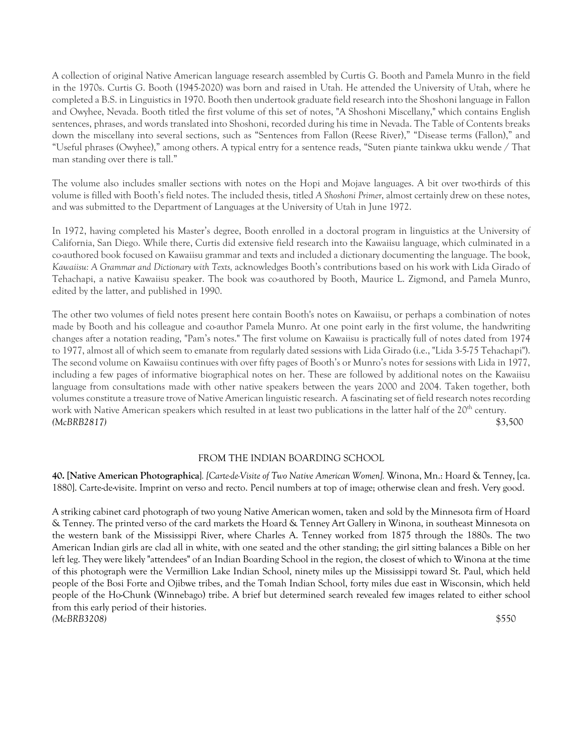A collection of original Native American language research assembled by Curtis G. Booth and Pamela Munro in the field in the 1970s. Curtis G. Booth (1945-2020) was born and raised in Utah. He attended the University of Utah, where he completed a B.S. in Linguistics in 1970. Booth then undertook graduate field research into the Shoshoni language in Fallon and Owyhee, Nevada. Booth titled the first volume of this set of notes, "A Shoshoni Miscellany," which contains English sentences, phrases, and words translated into Shoshoni, recorded during his time in Nevada. The Table of Contents breaks down the miscellany into several sections, such as "Sentences from Fallon (Reese River)," "Disease terms (Fallon)," and "Useful phrases (Owyhee)," among others. A typical entry for a sentence reads, "Suten piante tainkwa ukku wende / That man standing over there is tall."

The volume also includes smaller sections with notes on the Hopi and Mojave languages. A bit over two-thirds of this volume is filled with Booth's field notes. The included thesis, titled *A Shoshoni Primer*, almost certainly drew on these notes, and was submitted to the Department of Languages at the University of Utah in June 1972.

In 1972, having completed his Master's degree, Booth enrolled in a doctoral program in linguistics at the University of California, San Diego. While there, Curtis did extensive field research into the Kawaiisu language, which culminated in a co-authored book focused on Kawaiisu grammar and texts and included a dictionary documenting the language. The book, *Kawaiisu: A Grammar and Dictionary with Texts,* acknowledges Booth's contributions based on his work with Lida Girado of Tehachapi, a native Kawaiisu speaker. The book was co-authored by Booth, Maurice L. Zigmond, and Pamela Munro, edited by the latter, and published in 1990.

The other two volumes of field notes present here contain Booth's notes on Kawaiisu, or perhaps a combination of notes made by Booth and his colleague and co-author Pamela Munro. At one point early in the first volume, the handwriting changes after a notation reading, "Pam's notes." The first volume on Kawaiisu is practically full of notes dated from 1974 to 1977, almost all of which seem to emanate from regularly dated sessions with Lida Girado (i.e., "Lida 3-5-75 Tehachapi"). The second volume on Kawaiisu continues with over fifty pages of Booth's or Munro's notes for sessions with Lida in 1977, including a few pages of informative biographical notes on her. These are followed by additional notes on the Kawaiisu language from consultations made with other native speakers between the years 2000 and 2004. Taken together, both volumes constitute a treasure trove of Native American linguistic research. A fascinating set of field research notes recording work with Native American speakers which resulted in at least two publications in the latter half of the 20th century.

*(McBRB2817)* $3,500

FROM THE INDIAN BOARDING SCHOOL

**40. [Native American Photographica]**. *[Carte-de-Visite of Two Native American Women].* Winona, Mn.: Hoard & Tenney, [ca. 1880]. Carte-de-visite. Imprint on verso and recto. Pencil numbers at top of image; otherwise clean and fresh. Very good.

A striking cabinet card photograph of two young Native American women, taken and sold by the Minnesota firm of Hoard & Tenney. The printed verso of the card markets the Hoard & Tenney Art Gallery in Winona, in southeast Minnesota on the western bank of the Mississippi River, where Charles A. Tenney worked from 1875 through the 1880s. The two American Indian girls are clad all in white, with one seated and the other standing; the girl sitting balances a Bible on her left leg. They were likely "attendees" of an Indian Boarding School in the region, the closest of which to Winona at the time of this photograph were the Vermillion Lake Indian School, ninety miles up the Mississippi toward St. Paul, which held people of the Bosi Forte and Ojibwe tribes, and the Tomah Indian School, forty miles due east in Wisconsin, which held people of the Ho-Chunk (Winnebago) tribe. A brief but determined search revealed few images related to either school from this early period of their histories.

*(McBRB3208)* $550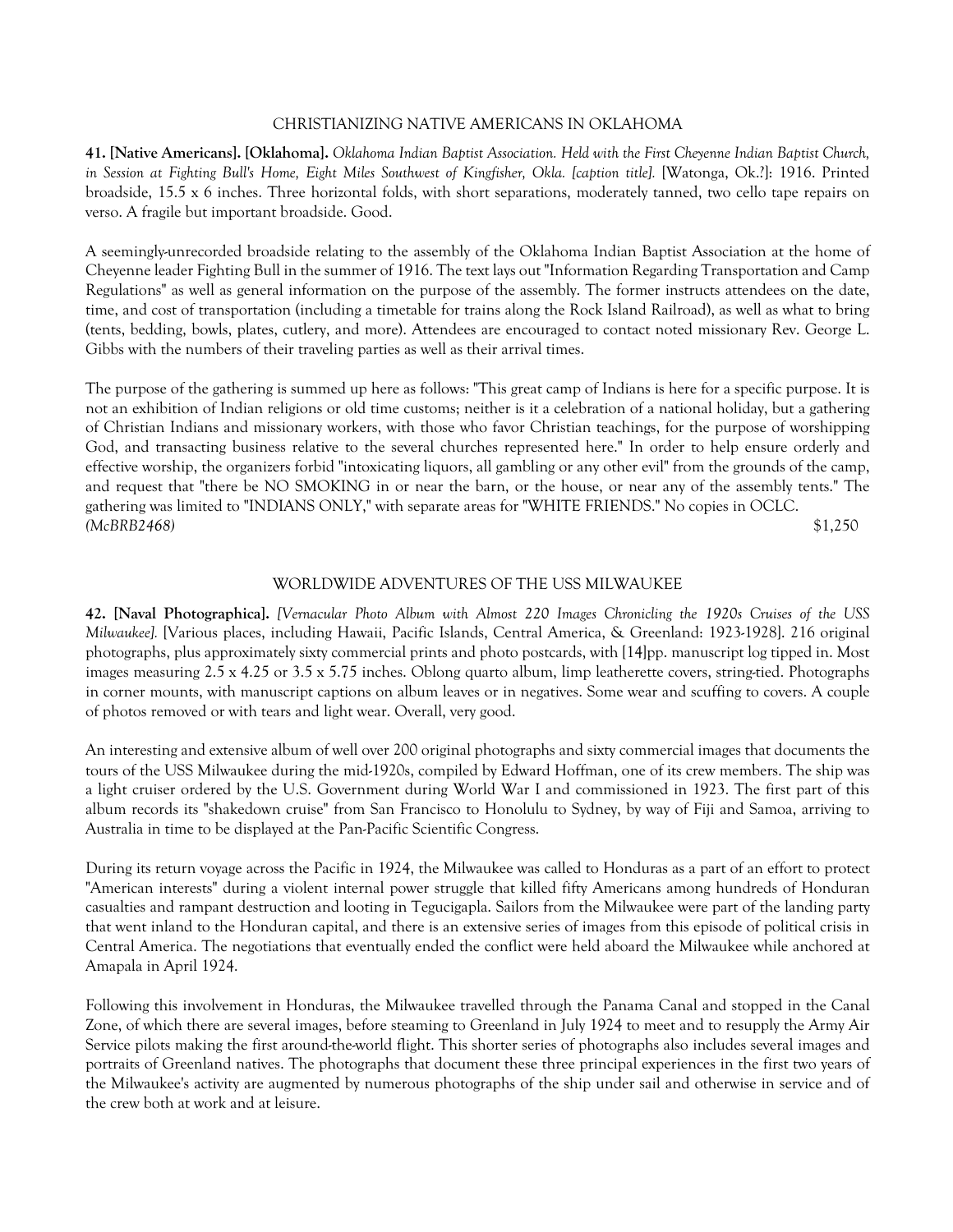## CHRISTIANIZING NATIVE AMERICANS IN OKLAHOMA

**41. [Native Americans]. [Oklahoma].** *Oklahoma Indian Baptist Association. Held with the First Cheyenne Indian Baptist Church, in Session at Fighting Bull's Home, Eight Miles Southwest of Kingfisher, Okla. [caption title].* [Watonga, Ok.?]: 1916. Printed broadside, 15.5 x 6 inches. Three horizontal folds, with short separations, moderately tanned, two cello tape repairs on verso. A fragile but important broadside. Good.

A seemingly-unrecorded broadside relating to the assembly of the Oklahoma Indian Baptist Association at the home of Cheyenne leader Fighting Bull in the summer of 1916. The text lays out "Information Regarding Transportation and Camp Regulations" as well as general information on the purpose of the assembly. The former instructs attendees on the date, time, and cost of transportation (including a timetable for trains along the Rock Island Railroad), as well as what to bring (tents, bedding, bowls, plates, cutlery, and more). Attendees are encouraged to contact noted missionary Rev. George L. Gibbs with the numbers of their traveling parties as well as their arrival times.

The purpose of the gathering is summed up here as follows: "This great camp of Indians is here for a specific purpose. It is not an exhibition of Indian religions or old time customs; neither is it a celebration of a national holiday, but a gathering of Christian Indians and missionary workers, with those who favor Christian teachings, for the purpose of worshipping God, and transacting business relative to the several churches represented here." In order to help ensure orderly and effective worship, the organizers forbid "intoxicating liquors, all gambling or any other evil" from the grounds of the camp, and request that "there be NO SMOKING in or near the barn, or the house, or near any of the assembly tents." The gathering was limited to "INDIANS ONLY," with separate areas for "WHITE FRIENDS." No copies in OCLC.
*(McBRB2468)* $1,250

## WORLDWIDE ADVENTURES OF THE USS MILWAUKEE

**42. [Naval Photographica].** *[Vernacular Photo Album with Almost 220 Images Chronicling the 1920s Cruises of the USS Milwaukee].* [Various places, including Hawaii, Pacific Islands, Central America, & Greenland: 1923-1928]. 216 original photographs, plus approximately sixty commercial prints and photo postcards, with [14]pp. manuscript log tipped in. Most images measuring 2.5 x 4.25 or 3.5 x 5.75 inches. Oblong quarto album, limp leatherette covers, string-tied. Photographs in corner mounts, with manuscript captions on album leaves or in negatives. Some wear and scuffing to covers. A couple of photos removed or with tears and light wear. Overall, very good.

An interesting and extensive album of well over 200 original photographs and sixty commercial images that documents the tours of the USS Milwaukee during the mid-1920s, compiled by Edward Hoffman, one of its crew members. The ship was a light cruiser ordered by the U.S. Government during World War I and commissioned in 1923. The first part of this album records its "shakedown cruise" from San Francisco to Honolulu to Sydney, by way of Fiji and Samoa, arriving to Australia in time to be displayed at the Pan-Pacific Scientific Congress.

During its return voyage across the Pacific in 1924, the Milwaukee was called to Honduras as a part of an effort to protect "American interests" during a violent internal power struggle that killed fifty Americans among hundreds of Honduran casualties and rampant destruction and looting in Tegucigapla. Sailors from the Milwaukee were part of the landing party that went inland to the Honduran capital, and there is an extensive series of images from this episode of political crisis in Central America. The negotiations that eventually ended the conflict were held aboard the Milwaukee while anchored at Amapala in April 1924.

Following this involvement in Honduras, the Milwaukee travelled through the Panama Canal and stopped in the Canal Zone, of which there are several images, before steaming to Greenland in July 1924 to meet and to resupply the Army Air Service pilots making the first around-the-world flight. This shorter series of photographs also includes several images and portraits of Greenland natives. The photographs that document these three principal experiences in the first two years of the Milwaukee's activity are augmented by numerous photographs of the ship under sail and otherwise in service and of the crew both at work and at leisure.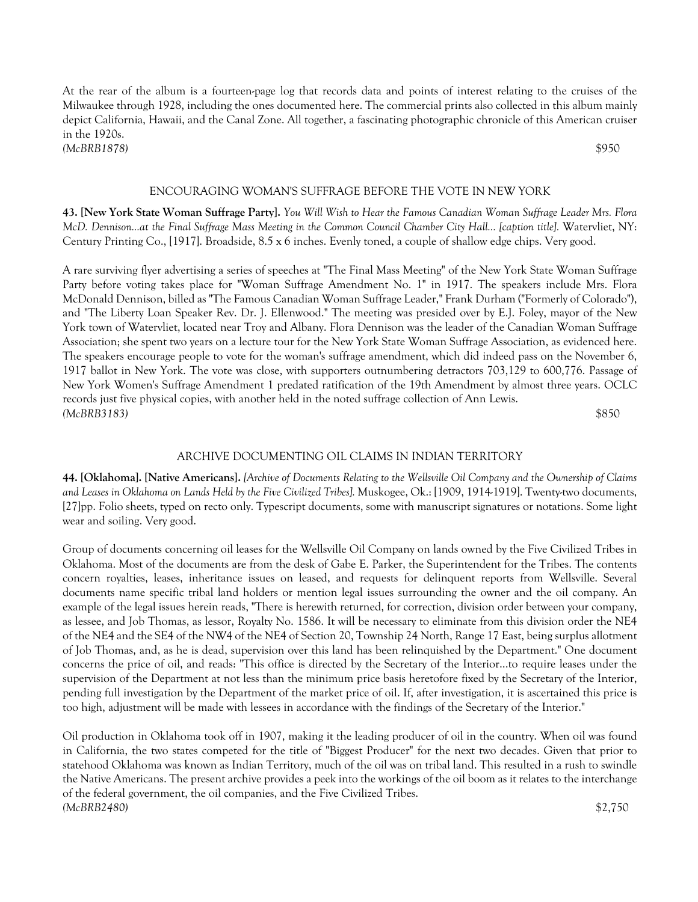At the rear of the album is a fourteen-page log that records data and points of interest relating to the cruises of the Milwaukee through 1928, including the ones documented here. The commercial prints also collected in this album mainly depict California, Hawaii, and the Canal Zone. All together, a fascinating photographic chronicle of this American cruiser in the 1920s.

*(McBRB1878)* $950

### ENCOURAGING WOMAN'S SUFFRAGE BEFORE THE VOTE IN NEW YORK

**43. [New York State Woman Suffrage Party].** *You Will Wish to Hear the Famous Canadian Woman Suffrage Leader Mrs. Flora McD. Dennison...at the Final Suffrage Mass Meeting in the Common Council Chamber City Hall... [caption title].* Watervliet, NY: Century Printing Co., [1917]. Broadside, 8.5 x 6 inches. Evenly toned, a couple of shallow edge chips. Very good.

A rare surviving flyer advertising a series of speeches at "The Final Mass Meeting" of the New York State Woman Suffrage Party before voting takes place for "Woman Suffrage Amendment No. 1" in 1917. The speakers include Mrs. Flora McDonald Dennison, billed as "The Famous Canadian Woman Suffrage Leader," Frank Durham ("Formerly of Colorado"), and "The Liberty Loan Speaker Rev. Dr. J. Ellenwood." The meeting was presided over by E.J. Foley, mayor of the New York town of Watervliet, located near Troy and Albany. Flora Dennison was the leader of the Canadian Woman Suffrage Association; she spent two years on a lecture tour for the New York State Woman Suffrage Association, as evidenced here. The speakers encourage people to vote for the woman's suffrage amendment, which did indeed pass on the November 6, 1917 ballot in New York. The vote was close, with supporters outnumbering detractors 703,129 to 600,776. Passage of New York Women's Suffrage Amendment 1 predated ratification of the 19th Amendment by almost three years. OCLC records just five physical copies, with another held in the noted suffrage collection of Ann Lewis.

*(McBRB3183)* $850

### ARCHIVE DOCUMENTING OIL CLAIMS IN INDIAN TERRITORY

**44. [Oklahoma]. [Native Americans].** *[Archive of Documents Relating to the Wellsville Oil Company and the Ownership of Claims and Leases in Oklahoma on Lands Held by the Five Civilized Tribes].* Muskogee, Ok.: [1909, 1914-1919]. Twenty-two documents, [27]pp. Folio sheets, typed on recto only. Typescript documents, some with manuscript signatures or notations. Some light wear and soiling. Very good.

Group of documents concerning oil leases for the Wellsville Oil Company on lands owned by the Five Civilized Tribes in Oklahoma. Most of the documents are from the desk of Gabe E. Parker, the Superintendent for the Tribes. The contents concern royalties, leases, inheritance issues on leased, and requests for delinquent reports from Wellsville. Several documents name specific tribal land holders or mention legal issues surrounding the owner and the oil company. An example of the legal issues herein reads, "There is herewith returned, for correction, division order between your company, as lessee, and Job Thomas, as lessor, Royalty No. 1586. It will be necessary to eliminate from this division order the NE4 of the NE4 and the SE4 of the NW4 of the NE4 of Section 20, Township 24 North, Range 17 East, being surplus allotment of Job Thomas, and, as he is dead, supervision over this land has been relinquished by the Department." One document concerns the price of oil, and reads: "This office is directed by the Secretary of the Interior...to require leases under the supervision of the Department at not less than the minimum price basis heretofore fixed by the Secretary of the Interior, pending full investigation by the Department of the market price of oil. If, after investigation, it is ascertained this price is too high, adjustment will be made with lessees in accordance with the findings of the Secretary of the Interior."

Oil production in Oklahoma took off in 1907, making it the leading producer of oil in the country. When oil was found in California, the two states competed for the title of "Biggest Producer" for the next two decades. Given that prior to statehood Oklahoma was known as Indian Territory, much of the oil was on tribal land. This resulted in a rush to swindle the Native Americans. The present archive provides a peek into the workings of the oil boom as it relates to the interchange of the federal government, the oil companies, and the Five Civilized Tribes.

*(McBRB2480)* $2,750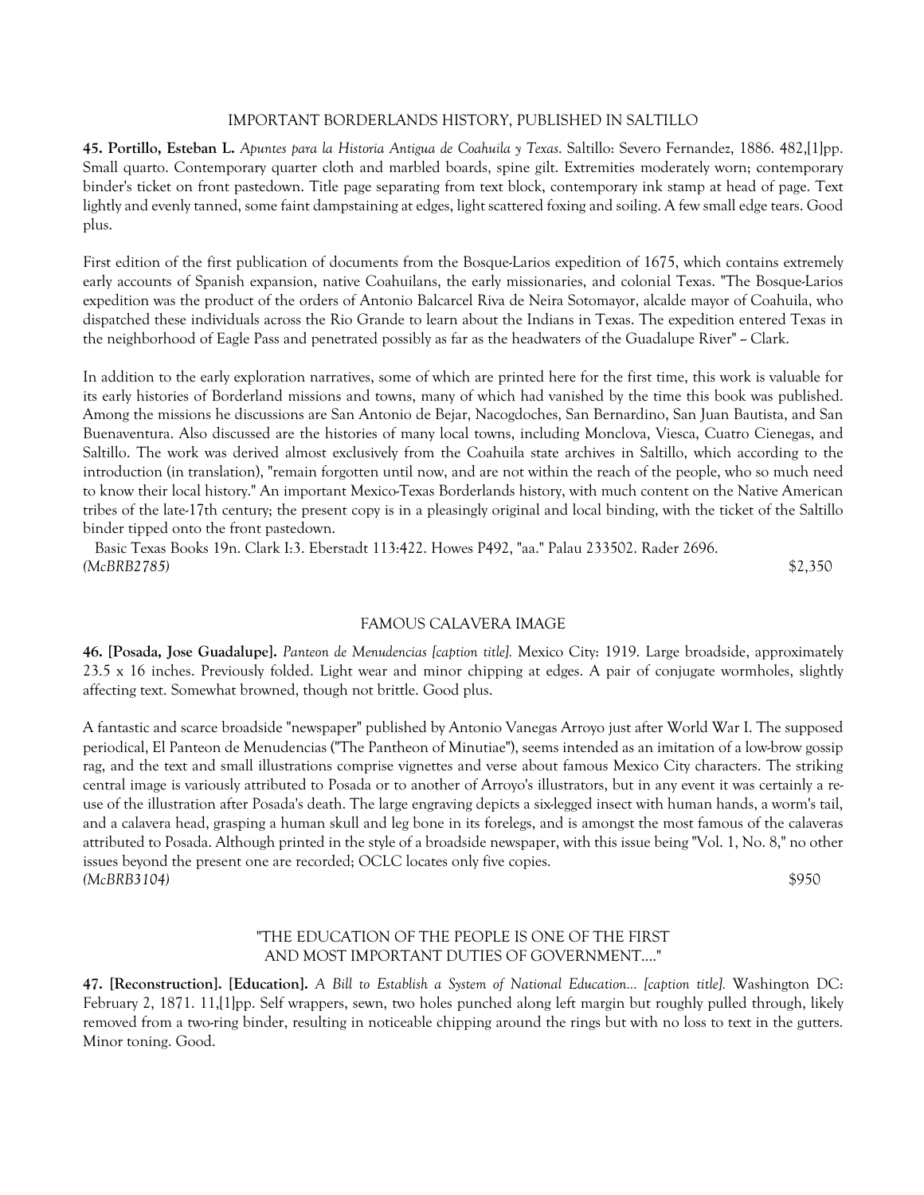IMPORTANT BORDERLANDS HISTORY, PUBLISHED IN SALTILLO

**45. Portillo, Esteban L.** *Apuntes para la Historia Antigua de Coahuila y Texas*. Saltillo: Severo Fernandez, 1886. 482,[1]pp. Small quarto. Contemporary quarter cloth and marbled boards, spine gilt. Extremities moderately worn; contemporary binder's ticket on front pastedown. Title page separating from text block, contemporary ink stamp at head of page. Text lightly and evenly tanned, some faint dampstaining at edges, light scattered foxing and soiling. A few small edge tears. Good plus.

First edition of the first publication of documents from the Bosque-Larios expedition of 1675, which contains extremely early accounts of Spanish expansion, native Coahuilans, the early missionaries, and colonial Texas. "The Bosque-Larios expedition was the product of the orders of Antonio Balcarcel Riva de Neira Sotomayor, alcalde mayor of Coahuila, who dispatched these individuals across the Rio Grande to learn about the Indians in Texas. The expedition entered Texas in the neighborhood of Eagle Pass and penetrated possibly as far as the headwaters of the Guadalupe River" – Clark.

In addition to the early exploration narratives, some of which are printed here for the first time, this work is valuable for its early histories of Borderland missions and towns, many of which had vanished by the time this book was published. Among the missions he discussions are San Antonio de Bejar, Nacogdoches, San Bernardino, San Juan Bautista, and San Buenaventura. Also discussed are the histories of many local towns, including Monclova, Viesca, Cuatro Cienegas, and Saltillo. The work was derived almost exclusively from the Coahuila state archives in Saltillo, which according to the introduction (in translation), "remain forgotten until now, and are not within the reach of the people, who so much need to know their local history." An important Mexico-Texas Borderlands history, with much content on the Native American tribes of the late-17th century; the present copy is in a pleasingly original and local binding, with the ticket of the Saltillo binder tipped onto the front pastedown.

Basic Texas Books 19n. Clark I:3. Eberstadt 113:422. Howes P492, "aa." Palau 233502. Rader 2696.
*(McBRB2785)* $2,350

FAMOUS CALAVERA IMAGE

**46. [Posada, Jose Guadalupe].** *Panteon de Menudencias [caption title].* Mexico City: 1919. Large broadside, approximately 23.5 x 16 inches. Previously folded. Light wear and minor chipping at edges. A pair of conjugate wormholes, slightly affecting text. Somewhat browned, though not brittle. Good plus.

A fantastic and scarce broadside "newspaper" published by Antonio Vanegas Arroyo just after World War I. The supposed periodical, El Panteon de Menudencias ("The Pantheon of Minutiae"), seems intended as an imitation of a low-brow gossip rag, and the text and small illustrations comprise vignettes and verse about famous Mexico City characters. The striking central image is variously attributed to Posada or to another of Arroyo's illustrators, but in any event it was certainly a re-use of the illustration after Posada's death. The large engraving depicts a six-legged insect with human hands, a worm's tail, and a calavera head, grasping a human skull and leg bone in its forelegs, and is amongst the most famous of the calaveras attributed to Posada. Although printed in the style of a broadside newspaper, with this issue being "Vol. 1, No. 8," no other issues beyond the present one are recorded; OCLC locates only five copies.
*(McBRB3104)* $950

"THE EDUCATION OF THE PEOPLE IS ONE OF THE FIRST AND MOST IMPORTANT DUTIES OF GOVERNMENT...."

**47. [Reconstruction]. [Education].** *A Bill to Establish a System of National Education... [caption title].* Washington DC: February 2, 1871. 11,[1]pp. Self wrappers, sewn, two holes punched along left margin but roughly pulled through, likely removed from a two-ring binder, resulting in noticeable chipping around the rings but with no loss to text in the gutters. Minor toning. Good.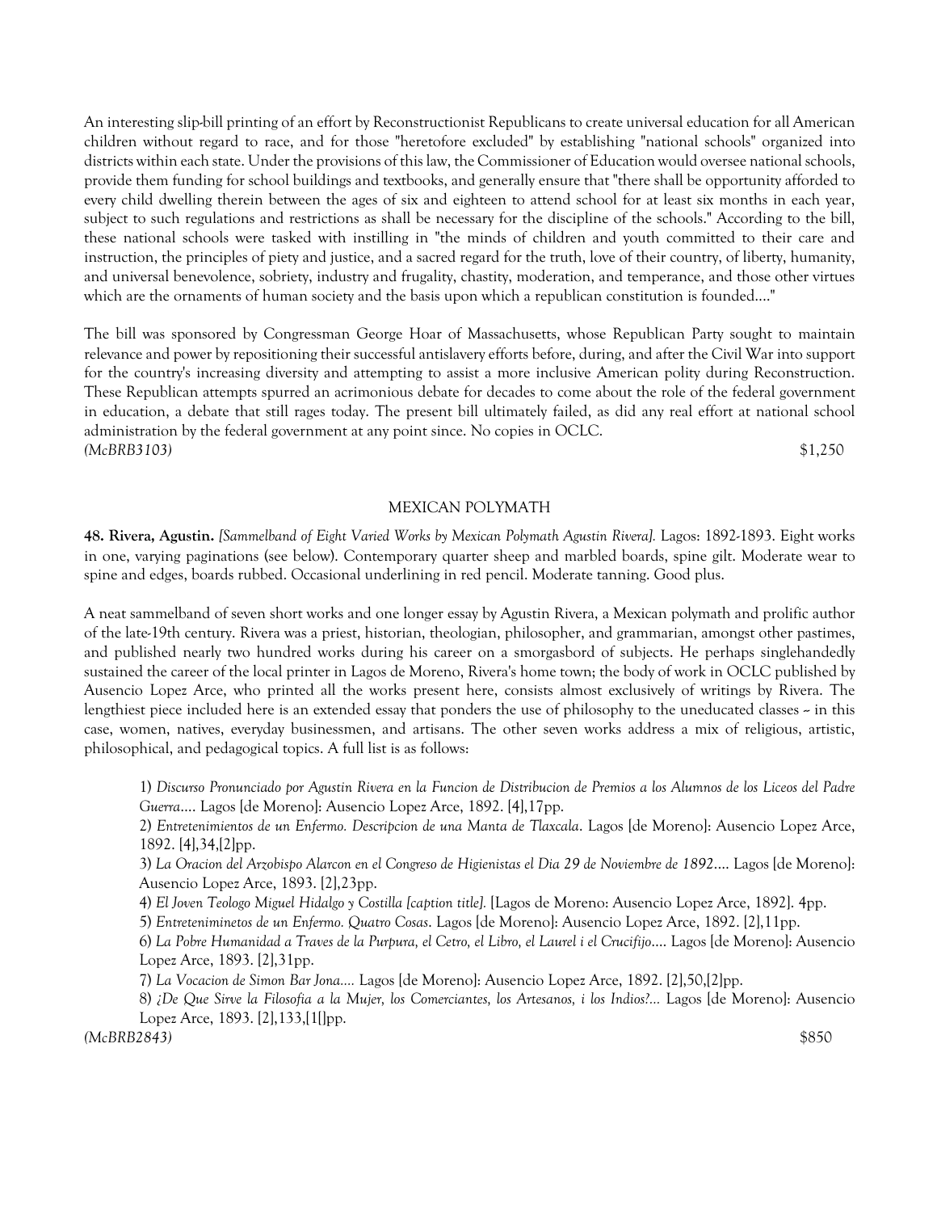An interesting slip-bill printing of an effort by Reconstructionist Republicans to create universal education for all American children without regard to race, and for those "heretofore excluded" by establishing "national schools" organized into districts within each state. Under the provisions of this law, the Commissioner of Education would oversee national schools, provide them funding for school buildings and textbooks, and generally ensure that "there shall be opportunity afforded to every child dwelling therein between the ages of six and eighteen to attend school for at least six months in each year, subject to such regulations and restrictions as shall be necessary for the discipline of the schools." According to the bill, these national schools were tasked with instilling in "the minds of children and youth committed to their care and instruction, the principles of piety and justice, and a sacred regard for the truth, love of their country, of liberty, humanity, and universal benevolence, sobriety, industry and frugality, chastity, moderation, and temperance, and those other virtues which are the ornaments of human society and the basis upon which a republican constitution is founded...."

The bill was sponsored by Congressman George Hoar of Massachusetts, whose Republican Party sought to maintain relevance and power by repositioning their successful antislavery efforts before, during, and after the Civil War into support for the country's increasing diversity and attempting to assist a more inclusive American polity during Reconstruction. These Republican attempts spurred an acrimonious debate for decades to come about the role of the federal government in education, a debate that still rages today. The present bill ultimately failed, as did any real effort at national school administration by the federal government at any point since. No copies in OCLC.

*(McBRB3103)* $1,250

## MEXICAN POLYMATH

**48. Rivera, Agustin.** *[Sammelband of Eight Varied Works by Mexican Polymath Agustin Rivera].* Lagos: 1892-1893. Eight works in one, varying paginations (see below). Contemporary quarter sheep and marbled boards, spine gilt. Moderate wear to spine and edges, boards rubbed. Occasional underlining in red pencil. Moderate tanning. Good plus.

A neat sammelband of seven short works and one longer essay by Agustin Rivera, a Mexican polymath and prolific author of the late-19th century. Rivera was a priest, historian, theologian, philosopher, and grammarian, amongst other pastimes, and published nearly two hundred works during his career on a smorgasbord of subjects. He perhaps singlehandedly sustained the career of the local printer in Lagos de Moreno, Rivera's home town; the body of work in OCLC published by Ausencio Lopez Arce, who printed all the works present here, consists almost exclusively of writings by Rivera. The lengthiest piece included here is an extended essay that ponders the use of philosophy to the uneducated classes -- in this case, women, natives, everyday businessmen, and artisans. The other seven works address a mix of religious, artistic, philosophical, and pedagogical topics. A full list is as follows:

1) *Discurso Pronunciado por Agustin Rivera en la Funcion de Distribucion de Premios a los Alumnos de los Liceos del Padre Guerra....* Lagos [de Moreno]: Ausencio Lopez Arce, 1892. [4],17pp.
2) *Entretenimientos de un Enfermo. Descripcion de una Manta de Tlaxcala.* Lagos [de Moreno]: Ausencio Lopez Arce, 1892. [4],34,[2]pp.
3) *La Oracion del Arzobispo Alarcon en el Congreso de Higienistas el Dia 29 de Noviembre de 1892....* Lagos [de Moreno]: Ausencio Lopez Arce, 1893. [2],23pp.
4) *El Joven Teologo Miguel Hidalgo y Costilla [caption title].* [Lagos de Moreno: Ausencio Lopez Arce, 1892]. 4pp.
5) *Entreteniminetos de un Enfermo. Quatro Cosas.* Lagos [de Moreno]: Ausencio Lopez Arce, 1892. [2],11pp.
6) *La Pobre Humanidad a Traves de la Purpura, el Cetro, el Libro, el Laurel i el Crucifijo....* Lagos [de Moreno]: Ausencio Lopez Arce, 1893. [2],31pp.
7) *La Vocacion de Simon Bar Jona....* Lagos [de Moreno]: Ausencio Lopez Arce, 1892. [2],50,[2]pp.
8) *¿De Que Sirve la Filosofia a la Mujer, los Comerciantes, los Artesanos, i los Indios?...* Lagos [de Moreno]: Ausencio Lopez Arce, 1893. [2],133,[1[]pp.

*(McBRB2843)* $850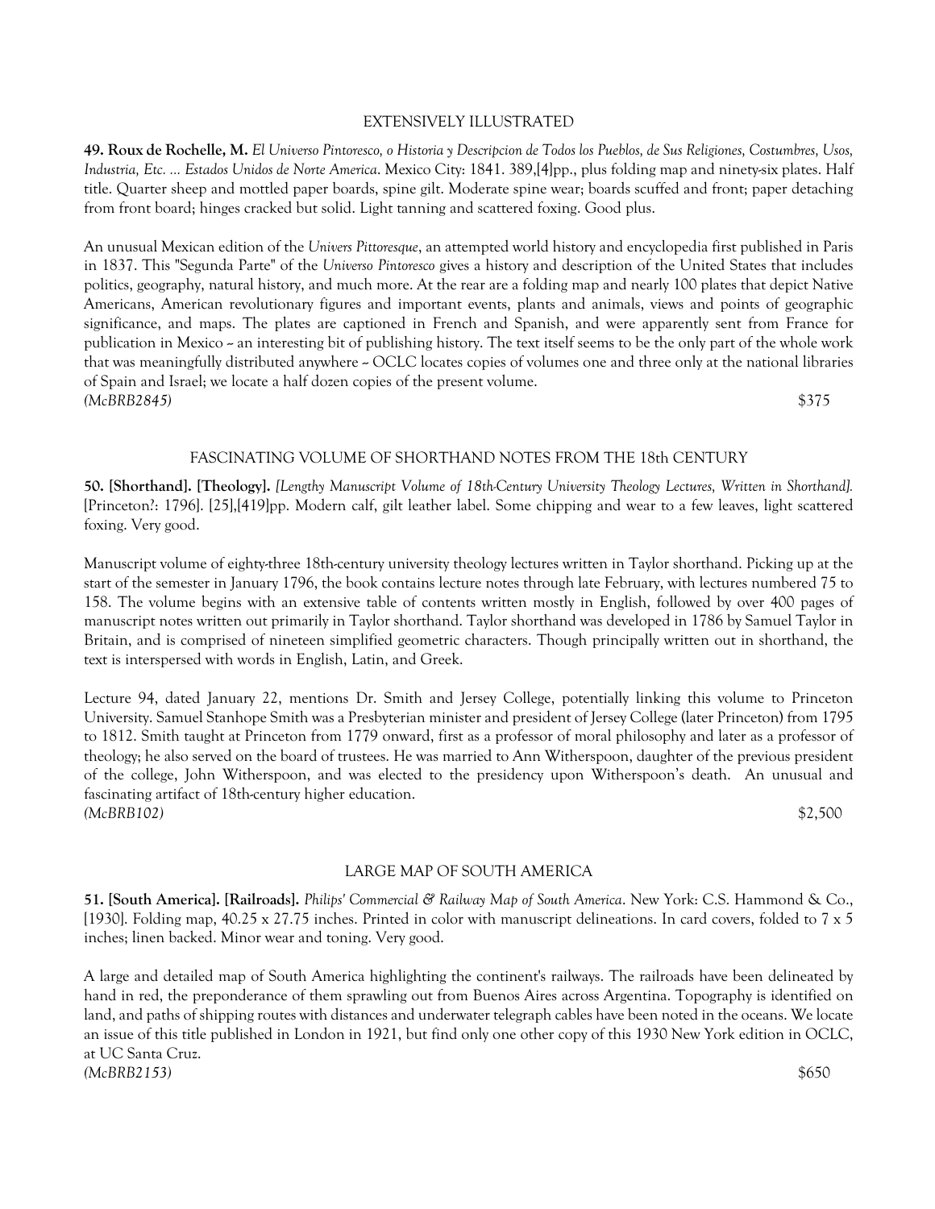### EXTENSIVELY ILLUSTRATED

**49. Roux de Rochelle, M.** *El Universo Pintoresco, o Historia y Descripcion de Todos los Pueblos, de Sus Religiones, Costumbres, Usos, Industria, Etc. ... Estados Unidos de Norte America*. Mexico City: 1841. 389,[4]pp., plus folding map and ninety-six plates. Half title. Quarter sheep and mottled paper boards, spine gilt. Moderate spine wear; boards scuffed and front; paper detaching from front board; hinges cracked but solid. Light tanning and scattered foxing. Good plus.

An unusual Mexican edition of the *Univers Pittoresque*, an attempted world history and encyclopedia first published in Paris in 1837. This "Segunda Parte" of the *Universo Pintoresco* gives a history and description of the United States that includes politics, geography, natural history, and much more. At the rear are a folding map and nearly 100 plates that depict Native Americans, American revolutionary figures and important events, plants and animals, views and points of geographic significance, and maps. The plates are captioned in French and Spanish, and were apparently sent from France for publication in Mexico -- an interesting bit of publishing history. The text itself seems to be the only part of the whole work that was meaningfully distributed anywhere -- OCLC locates copies of volumes one and three only at the national libraries of Spain and Israel; we locate a half dozen copies of the present volume.
*(McBRB2845)* $375

### FASCINATING VOLUME OF SHORTHAND NOTES FROM THE 18th CENTURY

**50. [Shorthand]. [Theology].** *[Lengthy Manuscript Volume of 18th-Century University Theology Lectures, Written in Shorthand].* [Princeton?: 1796]. [25],[419]pp. Modern calf, gilt leather label. Some chipping and wear to a few leaves, light scattered foxing. Very good.

Manuscript volume of eighty-three 18th-century university theology lectures written in Taylor shorthand. Picking up at the start of the semester in January 1796, the book contains lecture notes through late February, with lectures numbered 75 to 158. The volume begins with an extensive table of contents written mostly in English, followed by over 400 pages of manuscript notes written out primarily in Taylor shorthand. Taylor shorthand was developed in 1786 by Samuel Taylor in Britain, and is comprised of nineteen simplified geometric characters. Though principally written out in shorthand, the text is interspersed with words in English, Latin, and Greek.

Lecture 94, dated January 22, mentions Dr. Smith and Jersey College, potentially linking this volume to Princeton University. Samuel Stanhope Smith was a Presbyterian minister and president of Jersey College (later Princeton) from 1795 to 1812. Smith taught at Princeton from 1779 onward, first as a professor of moral philosophy and later as a professor of theology; he also served on the board of trustees. He was married to Ann Witherspoon, daughter of the previous president of the college, John Witherspoon, and was elected to the presidency upon Witherspoon's death. An unusual and fascinating artifact of 18th-century higher education.
*(McBRB102)* $2,500

### LARGE MAP OF SOUTH AMERICA

**51. [South America]. [Railroads].** *Philips' Commercial & Railway Map of South America*. New York: C.S. Hammond & Co., [1930]. Folding map, 40.25 x 27.75 inches. Printed in color with manuscript delineations. In card covers, folded to 7 x 5 inches; linen backed. Minor wear and toning. Very good.

A large and detailed map of South America highlighting the continent's railways. The railroads have been delineated by hand in red, the preponderance of them sprawling out from Buenos Aires across Argentina. Topography is identified on land, and paths of shipping routes with distances and underwater telegraph cables have been noted in the oceans. We locate an issue of this title published in London in 1921, but find only one other copy of this 1930 New York edition in OCLC, at UC Santa Cruz.
*(McBRB2153)* $650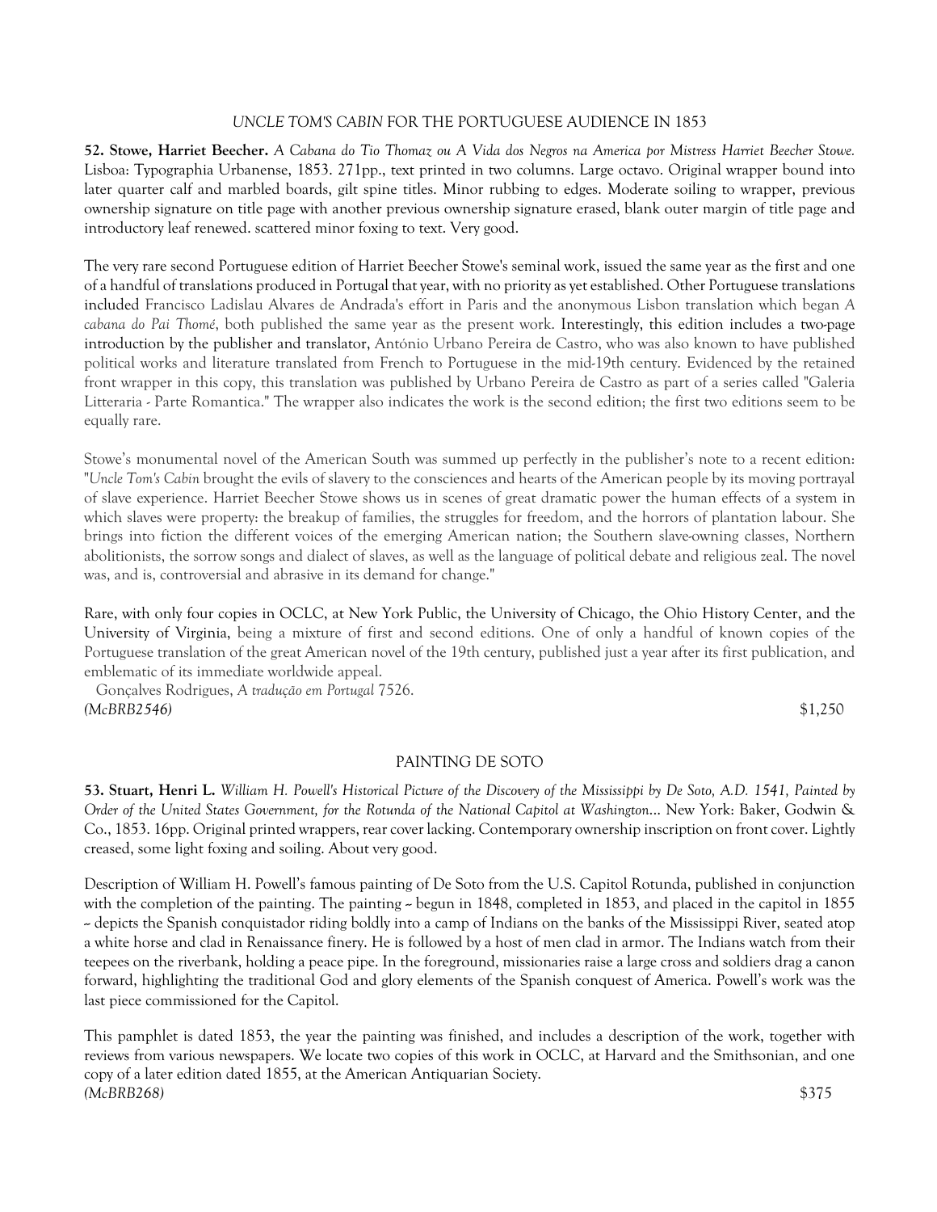## *UNCLE TOM'S CABIN* FOR THE PORTUGUESE AUDIENCE IN 1853

**52. Stowe, Harriet Beecher.** *A Cabana do Tio Thomaz ou A Vida dos Negros na America por Mistress Harriet Beecher Stowe.* Lisboa: Typographia Urbanense, 1853. 271pp., text printed in two columns. Large octavo. Original wrapper bound into later quarter calf and marbled boards, gilt spine titles. Minor rubbing to edges. Moderate soiling to wrapper, previous ownership signature on title page with another previous ownership signature erased, blank outer margin of title page and introductory leaf renewed. scattered minor foxing to text. Very good.

The very rare second Portuguese edition of Harriet Beecher Stowe's seminal work, issued the same year as the first and one of a handful of translations produced in Portugal that year, with no priority as yet established. Other Portuguese translations included Francisco Ladislau Alvares de Andrada's effort in Paris and the anonymous Lisbon translation which began *A cabana do Pai Thomé*, both published the same year as the present work. Interestingly, this edition includes a two-page introduction by the publisher and translator, António Urbano Pereira de Castro, who was also known to have published political works and literature translated from French to Portuguese in the mid-19th century. Evidenced by the retained front wrapper in this copy, this translation was published by Urbano Pereira de Castro as part of a series called "Galeria Litteraria - Parte Romantica." The wrapper also indicates the work is the second edition; the first two editions seem to be equally rare.

Stowe's monumental novel of the American South was summed up perfectly in the publisher's note to a recent edition: "*Uncle Tom's Cabin* brought the evils of slavery to the consciences and hearts of the American people by its moving portrayal of slave experience. Harriet Beecher Stowe shows us in scenes of great dramatic power the human effects of a system in which slaves were property: the breakup of families, the struggles for freedom, and the horrors of plantation labour. She brings into fiction the different voices of the emerging American nation; the Southern slave-owning classes, Northern abolitionists, the sorrow songs and dialect of slaves, as well as the language of political debate and religious zeal. The novel was, and is, controversial and abrasive in its demand for change."

Rare, with only four copies in OCLC, at New York Public, the University of Chicago, the Ohio History Center, and the University of Virginia, being a mixture of first and second editions. One of only a handful of known copies of the Portuguese translation of the great American novel of the 19th century, published just a year after its first publication, and emblematic of its immediate worldwide appeal.

Gonçalves Rodrigues, *A tradução em Portugal* 7526.

*(McBRB2546)* $1,250

## PAINTING DE SOTO

**53. Stuart, Henri L.** *William H. Powell's Historical Picture of the Discovery of the Mississippi by De Soto, A.D. 1541, Painted by Order of the United States Government, for the Rotunda of the National Capitol at Washington...* New York: Baker, Godwin & Co., 1853. 16pp. Original printed wrappers, rear cover lacking. Contemporary ownership inscription on front cover. Lightly creased, some light foxing and soiling. About very good.

Description of William H. Powell's famous painting of De Soto from the U.S. Capitol Rotunda, published in conjunction with the completion of the painting. The painting -- begun in 1848, completed in 1853, and placed in the capitol in 1855 -- depicts the Spanish conquistador riding boldly into a camp of Indians on the banks of the Mississippi River, seated atop a white horse and clad in Renaissance finery. He is followed by a host of men clad in armor. The Indians watch from their teepees on the riverbank, holding a peace pipe. In the foreground, missionaries raise a large cross and soldiers drag a canon forward, highlighting the traditional God and glory elements of the Spanish conquest of America. Powell's work was the last piece commissioned for the Capitol.

This pamphlet is dated 1853, the year the painting was finished, and includes a description of the work, together with reviews from various newspapers. We locate two copies of this work in OCLC, at Harvard and the Smithsonian, and one copy of a later edition dated 1855, at the American Antiquarian Society.

*(McBRB268)* $375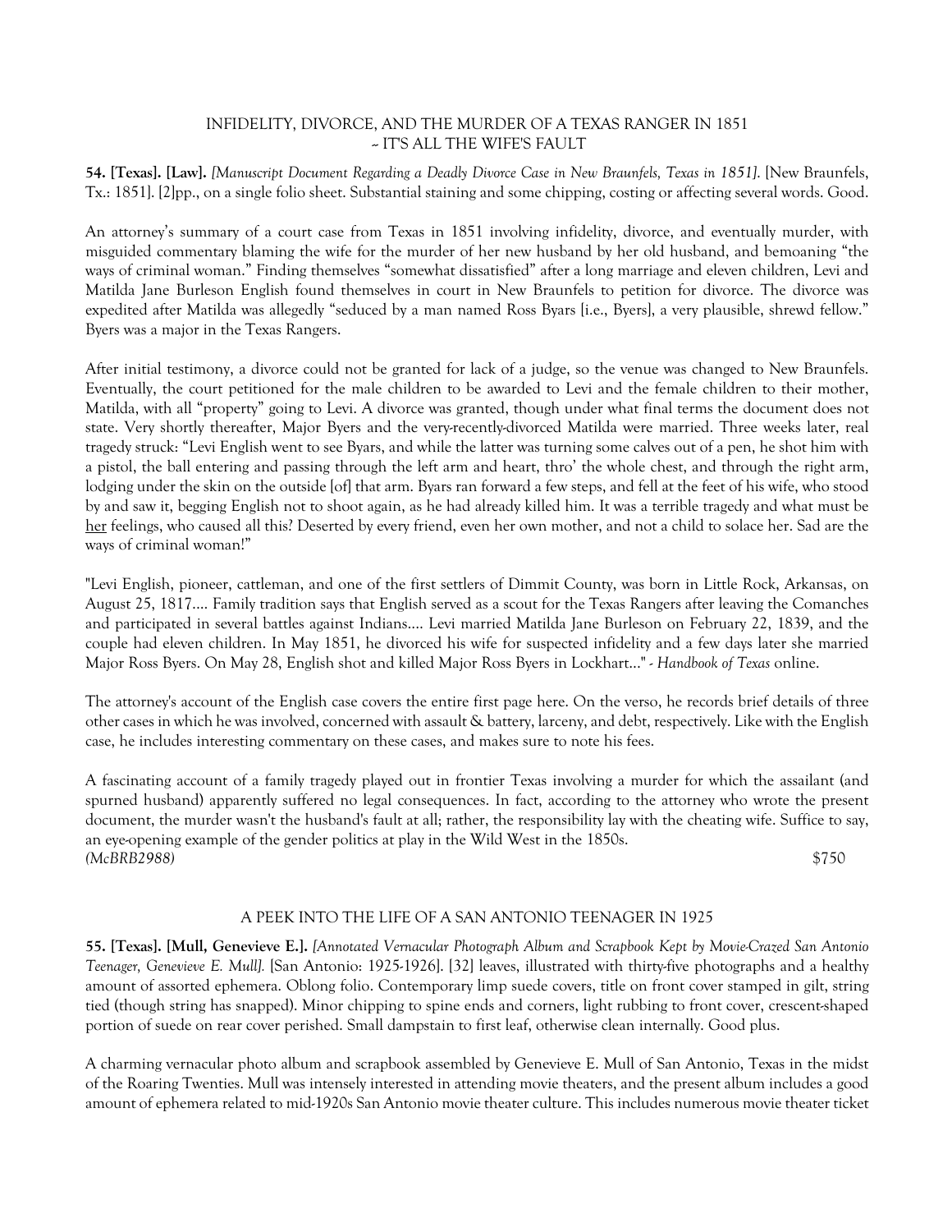### INFIDELITY, DIVORCE, AND THE MURDER OF A TEXAS RANGER IN 1851 ~ IT'S ALL THE WIFE'S FAULT

**54. [Texas]. [Law].** *[Manuscript Document Regarding a Deadly Divorce Case in New Braunfels, Texas in 1851].* [New Braunfels, Tx.: 1851]. [2]pp., on a single folio sheet. Substantial staining and some chipping, costing or affecting several words. Good.

An attorney's summary of a court case from Texas in 1851 involving infidelity, divorce, and eventually murder, with misguided commentary blaming the wife for the murder of her new husband by her old husband, and bemoaning "the ways of criminal woman." Finding themselves "somewhat dissatisfied" after a long marriage and eleven children, Levi and Matilda Jane Burleson English found themselves in court in New Braunfels to petition for divorce. The divorce was expedited after Matilda was allegedly "seduced by a man named Ross Byars [i.e., Byers], a very plausible, shrewd fellow." Byers was a major in the Texas Rangers.

After initial testimony, a divorce could not be granted for lack of a judge, so the venue was changed to New Braunfels. Eventually, the court petitioned for the male children to be awarded to Levi and the female children to their mother, Matilda, with all "property" going to Levi. A divorce was granted, though under what final terms the document does not state. Very shortly thereafter, Major Byers and the very-recently-divorced Matilda were married. Three weeks later, real tragedy struck: "Levi English went to see Byars, and while the latter was turning some calves out of a pen, he shot him with a pistol, the ball entering and passing through the left arm and heart, thro' the whole chest, and through the right arm, lodging under the skin on the outside [of] that arm. Byars ran forward a few steps, and fell at the feet of his wife, who stood by and saw it, begging English not to shoot again, as he had already killed him. It was a terrible tragedy and what must be her feelings, who caused all this? Deserted by every friend, even her own mother, and not a child to solace her. Sad are the ways of criminal woman!"

"Levi English, pioneer, cattleman, and one of the first settlers of Dimmit County, was born in Little Rock, Arkansas, on August 25, 1817.... Family tradition says that English served as a scout for the Texas Rangers after leaving the Comanches and participated in several battles against Indians.... Levi married Matilda Jane Burleson on February 22, 1839, and the couple had eleven children. In May 1851, he divorced his wife for suspected infidelity and a few days later she married Major Ross Byers. On May 28, English shot and killed Major Ross Byers in Lockhart..." - *Handbook of Texas* online.

The attorney's account of the English case covers the entire first page here. On the verso, he records brief details of three other cases in which he was involved, concerned with assault & battery, larceny, and debt, respectively. Like with the English case, he includes interesting commentary on these cases, and makes sure to note his fees.

A fascinating account of a family tragedy played out in frontier Texas involving a murder for which the assailant (and spurned husband) apparently suffered no legal consequences. In fact, according to the attorney who wrote the present document, the murder wasn't the husband's fault at all; rather, the responsibility lay with the cheating wife. Suffice to say, an eye-opening example of the gender politics at play in the Wild West in the 1850s.
*(McBRB2988)* $750

### A PEEK INTO THE LIFE OF A SAN ANTONIO TEENAGER IN 1925

**55. [Texas]. [Mull, Genevieve E.].** *[Annotated Vernacular Photograph Album and Scrapbook Kept by Movie-Crazed San Antonio Teenager, Genevieve E. Mull].* [San Antonio: 1925-1926]. [32] leaves, illustrated with thirty-five photographs and a healthy amount of assorted ephemera. Oblong folio. Contemporary limp suede covers, title on front cover stamped in gilt, string tied (though string has snapped). Minor chipping to spine ends and corners, light rubbing to front cover, crescent-shaped portion of suede on rear cover perished. Small dampstain to first leaf, otherwise clean internally. Good plus.

A charming vernacular photo album and scrapbook assembled by Genevieve E. Mull of San Antonio, Texas in the midst of the Roaring Twenties. Mull was intensely interested in attending movie theaters, and the present album includes a good amount of ephemera related to mid-1920s San Antonio movie theater culture. This includes numerous movie theater ticket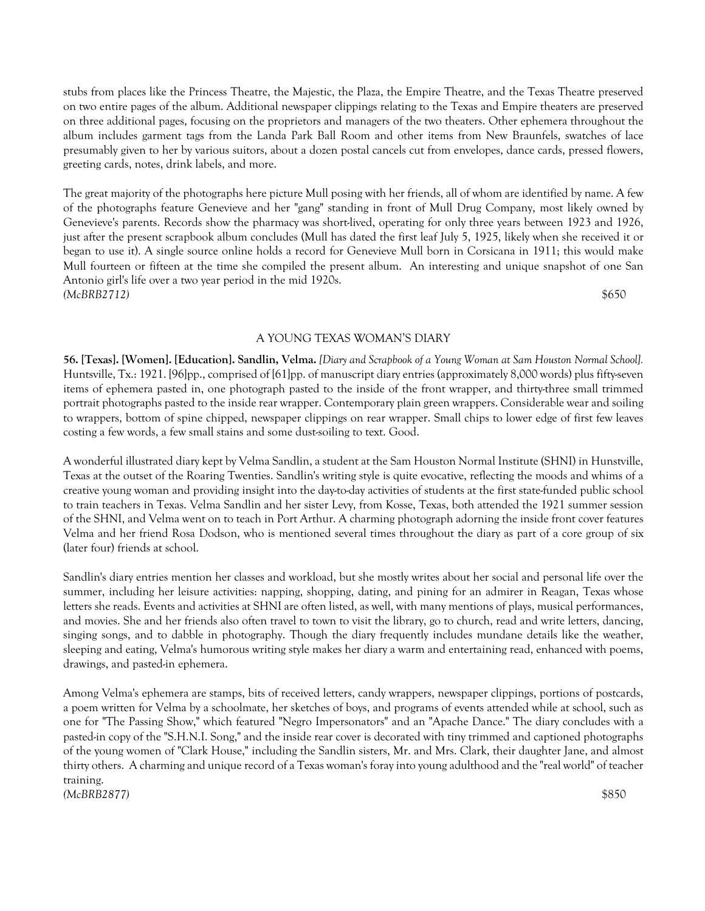stubs from places like the Princess Theatre, the Majestic, the Plaza, the Empire Theatre, and the Texas Theatre preserved on two entire pages of the album. Additional newspaper clippings relating to the Texas and Empire theaters are preserved on three additional pages, focusing on the proprietors and managers of the two theaters. Other ephemera throughout the album includes garment tags from the Landa Park Ball Room and other items from New Braunfels, swatches of lace presumably given to her by various suitors, about a dozen postal cancels cut from envelopes, dance cards, pressed flowers, greeting cards, notes, drink labels, and more.

The great majority of the photographs here picture Mull posing with her friends, all of whom are identified by name. A few of the photographs feature Genevieve and her "gang" standing in front of Mull Drug Company, most likely owned by Genevieve's parents. Records show the pharmacy was short-lived, operating for only three years between 1923 and 1926, just after the present scrapbook album concludes (Mull has dated the first leaf July 5, 1925, likely when she received it or began to use it). A single source online holds a record for Genevieve Mull born in Corsicana in 1911; this would make Mull fourteen or fifteen at the time she compiled the present album. An interesting and unique snapshot of one San Antonio girl's life over a two year period in the mid 1920s.

*(McBRB2712)* $650

## A YOUNG TEXAS WOMAN'S DIARY

**56. [Texas]. [Women]. [Education]. Sandlin, Velma.** *[Diary and Scrapbook of a Young Woman at Sam Houston Normal School].* Huntsville, Tx.: 1921. [96]pp., comprised of [61]pp. of manuscript diary entries (approximately 8,000 words) plus fifty-seven items of ephemera pasted in, one photograph pasted to the inside of the front wrapper, and thirty-three small trimmed portrait photographs pasted to the inside rear wrapper. Contemporary plain green wrappers. Considerable wear and soiling to wrappers, bottom of spine chipped, newspaper clippings on rear wrapper. Small chips to lower edge of first few leaves costing a few words, a few small stains and some dust-soiling to text. Good.

A wonderful illustrated diary kept by Velma Sandlin, a student at the Sam Houston Normal Institute (SHNI) in Hunstville, Texas at the outset of the Roaring Twenties. Sandlin's writing style is quite evocative, reflecting the moods and whims of a creative young woman and providing insight into the day-to-day activities of students at the first state-funded public school to train teachers in Texas. Velma Sandlin and her sister Levy, from Kosse, Texas, both attended the 1921 summer session of the SHNI, and Velma went on to teach in Port Arthur. A charming photograph adorning the inside front cover features Velma and her friend Rosa Dodson, who is mentioned several times throughout the diary as part of a core group of six (later four) friends at school.

Sandlin's diary entries mention her classes and workload, but she mostly writes about her social and personal life over the summer, including her leisure activities: napping, shopping, dating, and pining for an admirer in Reagan, Texas whose letters she reads. Events and activities at SHNI are often listed, as well, with many mentions of plays, musical performances, and movies. She and her friends also often travel to town to visit the library, go to church, read and write letters, dancing, singing songs, and to dabble in photography. Though the diary frequently includes mundane details like the weather, sleeping and eating, Velma's humorous writing style makes her diary a warm and entertaining read, enhanced with poems, drawings, and pasted-in ephemera.

Among Velma's ephemera are stamps, bits of received letters, candy wrappers, newspaper clippings, portions of postcards, a poem written for Velma by a schoolmate, her sketches of boys, and programs of events attended while at school, such as one for "The Passing Show," which featured "Negro Impersonators" and an "Apache Dance." The diary concludes with a pasted-in copy of the "S.H.N.I. Song," and the inside rear cover is decorated with tiny trimmed and captioned photographs of the young women of "Clark House," including the Sandlin sisters, Mr. and Mrs. Clark, their daughter Jane, and almost thirty others. A charming and unique record of a Texas woman's foray into young adulthood and the "real world" of teacher training.

*(McBRB2877)* $850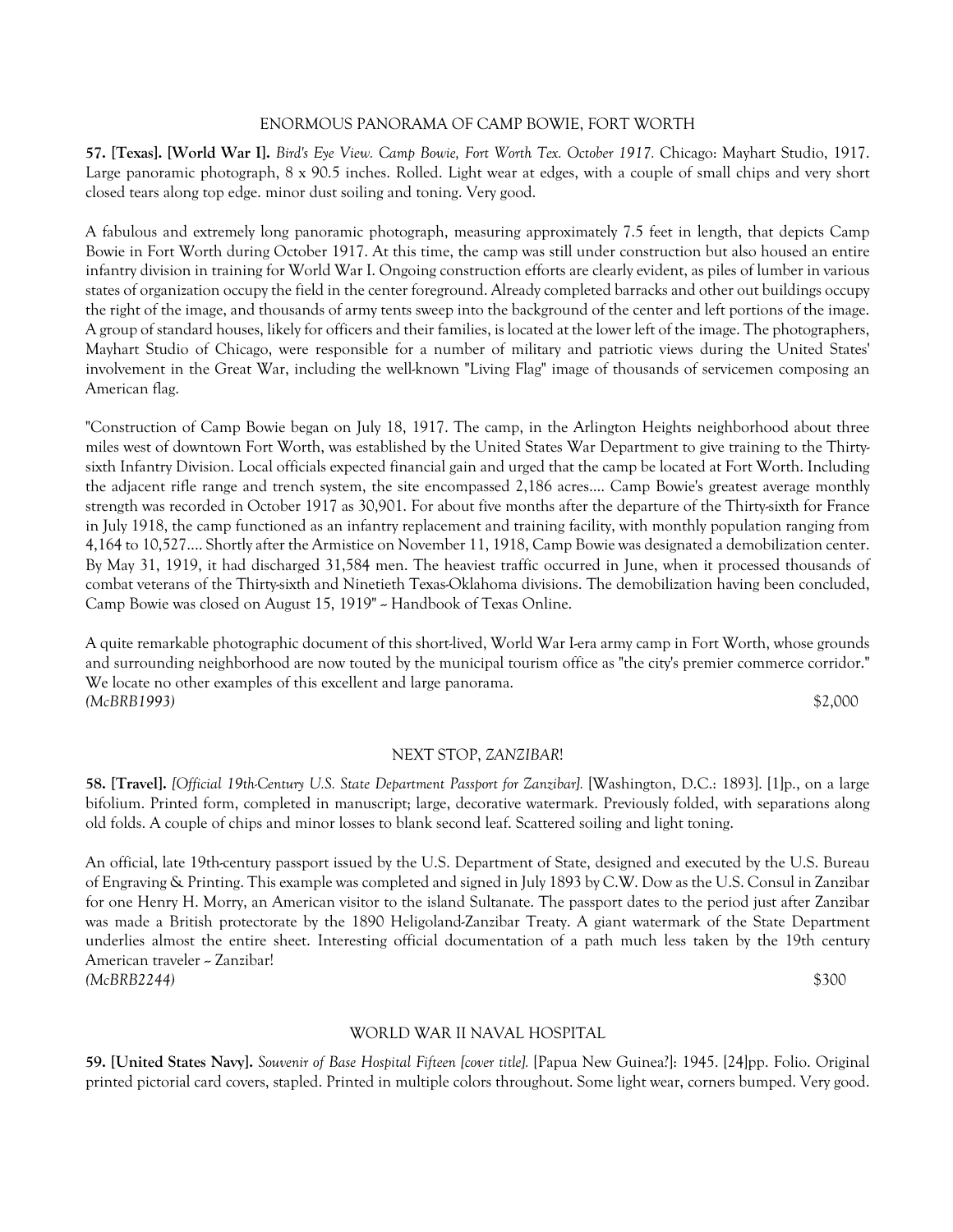## ENORMOUS PANORAMA OF CAMP BOWIE, FORT WORTH

**57. [Texas]. [World War I].** *Bird's Eye View. Camp Bowie, Fort Worth Tex. October 1917.* Chicago: Mayhart Studio, 1917. Large panoramic photograph, 8 x 90.5 inches. Rolled. Light wear at edges, with a couple of small chips and very short closed tears along top edge. minor dust soiling and toning. Very good.

A fabulous and extremely long panoramic photograph, measuring approximately 7.5 feet in length, that depicts Camp Bowie in Fort Worth during October 1917. At this time, the camp was still under construction but also housed an entire infantry division in training for World War I. Ongoing construction efforts are clearly evident, as piles of lumber in various states of organization occupy the field in the center foreground. Already completed barracks and other out buildings occupy the right of the image, and thousands of army tents sweep into the background of the center and left portions of the image. A group of standard houses, likely for officers and their families, is located at the lower left of the image. The photographers, Mayhart Studio of Chicago, were responsible for a number of military and patriotic views during the United States' involvement in the Great War, including the well-known "Living Flag" image of thousands of servicemen composing an American flag.

"Construction of Camp Bowie began on July 18, 1917. The camp, in the Arlington Heights neighborhood about three miles west of downtown Fort Worth, was established by the United States War Department to give training to the Thirty-sixth Infantry Division. Local officials expected financial gain and urged that the camp be located at Fort Worth. Including the adjacent rifle range and trench system, the site encompassed 2,186 acres.... Camp Bowie's greatest average monthly strength was recorded in October 1917 as 30,901. For about five months after the departure of the Thirty-sixth for France in July 1918, the camp functioned as an infantry replacement and training facility, with monthly population ranging from 4,164 to 10,527.... Shortly after the Armistice on November 11, 1918, Camp Bowie was designated a demobilization center. By May 31, 1919, it had discharged 31,584 men. The heaviest traffic occurred in June, when it processed thousands of combat veterans of the Thirty-sixth and Ninetieth Texas-Oklahoma divisions. The demobilization having been concluded, Camp Bowie was closed on August 15, 1919" ~ Handbook of Texas Online.

A quite remarkable photographic document of this short-lived, World War I-era army camp in Fort Worth, whose grounds and surrounding neighborhood are now touted by the municipal tourism office as "the city's premier commerce corridor." We locate no other examples of this excellent and large panorama.

*(McBRB1993)* $2,000

## NEXT STOP, *ZANZIBAR*!

**58. [Travel].** *[Official 19th-Century U.S. State Department Passport for Zanzibar].* [Washington, D.C.: 1893]. [1]p., on a large bifolium. Printed form, completed in manuscript; large, decorative watermark. Previously folded, with separations along old folds. A couple of chips and minor losses to blank second leaf. Scattered soiling and light toning.

An official, late 19th-century passport issued by the U.S. Department of State, designed and executed by the U.S. Bureau of Engraving & Printing. This example was completed and signed in July 1893 by C.W. Dow as the U.S. Consul in Zanzibar for one Henry H. Morry, an American visitor to the island Sultanate. The passport dates to the period just after Zanzibar was made a British protectorate by the 1890 Heligoland-Zanzibar Treaty. A giant watermark of the State Department underlies almost the entire sheet. Interesting official documentation of a path much less taken by the 19th century American traveler ~ Zanzibar!

*(McBRB2244)* $300

## WORLD WAR II NAVAL HOSPITAL

**59. [United States Navy].** *Souvenir of Base Hospital Fifteen [cover title].* [Papua New Guinea?]: 1945. [24]pp. Folio. Original printed pictorial card covers, stapled. Printed in multiple colors throughout. Some light wear, corners bumped. Very good.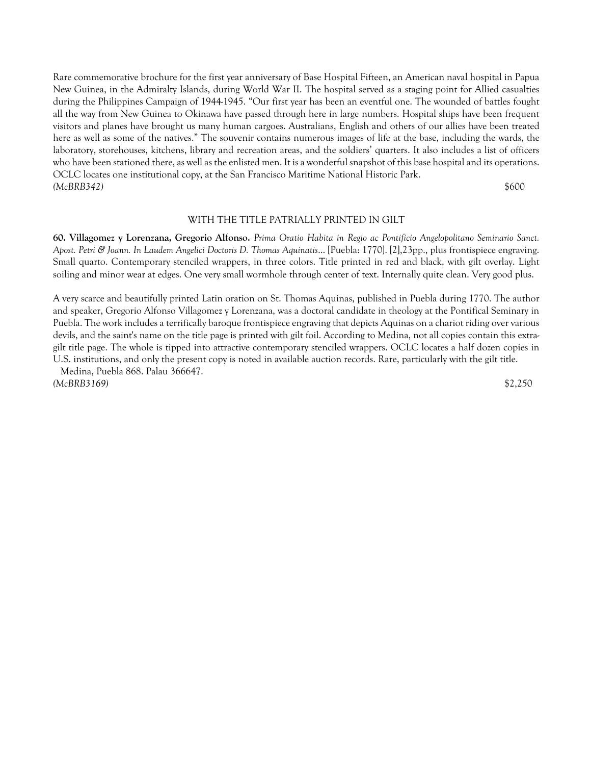Rare commemorative brochure for the first year anniversary of Base Hospital Fifteen, an American naval hospital in Papua New Guinea, in the Admiralty Islands, during World War II. The hospital served as a staging point for Allied casualties during the Philippines Campaign of 1944-1945. "Our first year has been an eventful one. The wounded of battles fought all the way from New Guinea to Okinawa have passed through here in large numbers. Hospital ships have been frequent visitors and planes have brought us many human cargoes. Australians, English and others of our allies have been treated here as well as some of the natives." The souvenir contains numerous images of life at the base, including the wards, the laboratory, storehouses, kitchens, library and recreation areas, and the soldiers' quarters. It also includes a list of officers who have been stationed there, as well as the enlisted men. It is a wonderful snapshot of this base hospital and its operations. OCLC locates one institutional copy, at the San Francisco Maritime National Historic Park.

*(McBRB342)* $600

WITH THE TITLE PATRIALLY PRINTED IN GILT

**60. Villagomez y Lorenzana, Gregorio Alfonso.** *Prima Oratio Habita in Regio ac Pontificio Angelopolitano Seminario Sanct. Apost. Petri & Joann. In Laudem Angelici Doctoris D. Thomas Aquinatis*... [Puebla: 1770]. [2],23pp., plus frontispiece engraving. Small quarto. Contemporary stenciled wrappers, in three colors. Title printed in red and black, with gilt overlay. Light soiling and minor wear at edges. One very small wormhole through center of text. Internally quite clean. Very good plus.

A very scarce and beautifully printed Latin oration on St. Thomas Aquinas, published in Puebla during 1770. The author and speaker, Gregorio Alfonso Villagomez y Lorenzana, was a doctoral candidate in theology at the Pontifical Seminary in Puebla. The work includes a terrifically baroque frontispiece engraving that depicts Aquinas on a chariot riding over various devils, and the saint's name on the title page is printed with gilt foil. According to Medina, not all copies contain this extra-gilt title page. The whole is tipped into attractive contemporary stenciled wrappers. OCLC locates a half dozen copies in U.S. institutions, and only the present copy is noted in available auction records. Rare, particularly with the gilt title.

Medina, Puebla 868. Palau 366647.

*(McBRB3169)* $2,250